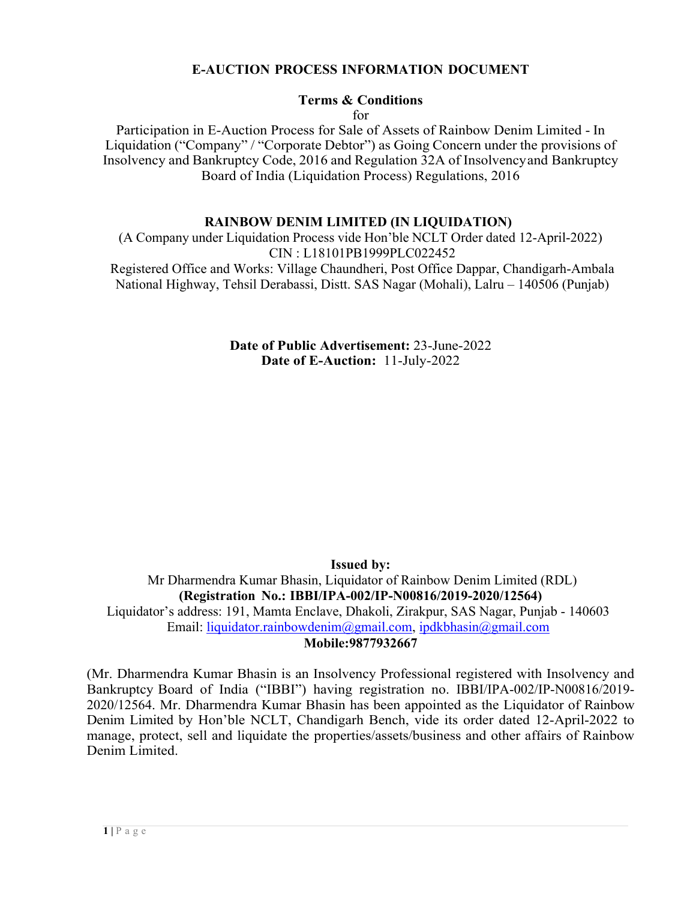# E-AUCTION PROCESS INFORMATION DOCUMENT

**Terms & Conditions**

for

Participation in E-Auction Process for Sale of Assets of Rainbow Denim Limited - In Liquidation ("Company" / "Corporate Debtor") as Going Concern under the provisions of Insolvency and Bankruptcy Code, 2016 and Regulation 32A of Insolvency and Bankruptcy Board of India (Liquidation Process) Regulations, 2016

## RAINBOW DENIM LIMITED (IN LIQUIDATION)

(A Company under Liquidation Process vide Hon'ble NCLT Order dated 12-April-2022)

CIN : L18101PB1999PLC022452

Registered Office and Works: Village Chaundheri, Post Office Dappar, Chandigarh-Ambala National Highway, Tehsil Derabassi, Distt. SAS Nagar (Mohali), Lalru – 140506 (Punjab)

**Date of Public Advertisement:** 23-June-2022

**Date of E-Auction:** 11-July-2022

**Issued by:**

Mr Dharmendra Kumar Bhasin, Liquidator of Rainbow Denim Limited (RDL)

**(Registration No.: IBBI/IPA-002/IP-N00816/2019-2020/12564)**

Liquidator's address: 191, Mamta Enclave, Dhakoli, Zirakpur, SAS Nagar, Punjab - 140603

Email: liquidator.rainbowdenim@gmail.com, ipdkbhasin@gmail.com

**Mobile:9877932667**

(Mr. Dharmendra Kumar Bhasin is an Insolvency Professional registered with Insolvency and Bankruptcy Board of India ("IBBI") having registration no. IBBI/IPA-002/IP-N00816/2019-2020/12564. Mr. Dharmendra Kumar Bhasin has been appointed as the Liquidator of Rainbow Denim Limited by Hon'ble NCLT, Chandigarh Bench, vide its order dated 12-April-2022 to manage, protect, sell and liquidate the properties/assets/business and other affairs of Rainbow Denim Limited.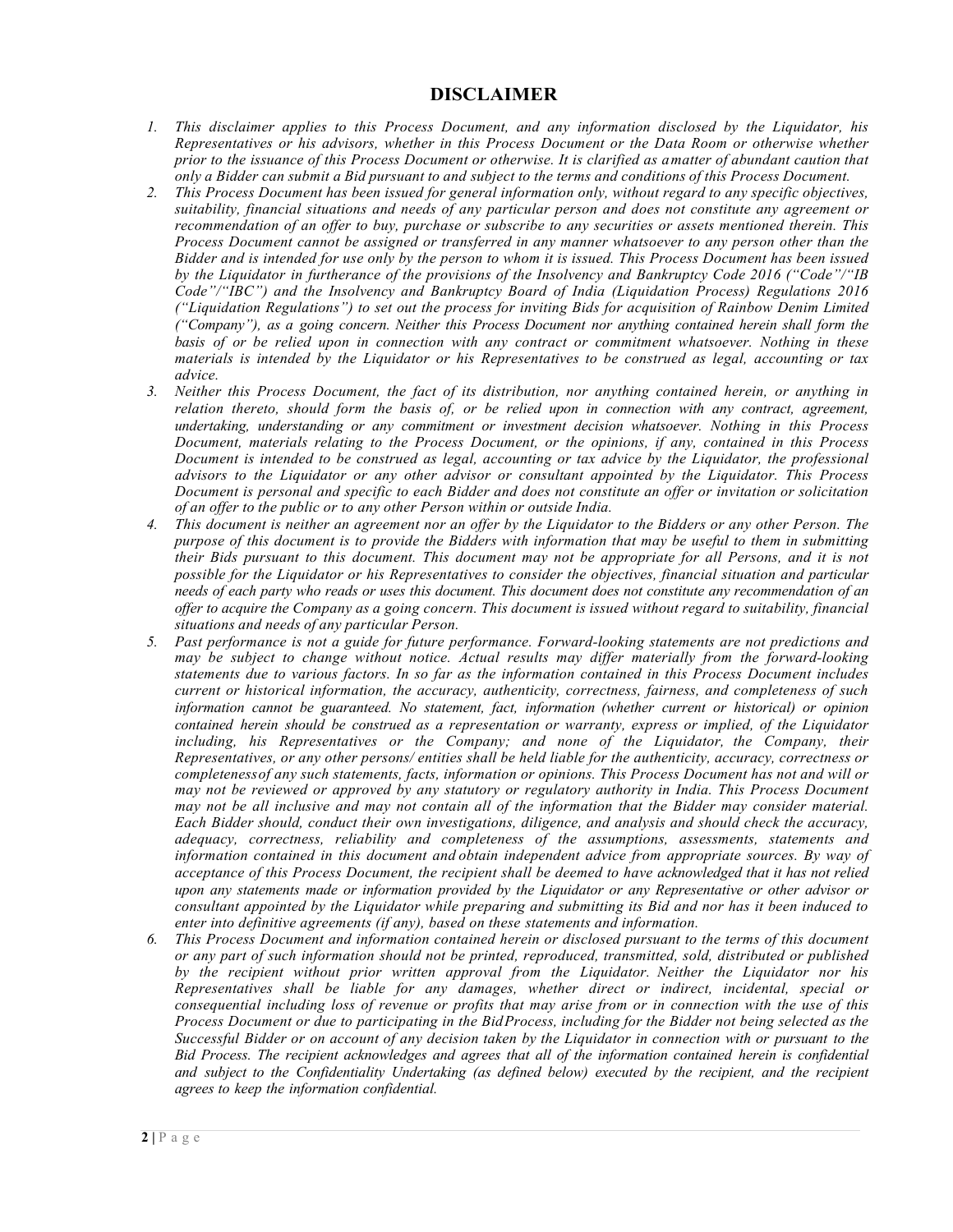# DISCLAIMER

1. *This disclaimer applies to this Process Document, and any information disclosed by the Liquidator, his Representatives or his advisors, whether in this Process Document or the Data Room or otherwise whether prior to the issuance of this Process Document or otherwise. It is clarified as a matter of abundant caution that only a Bidder can submit a Bid pursuant to and subject to the terms and conditions of this Process Document.*
2. *This Process Document has been issued for general information only, without regard to any specific objectives, suitability, financial situations and needs of any particular person and does not constitute any agreement or recommendation of an offer to buy, purchase or subscribe to any securities or assets mentioned therein. This Process Document cannot be assigned or transferred in any manner whatsoever to any person other than the Bidder and is intended for use only by the person to whom it is issued. This Process Document has been issued by the Liquidator in furtherance of the provisions of the Insolvency and Bankruptcy Code 2016 ("Code"/"IB Code"/"IBC") and the Insolvency and Bankruptcy Board of India (Liquidation Process) Regulations 2016 ("Liquidation Regulations") to set out the process for inviting Bids for acquisition of Rainbow Denim Limited ("Company"), as a going concern. Neither this Process Document nor anything contained herein shall form the basis of or be relied upon in connection with any contract or commitment whatsoever. Nothing in these materials is intended by the Liquidator or his Representatives to be construed as legal, accounting or tax advice.*
3. *Neither this Process Document, the fact of its distribution, nor anything contained herein, or anything in relation thereto, should form the basis of, or be relied upon in connection with any contract, agreement, undertaking, understanding or any commitment or investment decision whatsoever. Nothing in this Process Document, materials relating to the Process Document, or the opinions, if any, contained in this Process Document is intended to be construed as legal, accounting or tax advice by the Liquidator, the professional advisors to the Liquidator or any other advisor or consultant appointed by the Liquidator. This Process Document is personal and specific to each Bidder and does not constitute an offer or invitation or solicitation of an offer to the public or to any other Person within or outside India.*
4. *This document is neither an agreement nor an offer by the Liquidator to the Bidders or any other Person. The purpose of this document is to provide the Bidders with information that may be useful to them in submitting their Bids pursuant to this document. This document may not be appropriate for all Persons, and it is not possible for the Liquidator or his Representatives to consider the objectives, financial situation and particular needs of each party who reads or uses this document. This document does not constitute any recommendation of an offer to acquire the Company as a going concern. This document is issued without regard to suitability, financial situations and needs of any particular Person.*
5. *Past performance is not a guide for future performance. Forward-looking statements are not predictions and may be subject to change without notice. Actual results may differ materially from the forward-looking statements due to various factors. In so far as the information contained in this Process Document includes current or historical information, the accuracy, authenticity, correctness, fairness, and completeness of such information cannot be guaranteed. No statement, fact, information (whether current or historical) or opinion contained herein should be construed as a representation or warranty, express or implied, of the Liquidator including, his Representatives or the Company; and none of the Liquidator, the Company, their Representatives, or any other persons/ entities shall be held liable for the authenticity, accuracy, correctness or completeness of any such statements, facts, information or opinions. This Process Document has not and will or may not be reviewed or approved by any statutory or regulatory authority in India. This Process Document may not be all inclusive and may not contain all of the information that the Bidder may consider material. Each Bidder should, conduct their own investigations, diligence, and analysis and should check the accuracy, adequacy, correctness, reliability and completeness of the assumptions, assessments, statements and information contained in this document and obtain independent advice from appropriate sources. By way of acceptance of this Process Document, the recipient shall be deemed to have acknowledged that it has not relied upon any statements made or information provided by the Liquidator or any Representative or other advisor or consultant appointed by the Liquidator while preparing and submitting its Bid and nor has it been induced to enter into definitive agreements (if any), based on these statements and information.*
6. *This Process Document and information contained herein or disclosed pursuant to the terms of this document or any part of such information should not be printed, reproduced, transmitted, sold, distributed or published by the recipient without prior written approval from the Liquidator. Neither the Liquidator nor his Representatives shall be liable for any damages, whether direct or indirect, incidental, special or consequential including loss of revenue or profits that may arise from or in connection with the use of this Process Document or due to participating in the Bid Process, including for the Bidder not being selected as the Successful Bidder or on account of any decision taken by the Liquidator in connection with or pursuant to the Bid Process. The recipient acknowledges and agrees that all of the information contained herein is confidential and subject to the Confidentiality Undertaking (as defined below) executed by the recipient, and the recipient agrees to keep the information confidential.*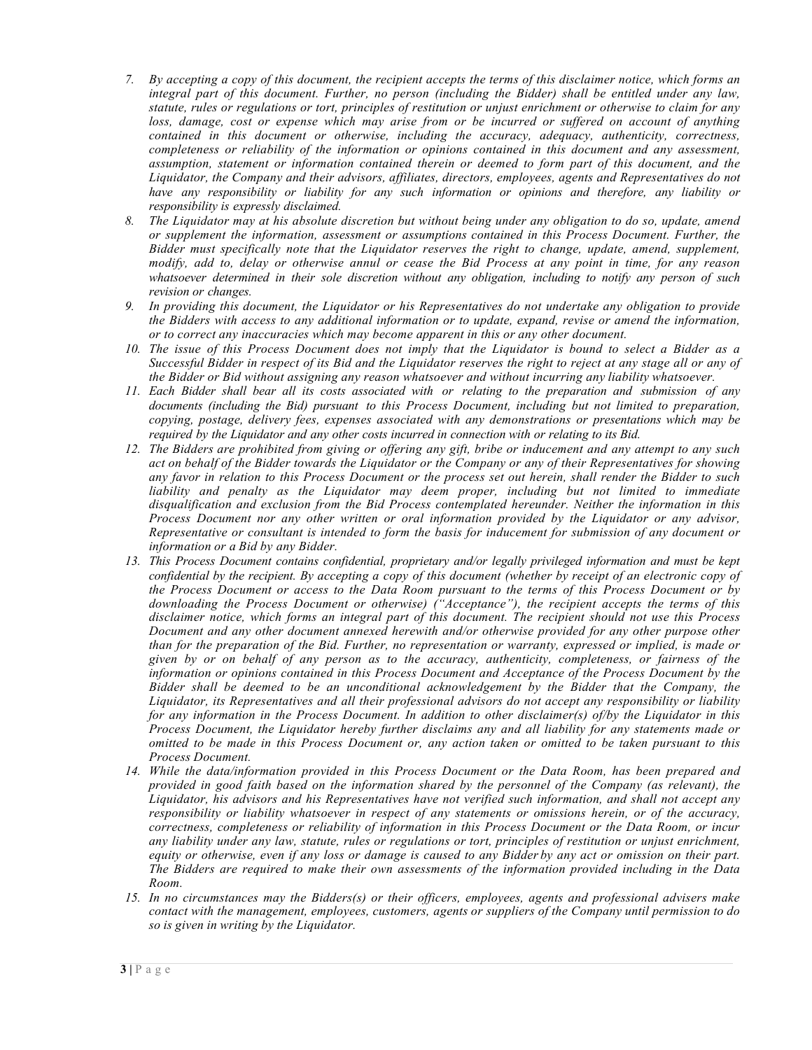7. *By accepting a copy of this document, the recipient accepts the terms of this disclaimer notice, which forms an integral part of this document. Further, no person (including the Bidder) shall be entitled under any law, statute, rules or regulations or tort, principles of restitution or unjust enrichment or otherwise to claim for any loss, damage, cost or expense which may arise from or be incurred or suffered on account of anything contained in this document or otherwise, including the accuracy, adequacy, authenticity, correctness, completeness or reliability of the information or opinions contained in this document and any assessment, assumption, statement or information contained therein or deemed to form part of this document, and the Liquidator, the Company and their advisors, affiliates, directors, employees, agents and Representatives do not have any responsibility or liability for any such information or opinions and therefore, any liability or responsibility is expressly disclaimed.*
8. *The Liquidator may at his absolute discretion but without being under any obligation to do so, update, amend or supplement the information, assessment or assumptions contained in this Process Document. Further, the Bidder must specifically note that the Liquidator reserves the right to change, update, amend, supplement, modify, add to, delay or otherwise annul or cease the Bid Process at any point in time, for any reason whatsoever determined in their sole discretion without any obligation, including to notify any person of such revision or changes.*
9. *In providing this document, the Liquidator or his Representatives do not undertake any obligation to provide the Bidders with access to any additional information or to update, expand, revise or amend the information, or to correct any inaccuracies which may become apparent in this or any other document.*
10. *The issue of this Process Document does not imply that the Liquidator is bound to select a Bidder as a Successful Bidder in respect of its Bid and the Liquidator reserves the right to reject at any stage all or any of the Bidder or Bid without assigning any reason whatsoever and without incurring any liability whatsoever.*
11. *Each Bidder shall bear all its costs associated with or relating to the preparation and submission of any documents (including the Bid) pursuant to this Process Document, including but not limited to preparation, copying, postage, delivery fees, expenses associated with any demonstrations or presentations which may be required by the Liquidator and any other costs incurred in connection with or relating to its Bid.*
12. *The Bidders are prohibited from giving or offering any gift, bribe or inducement and any attempt to any such act on behalf of the Bidder towards the Liquidator or the Company or any of their Representatives for showing any favor in relation to this Process Document or the process set out herein, shall render the Bidder to such liability and penalty as the Liquidator may deem proper, including but not limited to immediate disqualification and exclusion from the Bid Process contemplated hereunder. Neither the information in this Process Document nor any other written or oral information provided by the Liquidator or any advisor, Representative or consultant is intended to form the basis for inducement for submission of any document or information or a Bid by any Bidder.*
13. *This Process Document contains confidential, proprietary and/or legally privileged information and must be kept confidential by the recipient. By accepting a copy of this document (whether by receipt of an electronic copy of the Process Document or access to the Data Room pursuant to the terms of this Process Document or by downloading the Process Document or otherwise) ("Acceptance"), the recipient accepts the terms of this disclaimer notice, which forms an integral part of this document. The recipient should not use this Process Document and any other document annexed herewith and/or otherwise provided for any other purpose other than for the preparation of the Bid. Further, no representation or warranty, expressed or implied, is made or given by or on behalf of any person as to the accuracy, authenticity, completeness, or fairness of the information or opinions contained in this Process Document and Acceptance of the Process Document by the Bidder shall be deemed to be an unconditional acknowledgement by the Bidder that the Company, the Liquidator, its Representatives and all their professional advisors do not accept any responsibility or liability for any information in the Process Document. In addition to other disclaimer(s) of/by the Liquidator in this Process Document, the Liquidator hereby further disclaims any and all liability for any statements made or omitted to be made in this Process Document or, any action taken or omitted to be taken pursuant to this Process Document.*
14. *While the data/information provided in this Process Document or the Data Room, has been prepared and provided in good faith based on the information shared by the personnel of the Company (as relevant), the Liquidator, his advisors and his Representatives have not verified such information, and shall not accept any responsibility or liability whatsoever in respect of any statements or omissions herein, or of the accuracy, correctness, completeness or reliability of information in this Process Document or the Data Room, or incur any liability under any law, statute, rules or regulations or tort, principles of restitution or unjust enrichment, equity or otherwise, even if any loss or damage is caused to any Bidder by any act or omission on their part. The Bidders are required to make their own assessments of the information provided including in the Data Room.*
15. *In no circumstances may the Bidders(s) or their officers, employees, agents and professional advisers make contact with the management, employees, customers, agents or suppliers of the Company until permission to do so is given in writing by the Liquidator.*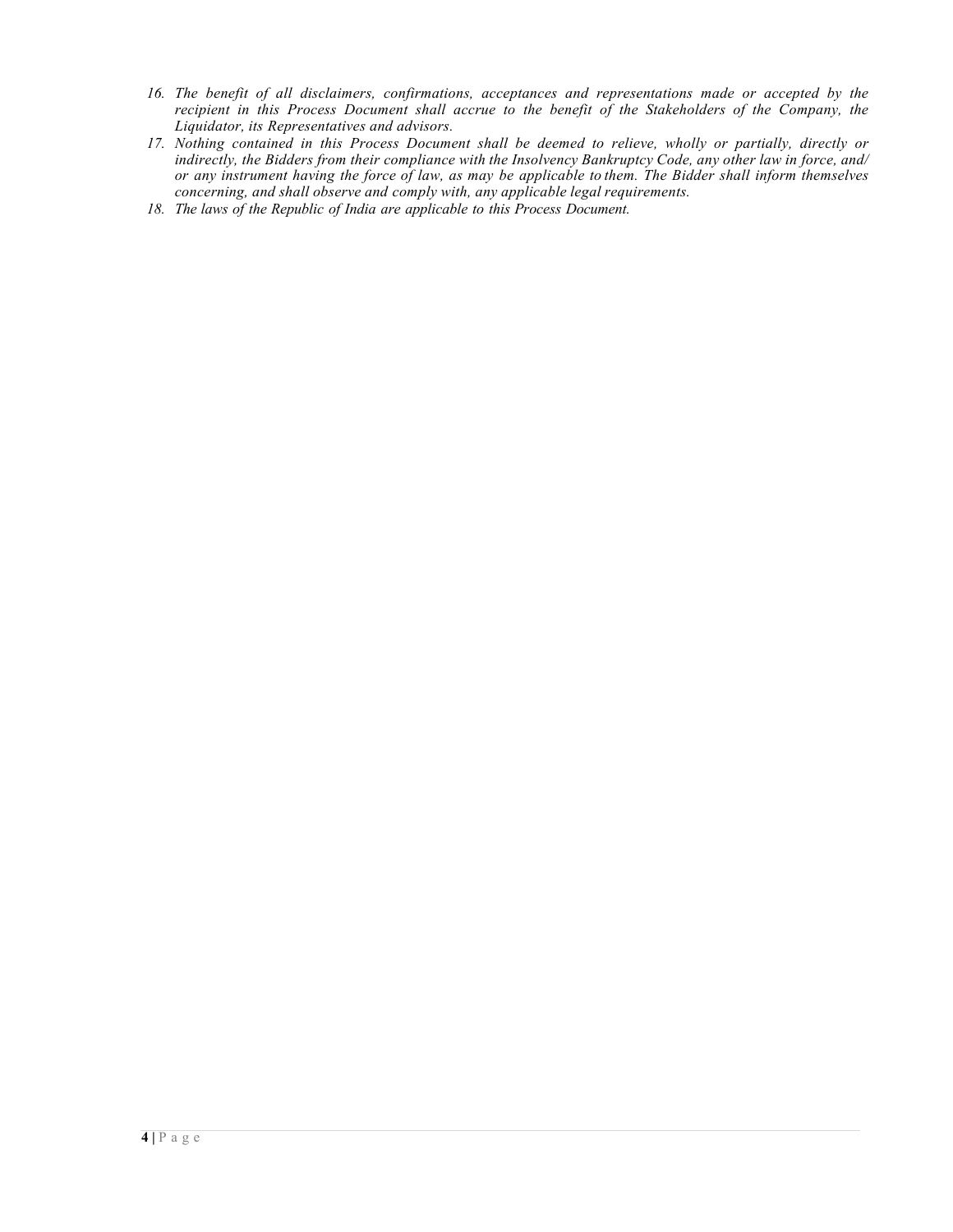16. *The benefit of all disclaimers, confirmations, acceptances and representations made or accepted by the recipient in this Process Document shall accrue to the benefit of the Stakeholders of the Company, the Liquidator, its Representatives and advisors.*
17. *Nothing contained in this Process Document shall be deemed to relieve, wholly or partially, directly or indirectly, the Bidders from their compliance with the Insolvency Bankruptcy Code, any other law in force, and/ or any instrument having the force of law, as may be applicable to them. The Bidder shall inform themselves concerning, and shall observe and comply with, any applicable legal requirements.*
18. *The laws of the Republic of India are applicable to this Process Document.*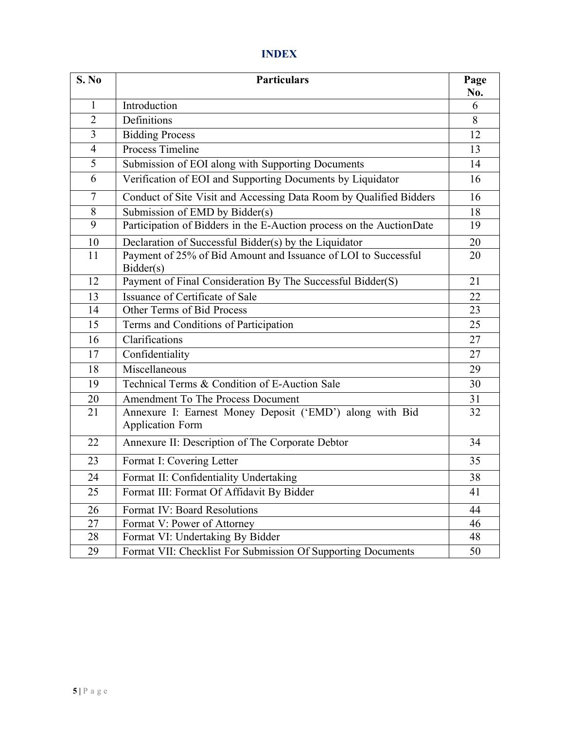# INDEX

| S. No | Particulars | Page No. |
|---|---|---|
| 1 | Introduction | 6 |
| 2 | Definitions | 8 |
| 3 | Bidding Process | 12 |
| 4 | Process Timeline | 13 |
| 5 | Submission of EOI along with Supporting Documents | 14 |
| 6 | Verification of EOI and Supporting Documents by Liquidator | 16 |
| 7 | Conduct of Site Visit and Accessing Data Room by Qualified Bidders | 16 |
| 8 | Submission of EMD by Bidder(s) | 18 |
| 9 | Participation of Bidders in the E-Auction process on the AuctionDate | 19 |
| 10 | Declaration of Successful Bidder(s) by the Liquidator | 20 |
| 11 | Payment of 25% of Bid Amount and Issuance of LOI to Successful Bidder(s) | 20 |
| 12 | Payment of Final Consideration By The Successful Bidder(S) | 21 |
| 13 | Issuance of Certificate of Sale | 22 |
| 14 | Other Terms of Bid Process | 23 |
| 15 | Terms and Conditions of Participation | 25 |
| 16 | Clarifications | 27 |
| 17 | Confidentiality | 27 |
| 18 | Miscellaneous | 29 |
| 19 | Technical Terms & Condition of E-Auction Sale | 30 |
| 20 | Amendment To The Process Document | 31 |
| 21 | Annexure I: Earnest Money Deposit ('EMD') along with Bid Application Form | 32 |
| 22 | Annexure II: Description of The Corporate Debtor | 34 |
| 23 | Format I: Covering Letter | 35 |
| 24 | Format II: Confidentiality Undertaking | 38 |
| 25 | Format III: Format Of Affidavit By Bidder | 41 |
| 26 | Format IV: Board Resolutions | 44 |
| 27 | Format V: Power of Attorney | 46 |
| 28 | Format VI: Undertaking By Bidder | 48 |
| 29 | Format VII: Checklist For Submission Of Supporting Documents | 50 |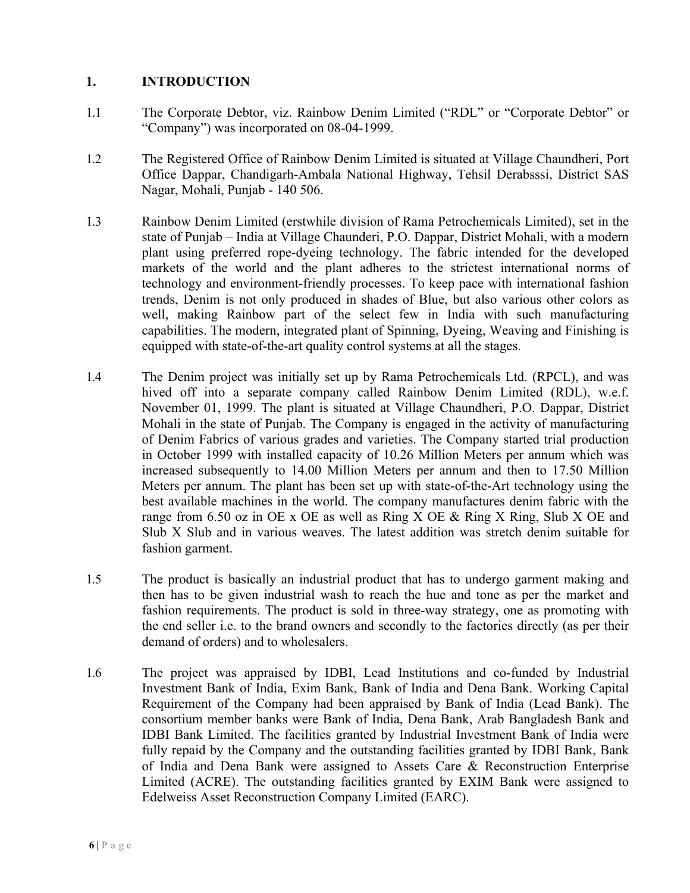## 1. INTRODUCTION

1.1 The Corporate Debtor, viz. Rainbow Denim Limited ("RDL" or "Corporate Debtor" or "Company") was incorporated on 08-04-1999.

1.2 The Registered Office of Rainbow Denim Limited is situated at Village Chaundheri, Port Office Dappar, Chandigarh-Ambala National Highway, Tehsil Derabsssi, District SAS Nagar, Mohali, Punjab - 140 506.

1.3 Rainbow Denim Limited (erstwhile division of Rama Petrochemicals Limited), set in the state of Punjab – India at Village Chaunderi, P.O. Dappar, District Mohali, with a modern plant using preferred rope-dyeing technology. The fabric intended for the developed markets of the world and the plant adheres to the strictest international norms of technology and environment-friendly processes. To keep pace with international fashion trends, Denim is not only produced in shades of Blue, but also various other colors as well, making Rainbow part of the select few in India with such manufacturing capabilities. The modern, integrated plant of Spinning, Dyeing, Weaving and Finishing is equipped with state-of-the-art quality control systems at all the stages.

1.4 The Denim project was initially set up by Rama Petrochemicals Ltd. (RPCL), and was hived off into a separate company called Rainbow Denim Limited (RDL), w.e.f. November 01, 1999. The plant is situated at Village Chaundheri, P.O. Dappar, District Mohali in the state of Punjab. The Company is engaged in the activity of manufacturing of Denim Fabrics of various grades and varieties. The Company started trial production in October 1999 with installed capacity of 10.26 Million Meters per annum which was increased subsequently to 14.00 Million Meters per annum and then to 17.50 Million Meters per annum. The plant has been set up with state-of-the-Art technology using the best available machines in the world. The company manufactures denim fabric with the range from 6.50 oz in OE x OE as well as Ring X OE & Ring X Ring, Slub X OE and Slub X Slub and in various weaves. The latest addition was stretch denim suitable for fashion garment.

1.5 The product is basically an industrial product that has to undergo garment making and then has to be given industrial wash to reach the hue and tone as per the market and fashion requirements. The product is sold in three-way strategy, one as promoting with the end seller i.e. to the brand owners and secondly to the factories directly (as per their demand of orders) and to wholesalers.

1.6 The project was appraised by IDBI, Lead Institutions and co-funded by Industrial Investment Bank of India, Exim Bank, Bank of India and Dena Bank. Working Capital Requirement of the Company had been appraised by Bank of India (Lead Bank). The consortium member banks were Bank of India, Dena Bank, Arab Bangladesh Bank and IDBI Bank Limited. The facilities granted by Industrial Investment Bank of India were fully repaid by the Company and the outstanding facilities granted by IDBI Bank, Bank of India and Dena Bank were assigned to Assets Care & Reconstruction Enterprise Limited (ACRE). The outstanding facilities granted by EXIM Bank were assigned to Edelweiss Asset Reconstruction Company Limited (EARC).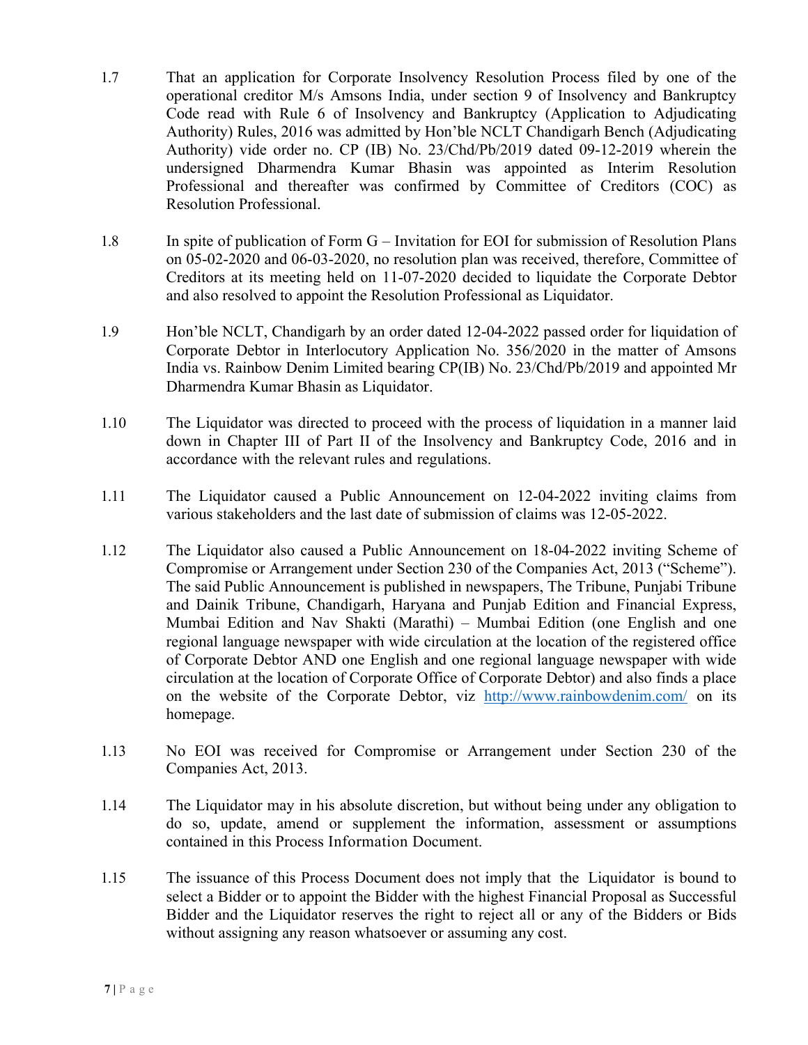1.7 That an application for Corporate Insolvency Resolution Process filed by one of the operational creditor M/s Amsons India, under section 9 of Insolvency and Bankruptcy Code read with Rule 6 of Insolvency and Bankruptcy (Application to Adjudicating Authority) Rules, 2016 was admitted by Hon'ble NCLT Chandigarh Bench (Adjudicating Authority) vide order no. CP (IB) No. 23/Chd/Pb/2019 dated 09-12-2019 wherein the undersigned Dharmendra Kumar Bhasin was appointed as Interim Resolution Professional and thereafter was confirmed by Committee of Creditors (COC) as Resolution Professional.

1.8 In spite of publication of Form G – Invitation for EOI for submission of Resolution Plans on 05-02-2020 and 06-03-2020, no resolution plan was received, therefore, Committee of Creditors at its meeting held on 11-07-2020 decided to liquidate the Corporate Debtor and also resolved to appoint the Resolution Professional as Liquidator.

1.9 Hon'ble NCLT, Chandigarh by an order dated 12-04-2022 passed order for liquidation of Corporate Debtor in Interlocutory Application No. 356/2020 in the matter of Amsons India vs. Rainbow Denim Limited bearing CP(IB) No. 23/Chd/Pb/2019 and appointed Mr Dharmendra Kumar Bhasin as Liquidator.

1.10 The Liquidator was directed to proceed with the process of liquidation in a manner laid down in Chapter III of Part II of the Insolvency and Bankruptcy Code, 2016 and in accordance with the relevant rules and regulations.

1.11 The Liquidator caused a Public Announcement on 12-04-2022 inviting claims from various stakeholders and the last date of submission of claims was 12-05-2022.

1.12 The Liquidator also caused a Public Announcement on 18-04-2022 inviting Scheme of Compromise or Arrangement under Section 230 of the Companies Act, 2013 ("Scheme"). The said Public Announcement is published in newspapers, The Tribune, Punjabi Tribune and Dainik Tribune, Chandigarh, Haryana and Punjab Edition and Financial Express, Mumbai Edition and Nav Shakti (Marathi) – Mumbai Edition (one English and one regional language newspaper with wide circulation at the location of the registered office of Corporate Debtor AND one English and one regional language newspaper with wide circulation at the location of Corporate Office of Corporate Debtor) and also finds a place on the website of the Corporate Debtor, viz [http://www.rainbowdenim.com/](http://www.rainbowdenim.com/) on its homepage.

1.13 No EOI was received for Compromise or Arrangement under Section 230 of the Companies Act, 2013.

1.14 The Liquidator may in his absolute discretion, but without being under any obligation to do so, update, amend or supplement the information, assessment or assumptions contained in this Process Information Document.

1.15 The issuance of this Process Document does not imply that the Liquidator is bound to select a Bidder or to appoint the Bidder with the highest Financial Proposal as Successful Bidder and the Liquidator reserves the right to reject all or any of the Bidders or Bids without assigning any reason whatsoever or assuming any cost.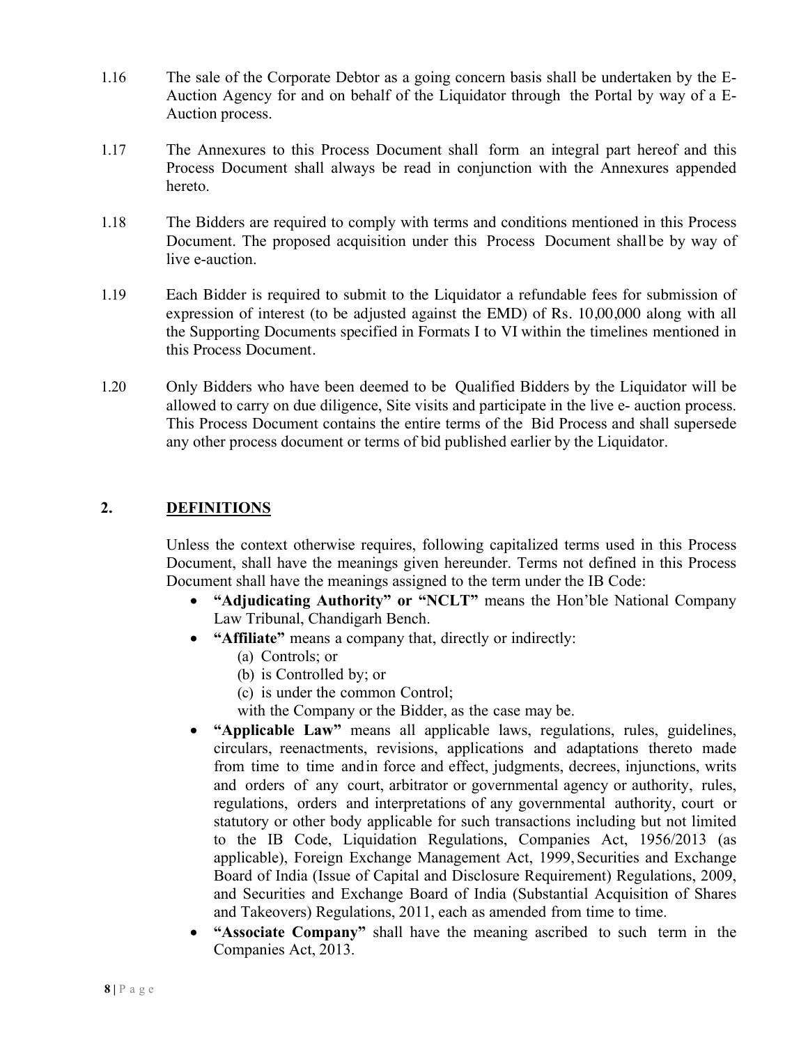1.16 The sale of the Corporate Debtor as a going concern basis shall be undertaken by the E-Auction Agency for and on behalf of the Liquidator through the Portal by way of a E-Auction process.

1.17 The Annexures to this Process Document shall form an integral part hereof and this Process Document shall always be read in conjunction with the Annexures appended hereto.

1.18 The Bidders are required to comply with terms and conditions mentioned in this Process Document. The proposed acquisition under this Process Document shall be by way of live e-auction.

1.19 Each Bidder is required to submit to the Liquidator a refundable fees for submission of expression of interest (to be adjusted against the EMD) of Rs. 10,00,000 along with all the Supporting Documents specified in Formats I to VI within the timelines mentioned in this Process Document.

1.20 Only Bidders who have been deemed to be Qualified Bidders by the Liquidator will be allowed to carry on due diligence, Site visits and participate in the live e- auction process. This Process Document contains the entire terms of the Bid Process and shall supersede any other process document or terms of bid published earlier by the Liquidator.

## 2. DEFINITIONS

Unless the context otherwise requires, following capitalized terms used in this Process Document, shall have the meanings given hereunder. Terms not defined in this Process Document shall have the meanings assigned to the term under the IB Code:

- **"Adjudicating Authority" or "NCLT"** means the Hon'ble National Company Law Tribunal, Chandigarh Bench.
- **"Affiliate"** means a company that, directly or indirectly:
  - (a) Controls; or
  - (b) is Controlled by; or
  - (c) is under the common Control;

  with the Company or the Bidder, as the case may be.
- **"Applicable Law"** means all applicable laws, regulations, rules, guidelines, circulars, reenactments, revisions, applications and adaptations thereto made from time to time and in force and effect, judgments, decrees, injunctions, writs and orders of any court, arbitrator or governmental agency or authority, rules, regulations, orders and interpretations of any governmental authority, court or statutory or other body applicable for such transactions including but not limited to the IB Code, Liquidation Regulations, Companies Act, 1956/2013 (as applicable), Foreign Exchange Management Act, 1999, Securities and Exchange Board of India (Issue of Capital and Disclosure Requirement) Regulations, 2009, and Securities and Exchange Board of India (Substantial Acquisition of Shares and Takeovers) Regulations, 2011, each as amended from time to time.
- **"Associate Company"** shall have the meaning ascribed to such term in the Companies Act, 2013.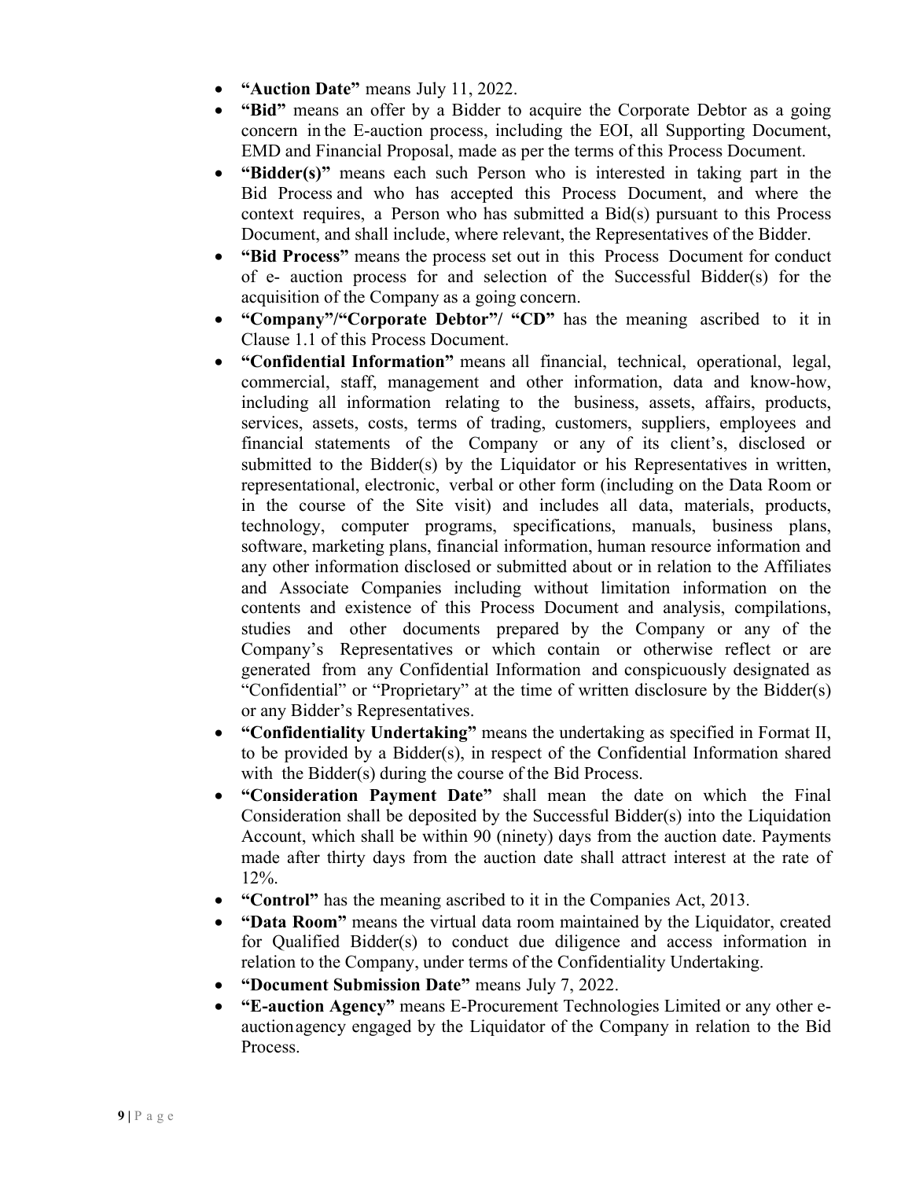- **"Auction Date"** means July 11, 2022.
- **"Bid"** means an offer by a Bidder to acquire the Corporate Debtor as a going concern in the E-auction process, including the EOI, all Supporting Document, EMD and Financial Proposal, made as per the terms of this Process Document.
- **"Bidder(s)"** means each such Person who is interested in taking part in the Bid Process and who has accepted this Process Document, and where the context requires, a Person who has submitted a Bid(s) pursuant to this Process Document, and shall include, where relevant, the Representatives of the Bidder.
- **"Bid Process"** means the process set out in this Process Document for conduct of e- auction process for and selection of the Successful Bidder(s) for the acquisition of the Company as a going concern.
- **"Company"/"Corporate Debtor"/ "CD"** has the meaning ascribed to it in Clause 1.1 of this Process Document.
- **"Confidential Information"** means all financial, technical, operational, legal, commercial, staff, management and other information, data and know-how, including all information relating to the business, assets, affairs, products, services, assets, costs, terms of trading, customers, suppliers, employees and financial statements of the Company or any of its client's, disclosed or submitted to the Bidder(s) by the Liquidator or his Representatives in written, representational, electronic, verbal or other form (including on the Data Room or in the course of the Site visit) and includes all data, materials, products, technology, computer programs, specifications, manuals, business plans, software, marketing plans, financial information, human resource information and any other information disclosed or submitted about or in relation to the Affiliates and Associate Companies including without limitation information on the contents and existence of this Process Document and analysis, compilations, studies and other documents prepared by the Company or any of the Company's Representatives or which contain or otherwise reflect or are generated from any Confidential Information and conspicuously designated as "Confidential" or "Proprietary" at the time of written disclosure by the Bidder(s) or any Bidder's Representatives.
- **"Confidentiality Undertaking"** means the undertaking as specified in Format II, to be provided by a Bidder(s), in respect of the Confidential Information shared with the Bidder(s) during the course of the Bid Process.
- **"Consideration Payment Date"** shall mean the date on which the Final Consideration shall be deposited by the Successful Bidder(s) into the Liquidation Account, which shall be within 90 (ninety) days from the auction date. Payments made after thirty days from the auction date shall attract interest at the rate of 12%.
- **"Control"** has the meaning ascribed to it in the Companies Act, 2013.
- **"Data Room"** means the virtual data room maintained by the Liquidator, created for Qualified Bidder(s) to conduct due diligence and access information in relation to the Company, under terms of the Confidentiality Undertaking.
- **"Document Submission Date"** means July 7, 2022.
- **"E-auction Agency"** means E-Procurement Technologies Limited or any other e-auction agency engaged by the Liquidator of the Company in relation to the Bid Process.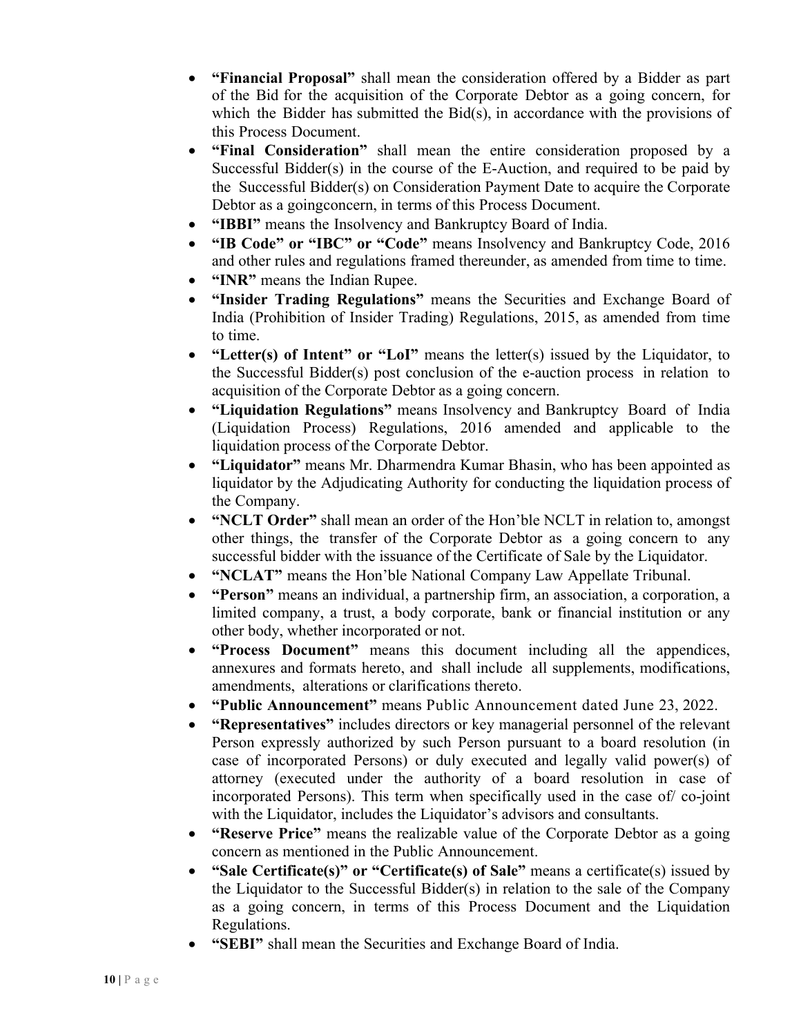- **"Financial Proposal"** shall mean the consideration offered by a Bidder as part of the Bid for the acquisition of the Corporate Debtor as a going concern, for which the Bidder has submitted the Bid(s), in accordance with the provisions of this Process Document.
- **"Final Consideration"** shall mean the entire consideration proposed by a Successful Bidder(s) in the course of the E-Auction, and required to be paid by the Successful Bidder(s) on Consideration Payment Date to acquire the Corporate Debtor as a goingconcern, in terms of this Process Document.
- **"IBBI"** means the Insolvency and Bankruptcy Board of India.
- **"IB Code" or "IBC" or "Code"** means Insolvency and Bankruptcy Code, 2016 and other rules and regulations framed thereunder, as amended from time to time.
- **"INR"** means the Indian Rupee.
- **"Insider Trading Regulations"** means the Securities and Exchange Board of India (Prohibition of Insider Trading) Regulations, 2015, as amended from time to time.
- **"Letter(s) of Intent" or "LoI"** means the letter(s) issued by the Liquidator, to the Successful Bidder(s) post conclusion of the e-auction process in relation to acquisition of the Corporate Debtor as a going concern.
- **"Liquidation Regulations"** means Insolvency and Bankruptcy Board of India (Liquidation Process) Regulations, 2016 amended and applicable to the liquidation process of the Corporate Debtor.
- **"Liquidator"** means Mr. Dharmendra Kumar Bhasin, who has been appointed as liquidator by the Adjudicating Authority for conducting the liquidation process of the Company.
- **"NCLT Order"** shall mean an order of the Hon'ble NCLT in relation to, amongst other things, the transfer of the Corporate Debtor as a going concern to any successful bidder with the issuance of the Certificate of Sale by the Liquidator.
- **"NCLAT"** means the Hon'ble National Company Law Appellate Tribunal.
- **"Person"** means an individual, a partnership firm, an association, a corporation, a limited company, a trust, a body corporate, bank or financial institution or any other body, whether incorporated or not.
- **"Process Document"** means this document including all the appendices, annexures and formats hereto, and shall include all supplements, modifications, amendments, alterations or clarifications thereto.
- **"Public Announcement"** means Public Announcement dated June 23, 2022.
- **"Representatives"** includes directors or key managerial personnel of the relevant Person expressly authorized by such Person pursuant to a board resolution (in case of incorporated Persons) or duly executed and legally valid power(s) of attorney (executed under the authority of a board resolution in case of incorporated Persons). This term when specifically used in the case of/ co-joint with the Liquidator, includes the Liquidator's advisors and consultants.
- **"Reserve Price"** means the realizable value of the Corporate Debtor as a going concern as mentioned in the Public Announcement.
- **"Sale Certificate(s)" or "Certificate(s) of Sale"** means a certificate(s) issued by the Liquidator to the Successful Bidder(s) in relation to the sale of the Company as a going concern, in terms of this Process Document and the Liquidation Regulations.
- **"SEBI"** shall mean the Securities and Exchange Board of India.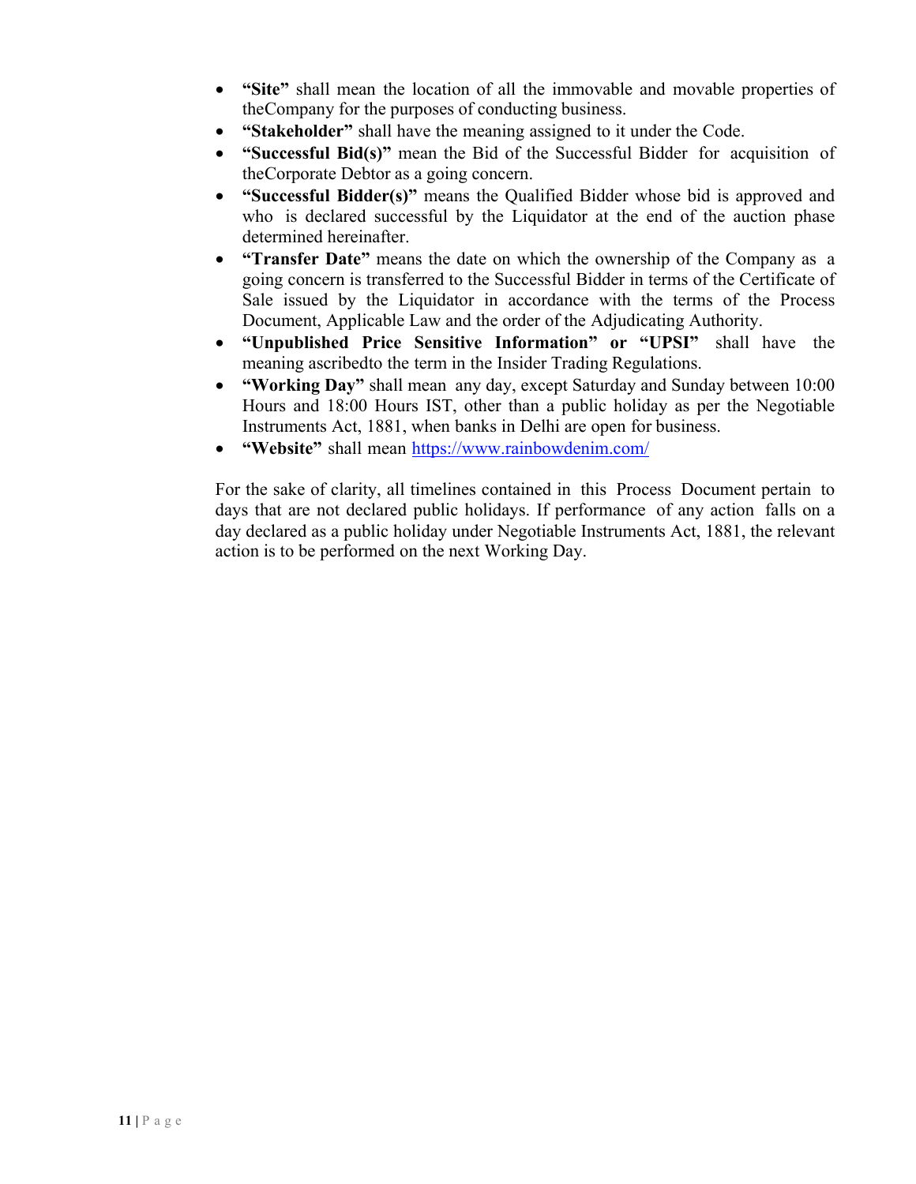- **"Site"** shall mean the location of all the immovable and movable properties of theCompany for the purposes of conducting business.
- **"Stakeholder"** shall have the meaning assigned to it under the Code.
- **"Successful Bid(s)"** mean the Bid of the Successful Bidder for acquisition of theCorporate Debtor as a going concern.
- **"Successful Bidder(s)"** means the Qualified Bidder whose bid is approved and who is declared successful by the Liquidator at the end of the auction phase determined hereinafter.
- **"Transfer Date"** means the date on which the ownership of the Company as a going concern is transferred to the Successful Bidder in terms of the Certificate of Sale issued by the Liquidator in accordance with the terms of the Process Document, Applicable Law and the order of the Adjudicating Authority.
- **"Unpublished Price Sensitive Information" or "UPSI"** shall have the meaning ascribedto the term in the Insider Trading Regulations.
- **"Working Day"** shall mean any day, except Saturday and Sunday between 10:00 Hours and 18:00 Hours IST, other than a public holiday as per the Negotiable Instruments Act, 1881, when banks in Delhi are open for business.
- **"Website"** shall mean https://www.rainbowdenim.com/

For the sake of clarity, all timelines contained in this Process Document pertain to days that are not declared public holidays. If performance of any action falls on a day declared as a public holiday under Negotiable Instruments Act, 1881, the relevant action is to be performed on the next Working Day.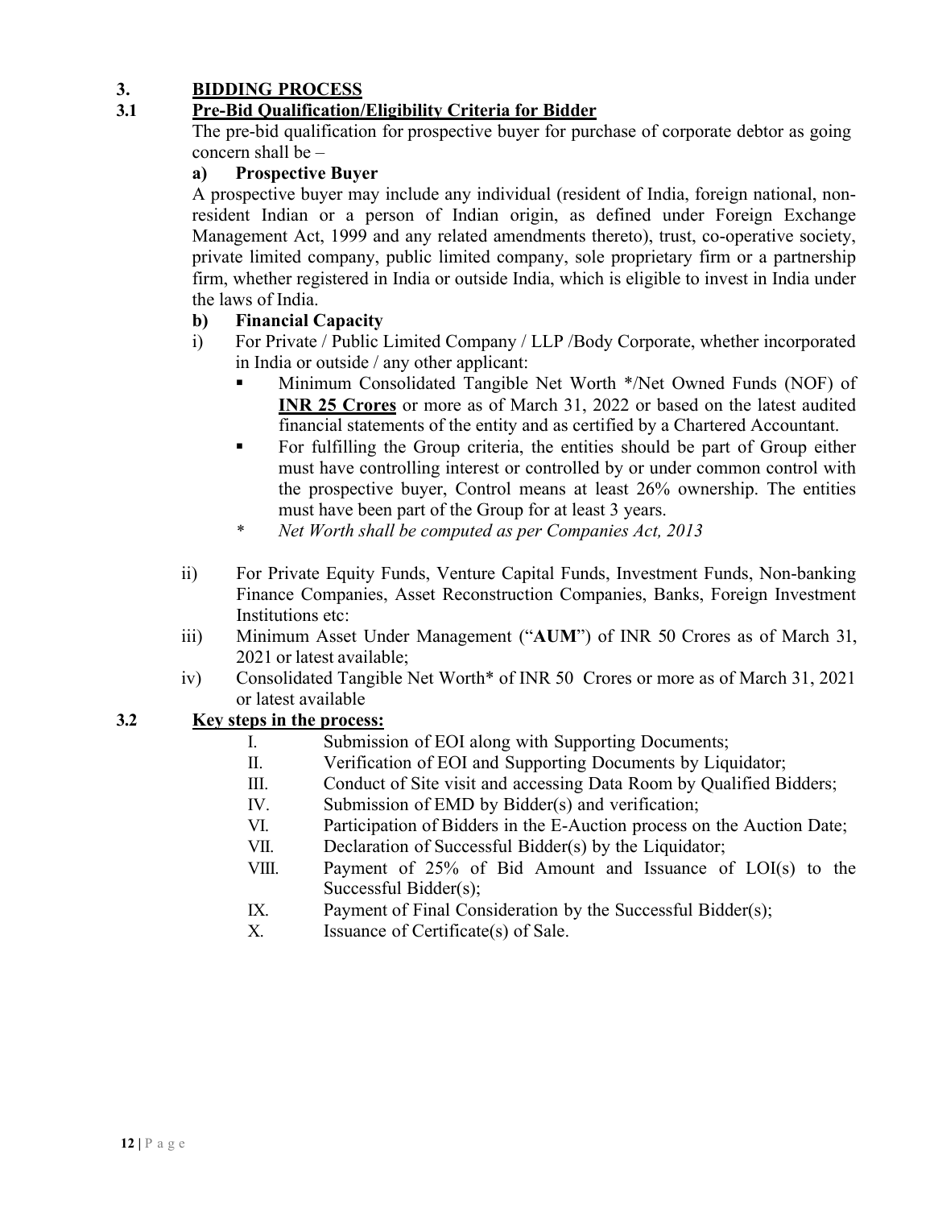# 3. BIDDING PROCESS

## 3.1 Pre-Bid Qualification/Eligibility Criteria for Bidder

The pre-bid qualification for prospective buyer for purchase of corporate debtor as going concern shall be –

**a) Prospective Buyer**

A prospective buyer may include any individual (resident of India, foreign national, non-resident Indian or a person of Indian origin, as defined under Foreign Exchange Management Act, 1999 and any related amendments thereto), trust, co-operative society, private limited company, public limited company, sole proprietary firm or a partnership firm, whether registered in India or outside India, which is eligible to invest in India under the laws of India.

**b) Financial Capacity**

i) For Private / Public Limited Company / LLP /Body Corporate, whether incorporated in India or outside / any other applicant:

- Minimum Consolidated Tangible Net Worth */Net Owned Funds (NOF) of **INR 25 Crores** or more as of March 31, 2022 or based on the latest audited financial statements of the entity and as certified by a Chartered Accountant.
- For fulfilling the Group criteria, the entities should be part of Group either must have controlling interest or controlled by or under common control with the prospective buyer, Control means at least 26% ownership. The entities must have been part of the Group for at least 3 years.

\* *Net Worth shall be computed as per Companies Act, 2013*

ii) For Private Equity Funds, Venture Capital Funds, Investment Funds, Non-banking Finance Companies, Asset Reconstruction Companies, Banks, Foreign Investment Institutions etc:

iii) Minimum Asset Under Management ("**AUM**") of INR 50 Crores as of March 31, 2021 or latest available;

iv) Consolidated Tangible Net Worth* of INR 50 Crores or more as of March 31, 2021 or latest available

## 3.2 Key steps in the process:

I. Submission of EOI along with Supporting Documents;
II. Verification of EOI and Supporting Documents by Liquidator;
III. Conduct of Site visit and accessing Data Room by Qualified Bidders;
IV. Submission of EMD by Bidder(s) and verification;
VI. Participation of Bidders in the E-Auction process on the Auction Date;
VII. Declaration of Successful Bidder(s) by the Liquidator;
VIII. Payment of 25% of Bid Amount and Issuance of LOI(s) to the Successful Bidder(s);
IX. Payment of Final Consideration by the Successful Bidder(s);
X. Issuance of Certificate(s) of Sale.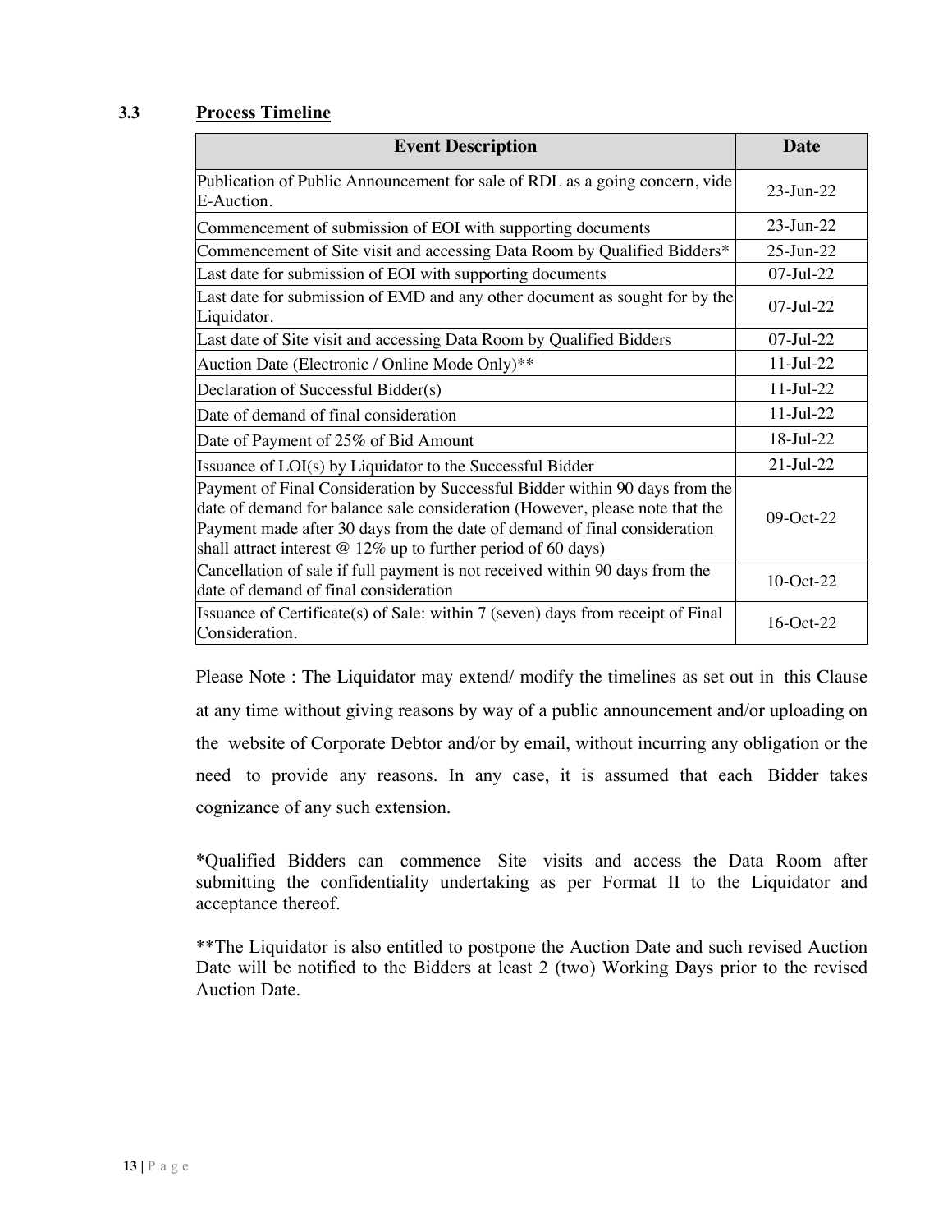### 3.3 Process Timeline

| Event Description | Date |
|---|---|
| Publication of Public Announcement for sale of RDL as a going concern, vide E-Auction. | 23-Jun-22 |
| Commencement of submission of EOI with supporting documents | 23-Jun-22 |
| Commencement of Site visit and accessing Data Room by Qualified Bidders* | 25-Jun-22 |
| Last date for submission of EOI with supporting documents | 07-Jul-22 |
| Last date for submission of EMD and any other document as sought for by the Liquidator. | 07-Jul-22 |
| Last date of Site visit and accessing Data Room by Qualified Bidders | 07-Jul-22 |
| Auction Date (Electronic / Online Mode Only)** | 11-Jul-22 |
| Declaration of Successful Bidder(s) | 11-Jul-22 |
| Date of demand of final consideration | 11-Jul-22 |
| Date of Payment of 25% of Bid Amount | 18-Jul-22 |
| Issuance of LOI(s) by Liquidator to the Successful Bidder | 21-Jul-22 |
| Payment of Final Consideration by Successful Bidder within 90 days from the date of demand for balance sale consideration (However, please note that the Payment made after 30 days from the date of demand of final consideration shall attract interest @ 12% up to further period of 60 days) | 09-Oct-22 |
| Cancellation of sale if full payment is not received within 90 days from the date of demand of final consideration | 10-Oct-22 |
| Issuance of Certificate(s) of Sale: within 7 (seven) days from receipt of Final Consideration. | 16-Oct-22 |

Please Note : The Liquidator may extend/ modify the timelines as set out in this Clause at any time without giving reasons by way of a public announcement and/or uploading on the website of Corporate Debtor and/or by email, without incurring any obligation or the need to provide any reasons. In any case, it is assumed that each Bidder takes cognizance of any such extension.

*Qualified Bidders can commence Site visits and access the Data Room after submitting the confidentiality undertaking as per Format II to the Liquidator and acceptance thereof.

**The Liquidator is also entitled to postpone the Auction Date and such revised Auction Date will be notified to the Bidders at least 2 (two) Working Days prior to the revised Auction Date.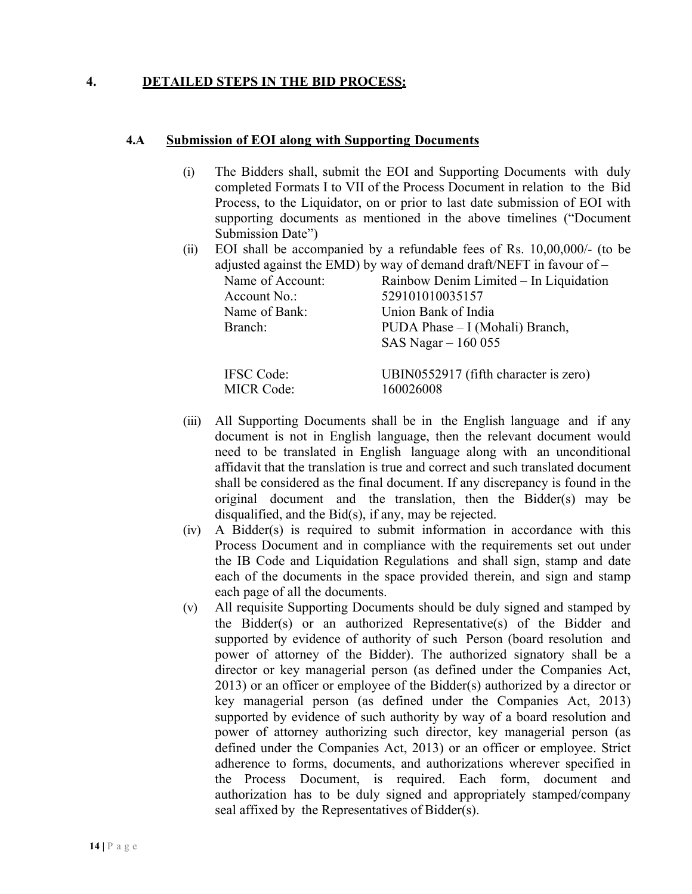## 4. DETAILED STEPS IN THE BID PROCESS:

### 4.A Submission of EOI along with Supporting Documents

(i) The Bidders shall, submit the EOI and Supporting Documents with duly completed Formats I to VII of the Process Document in relation to the Bid Process, to the Liquidator, on or prior to last date submission of EOI with supporting documents as mentioned in the above timelines ("Document Submission Date")

(ii) EOI shall be accompanied by a refundable fees of Rs. 10,00,000/- (to be adjusted against the EMD) by way of demand draft/NEFT in favour of –

| | |
|---|---|
| Name of Account: | Rainbow Denim Limited – In Liquidation |
| Account No.: | 529101010035157 |
| Name of Bank: | Union Bank of India |
| Branch: | PUDA Phase – I (Mohali) Branch, SAS Nagar – 160 055 |
| IFSC Code: | UBIN0552917 (fifth character is zero) |
| MICR Code: | 160026008 |

(iii) All Supporting Documents shall be in the English language and if any document is not in English language, then the relevant document would need to be translated in English language along with an unconditional affidavit that the translation is true and correct and such translated document shall be considered as the final document. If any discrepancy is found in the original document and the translation, then the Bidder(s) may be disqualified, and the Bid(s), if any, may be rejected.

(iv) A Bidder(s) is required to submit information in accordance with this Process Document and in compliance with the requirements set out under the IB Code and Liquidation Regulations and shall sign, stamp and date each of the documents in the space provided therein, and sign and stamp each page of all the documents.

(v) All requisite Supporting Documents should be duly signed and stamped by the Bidder(s) or an authorized Representative(s) of the Bidder and supported by evidence of authority of such Person (board resolution and power of attorney of the Bidder). The authorized signatory shall be a director or key managerial person (as defined under the Companies Act, 2013) or an officer or employee of the Bidder(s) authorized by a director or key managerial person (as defined under the Companies Act, 2013) supported by evidence of such authority by way of a board resolution and power of attorney authorizing such director, key managerial person (as defined under the Companies Act, 2013) or an officer or employee. Strict adherence to forms, documents, and authorizations wherever specified in the Process Document, is required. Each form, document and authorization has to be duly signed and appropriately stamped/company seal affixed by the Representatives of Bidder(s).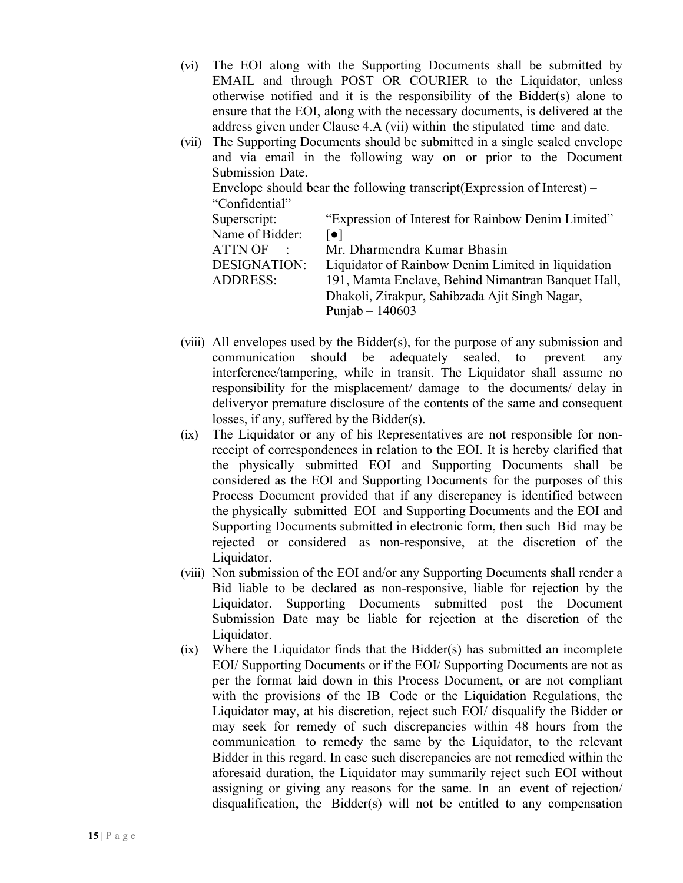(vi) The EOI along with the Supporting Documents shall be submitted by EMAIL and through POST OR COURIER to the Liquidator, unless otherwise notified and it is the responsibility of the Bidder(s) alone to ensure that the EOI, along with the necessary documents, is delivered at the address given under Clause 4.A (vii) within the stipulated time and date.

(vii) The Supporting Documents should be submitted in a single sealed envelope and via email in the following way on or prior to the Document Submission Date.

Envelope should bear the following transcript(Expression of Interest) – "Confidential"

| | |
|---|---|
| Superscript: | "Expression of Interest for Rainbow Denim Limited" |
| Name of Bidder: | [●] |
| ATTN OF : | Mr. Dharmendra Kumar Bhasin |
| DESIGNATION: | Liquidator of Rainbow Denim Limited in liquidation |
| ADDRESS: | 191, Mamta Enclave, Behind Nimantran Banquet Hall, Dhakoli, Zirakpur, Sahibzada Ajit Singh Nagar, Punjab – 140603 |

(viii) All envelopes used by the Bidder(s), for the purpose of any submission and communication should be adequately sealed, to prevent any interference/tampering, while in transit. The Liquidator shall assume no responsibility for the misplacement/ damage to the documents/ delay in deliveryor premature disclosure of the contents of the same and consequent losses, if any, suffered by the Bidder(s).

(ix) The Liquidator or any of his Representatives are not responsible for non-receipt of correspondences in relation to the EOI. It is hereby clarified that the physically submitted EOI and Supporting Documents shall be considered as the EOI and Supporting Documents for the purposes of this Process Document provided that if any discrepancy is identified between the physically submitted EOI and Supporting Documents and the EOI and Supporting Documents submitted in electronic form, then such Bid may be rejected or considered as non-responsive, at the discretion of the Liquidator.

(viii) Non submission of the EOI and/or any Supporting Documents shall render a Bid liable to be declared as non-responsive, liable for rejection by the Liquidator. Supporting Documents submitted post the Document Submission Date may be liable for rejection at the discretion of the Liquidator.

(ix) Where the Liquidator finds that the Bidder(s) has submitted an incomplete EOI/ Supporting Documents or if the EOI/ Supporting Documents are not as per the format laid down in this Process Document, or are not compliant with the provisions of the IB Code or the Liquidation Regulations, the Liquidator may, at his discretion, reject such EOI/ disqualify the Bidder or may seek for remedy of such discrepancies within 48 hours from the communication to remedy the same by the Liquidator, to the relevant Bidder in this regard. In case such discrepancies are not remedied within the aforesaid duration, the Liquidator may summarily reject such EOI without assigning or giving any reasons for the same. In an event of rejection/ disqualification, the Bidder(s) will not be entitled to any compensation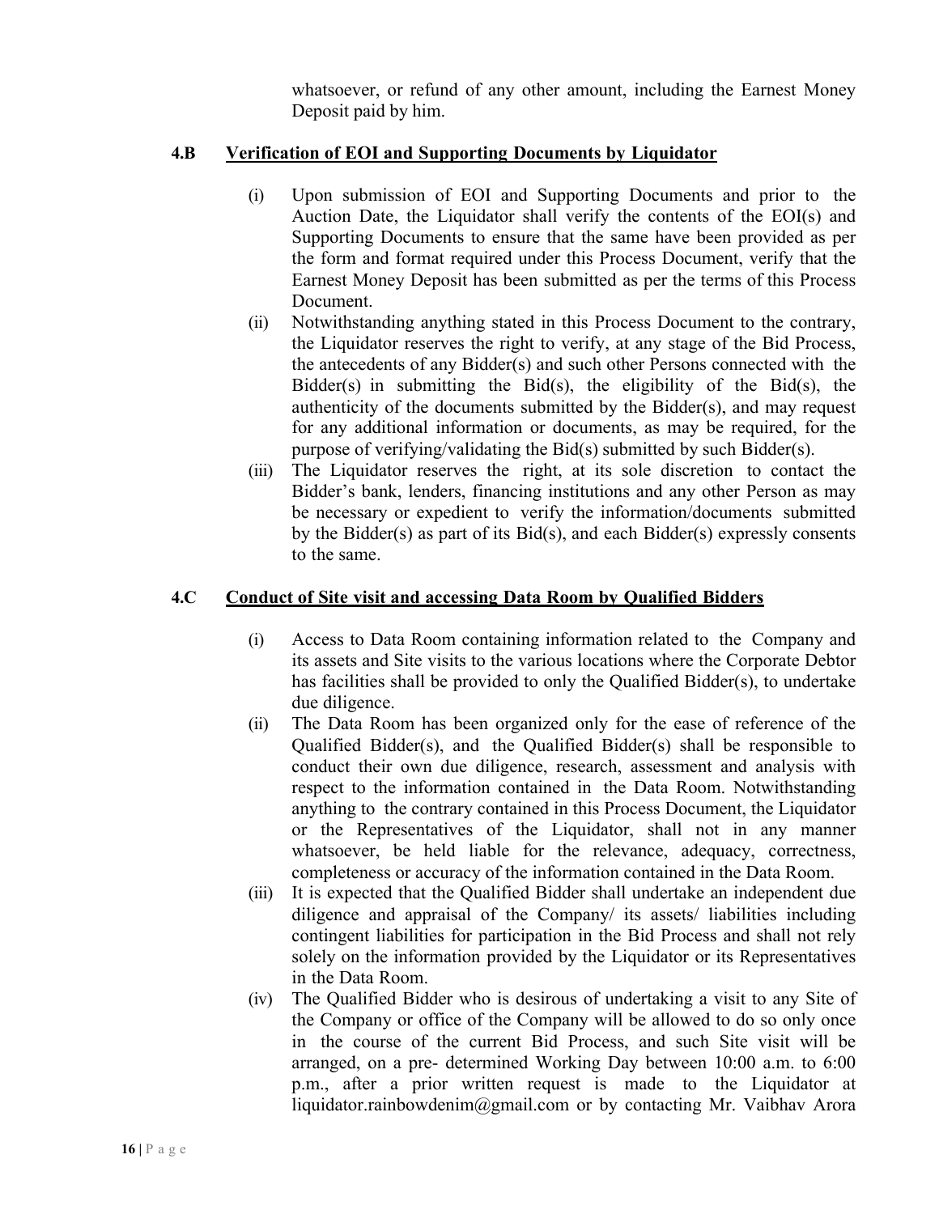whatsoever, or refund of any other amount, including the Earnest Money Deposit paid by him.

### 4.B Verification of EOI and Supporting Documents by Liquidator

(i) Upon submission of EOI and Supporting Documents and prior to the Auction Date, the Liquidator shall verify the contents of the EOI(s) and Supporting Documents to ensure that the same have been provided as per the form and format required under this Process Document, verify that the Earnest Money Deposit has been submitted as per the terms of this Process Document.

(ii) Notwithstanding anything stated in this Process Document to the contrary, the Liquidator reserves the right to verify, at any stage of the Bid Process, the antecedents of any Bidder(s) and such other Persons connected with the Bidder(s) in submitting the Bid(s), the eligibility of the Bid(s), the authenticity of the documents submitted by the Bidder(s), and may request for any additional information or documents, as may be required, for the purpose of verifying/validating the Bid(s) submitted by such Bidder(s).

(iii) The Liquidator reserves the right, at its sole discretion to contact the Bidder's bank, lenders, financing institutions and any other Person as may be necessary or expedient to verify the information/documents submitted by the Bidder(s) as part of its Bid(s), and each Bidder(s) expressly consents to the same.

### 4.C Conduct of Site visit and accessing Data Room by Qualified Bidders

(i) Access to Data Room containing information related to the Company and its assets and Site visits to the various locations where the Corporate Debtor has facilities shall be provided to only the Qualified Bidder(s), to undertake due diligence.

(ii) The Data Room has been organized only for the ease of reference of the Qualified Bidder(s), and the Qualified Bidder(s) shall be responsible to conduct their own due diligence, research, assessment and analysis with respect to the information contained in the Data Room. Notwithstanding anything to the contrary contained in this Process Document, the Liquidator or the Representatives of the Liquidator, shall not in any manner whatsoever, be held liable for the relevance, adequacy, correctness, completeness or accuracy of the information contained in the Data Room.

(iii) It is expected that the Qualified Bidder shall undertake an independent due diligence and appraisal of the Company/ its assets/ liabilities including contingent liabilities for participation in the Bid Process and shall not rely solely on the information provided by the Liquidator or its Representatives in the Data Room.

(iv) The Qualified Bidder who is desirous of undertaking a visit to any Site of the Company or office of the Company will be allowed to do so only once in the course of the current Bid Process, and such Site visit will be arranged, on a pre- determined Working Day between 10:00 a.m. to 6:00 p.m., after a prior written request is made to the Liquidator at liquidator.rainbowdenim@gmail.com or by contacting Mr. Vaibhav Arora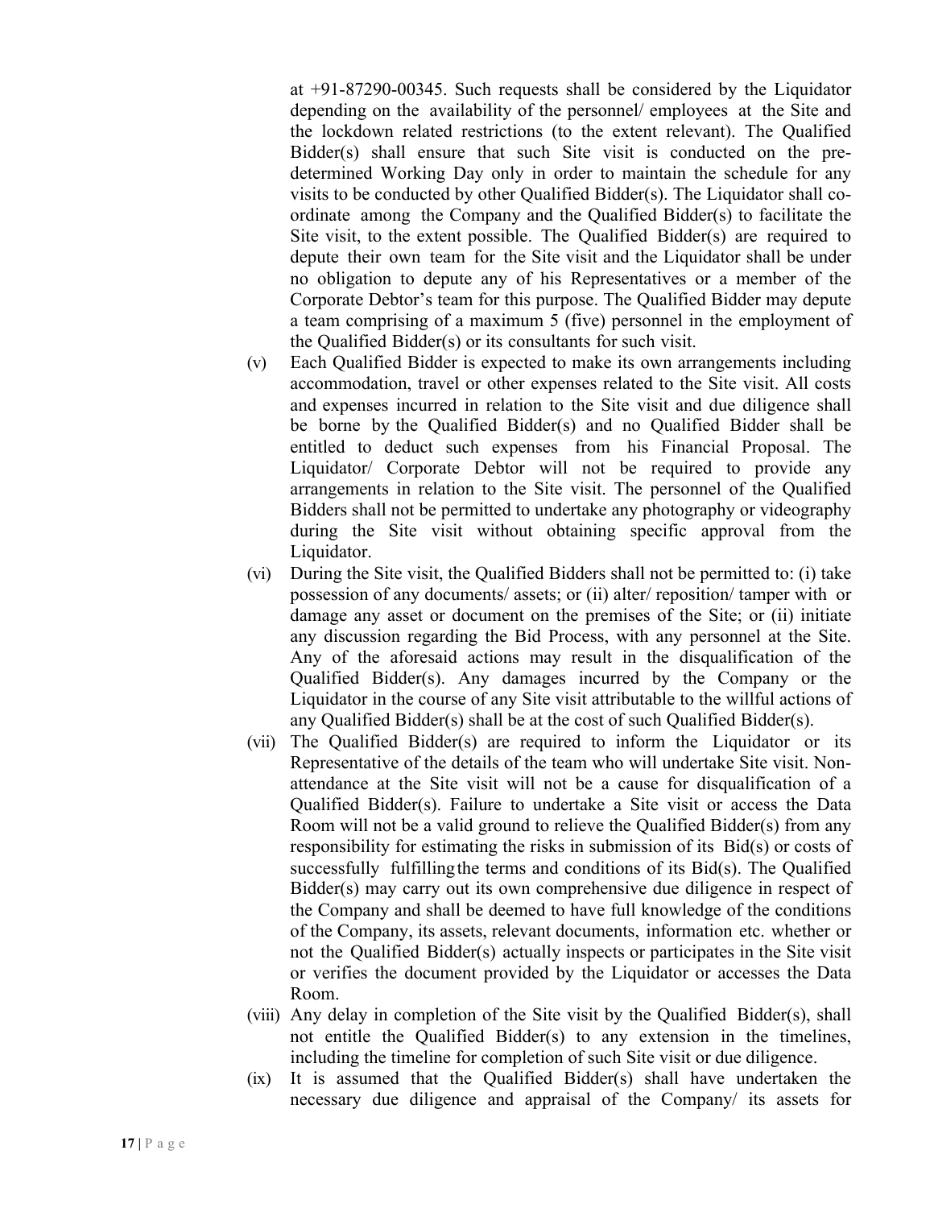at +91-87290-00345. Such requests shall be considered by the Liquidator depending on the availability of the personnel/ employees at the Site and the lockdown related restrictions (to the extent relevant). The Qualified Bidder(s) shall ensure that such Site visit is conducted on the pre-determined Working Day only in order to maintain the schedule for any visits to be conducted by other Qualified Bidder(s). The Liquidator shall co-ordinate among the Company and the Qualified Bidder(s) to facilitate the Site visit, to the extent possible. The Qualified Bidder(s) are required to depute their own team for the Site visit and the Liquidator shall be under no obligation to depute any of his Representatives or a member of the Corporate Debtor's team for this purpose. The Qualified Bidder may depute a team comprising of a maximum 5 (five) personnel in the employment of the Qualified Bidder(s) or its consultants for such visit.

(v) Each Qualified Bidder is expected to make its own arrangements including accommodation, travel or other expenses related to the Site visit. All costs and expenses incurred in relation to the Site visit and due diligence shall be borne by the Qualified Bidder(s) and no Qualified Bidder shall be entitled to deduct such expenses from his Financial Proposal. The Liquidator/ Corporate Debtor will not be required to provide any arrangements in relation to the Site visit. The personnel of the Qualified Bidders shall not be permitted to undertake any photography or videography during the Site visit without obtaining specific approval from the Liquidator.

(vi) During the Site visit, the Qualified Bidders shall not be permitted to: (i) take possession of any documents/ assets; or (ii) alter/ reposition/ tamper with or damage any asset or document on the premises of the Site; or (ii) initiate any discussion regarding the Bid Process, with any personnel at the Site. Any of the aforesaid actions may result in the disqualification of the Qualified Bidder(s). Any damages incurred by the Company or the Liquidator in the course of any Site visit attributable to the willful actions of any Qualified Bidder(s) shall be at the cost of such Qualified Bidder(s).

(vii) The Qualified Bidder(s) are required to inform the Liquidator or its Representative of the details of the team who will undertake Site visit. Non-attendance at the Site visit will not be a cause for disqualification of a Qualified Bidder(s). Failure to undertake a Site visit or access the Data Room will not be a valid ground to relieve the Qualified Bidder(s) from any responsibility for estimating the risks in submission of its Bid(s) or costs of successfully fulfilling the terms and conditions of its Bid(s). The Qualified Bidder(s) may carry out its own comprehensive due diligence in respect of the Company and shall be deemed to have full knowledge of the conditions of the Company, its assets, relevant documents, information etc. whether or not the Qualified Bidder(s) actually inspects or participates in the Site visit or verifies the document provided by the Liquidator or accesses the Data Room.

(viii) Any delay in completion of the Site visit by the Qualified Bidder(s), shall not entitle the Qualified Bidder(s) to any extension in the timelines, including the timeline for completion of such Site visit or due diligence.

(ix) It is assumed that the Qualified Bidder(s) shall have undertaken the necessary due diligence and appraisal of the Company/ its assets for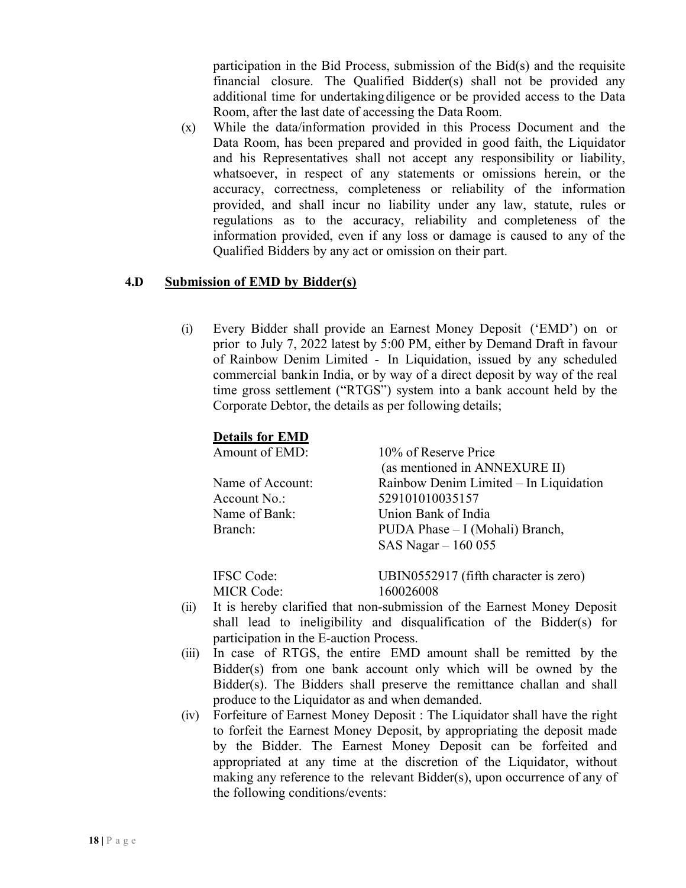participation in the Bid Process, submission of the Bid(s) and the requisite financial closure. The Qualified Bidder(s) shall not be provided any additional time for undertaking diligence or be provided access to the Data Room, after the last date of accessing the Data Room.

(x) While the data/information provided in this Process Document and the Data Room, has been prepared and provided in good faith, the Liquidator and his Representatives shall not accept any responsibility or liability, whatsoever, in respect of any statements or omissions herein, or the accuracy, correctness, completeness or reliability of the information provided, and shall incur no liability under any law, statute, rules or regulations as to the accuracy, reliability and completeness of the information provided, even if any loss or damage is caused to any of the Qualified Bidders by any act or omission on their part.

## 4.D Submission of EMD by Bidder(s)

(i) Every Bidder shall provide an Earnest Money Deposit ('EMD') on or prior to July 7, 2022 latest by 5:00 PM, either by Demand Draft in favour of Rainbow Denim Limited - In Liquidation, issued by any scheduled commercial bankin India, or by way of a direct deposit by way of the real time gross settlement ("RTGS") system into a bank account held by the Corporate Debtor, the details as per following details;

**Details for EMD**

| | |
|---|---|
| Amount of EMD: | 10% of Reserve Price (as mentioned in ANNEXURE II) |
| Name of Account: | Rainbow Denim Limited – In Liquidation |
| Account No.: | 529101010035157 |
| Name of Bank: | Union Bank of India |
| Branch: | PUDA Phase – I (Mohali) Branch, SAS Nagar – 160 055 |
| IFSC Code: | UBIN0552917 (fifth character is zero) |
| MICR Code: | 160026008 |

(ii) It is hereby clarified that non-submission of the Earnest Money Deposit shall lead to ineligibility and disqualification of the Bidder(s) for participation in the E-auction Process.

(iii) In case of RTGS, the entire EMD amount shall be remitted by the Bidder(s) from one bank account only which will be owned by the Bidder(s). The Bidders shall preserve the remittance challan and shall produce to the Liquidator as and when demanded.

(iv) Forfeiture of Earnest Money Deposit : The Liquidator shall have the right to forfeit the Earnest Money Deposit, by appropriating the deposit made by the Bidder. The Earnest Money Deposit can be forfeited and appropriated at any time at the discretion of the Liquidator, without making any reference to the relevant Bidder(s), upon occurrence of any of the following conditions/events: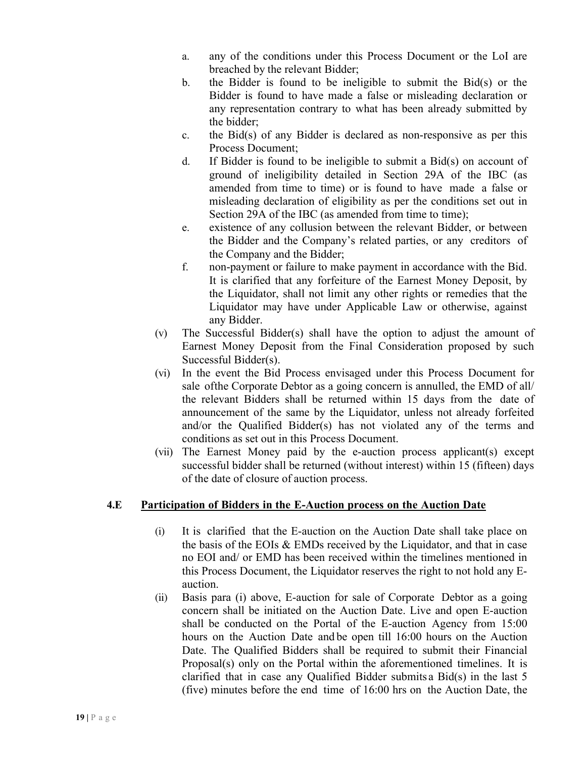a. any of the conditions under this Process Document or the LoI are breached by the relevant Bidder;
b. the Bidder is found to be ineligible to submit the Bid(s) or the Bidder is found to have made a false or misleading declaration or any representation contrary to what has been already submitted by the bidder;
c. the Bid(s) of any Bidder is declared as non-responsive as per this Process Document;
d. If Bidder is found to be ineligible to submit a Bid(s) on account of ground of ineligibility detailed in Section 29A of the IBC (as amended from time to time) or is found to have made a false or misleading declaration of eligibility as per the conditions set out in Section 29A of the IBC (as amended from time to time);
e. existence of any collusion between the relevant Bidder, or between the Bidder and the Company's related parties, or any creditors of the Company and the Bidder;
f. non-payment or failure to make payment in accordance with the Bid. It is clarified that any forfeiture of the Earnest Money Deposit, by the Liquidator, shall not limit any other rights or remedies that the Liquidator may have under Applicable Law or otherwise, against any Bidder.

(v) The Successful Bidder(s) shall have the option to adjust the amount of Earnest Money Deposit from the Final Consideration proposed by such Successful Bidder(s).

(vi) In the event the Bid Process envisaged under this Process Document for sale ofthe Corporate Debtor as a going concern is annulled, the EMD of all/ the relevant Bidders shall be returned within 15 days from the date of announcement of the same by the Liquidator, unless not already forfeited and/or the Qualified Bidder(s) has not violated any of the terms and conditions as set out in this Process Document.

(vii) The Earnest Money paid by the e-auction process applicant(s) except successful bidder shall be returned (without interest) within 15 (fifteen) days of the date of closure of auction process.

## 4.E Participation of Bidders in the E-Auction process on the Auction Date

(i) It is clarified that the E-auction on the Auction Date shall take place on the basis of the EOIs & EMDs received by the Liquidator, and that in case no EOI and/ or EMD has been received within the timelines mentioned in this Process Document, the Liquidator reserves the right to not hold any E-auction.

(ii) Basis para (i) above, E-auction for sale of Corporate Debtor as a going concern shall be initiated on the Auction Date. Live and open E-auction shall be conducted on the Portal of the E-auction Agency from 15:00 hours on the Auction Date and be open till 16:00 hours on the Auction Date. The Qualified Bidders shall be required to submit their Financial Proposal(s) only on the Portal within the aforementioned timelines. It is clarified that in case any Qualified Bidder submits a Bid(s) in the last 5 (five) minutes before the end time of 16:00 hrs on the Auction Date, the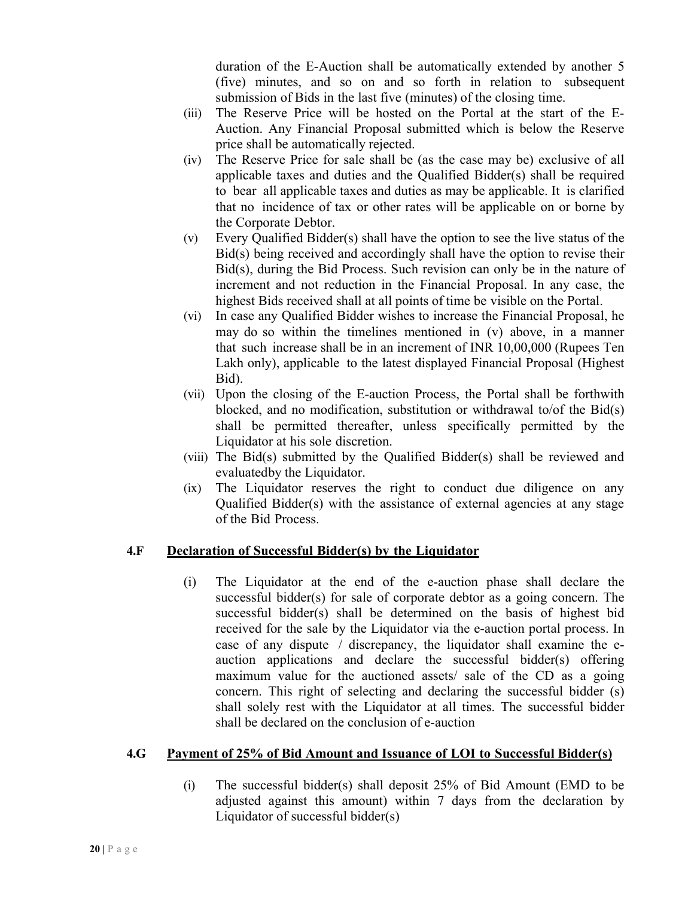duration of the E-Auction shall be automatically extended by another 5 (five) minutes, and so on and so forth in relation to subsequent submission of Bids in the last five (minutes) of the closing time.

(iii) The Reserve Price will be hosted on the Portal at the start of the E-Auction. Any Financial Proposal submitted which is below the Reserve price shall be automatically rejected.

(iv) The Reserve Price for sale shall be (as the case may be) exclusive of all applicable taxes and duties and the Qualified Bidder(s) shall be required to bear all applicable taxes and duties as may be applicable. It is clarified that no incidence of tax or other rates will be applicable on or borne by the Corporate Debtor.

(v) Every Qualified Bidder(s) shall have the option to see the live status of the Bid(s) being received and accordingly shall have the option to revise their Bid(s), during the Bid Process. Such revision can only be in the nature of increment and not reduction in the Financial Proposal. In any case, the highest Bids received shall at all points of time be visible on the Portal.

(vi) In case any Qualified Bidder wishes to increase the Financial Proposal, he may do so within the timelines mentioned in (v) above, in a manner that such increase shall be in an increment of INR 10,00,000 (Rupees Ten Lakh only), applicable to the latest displayed Financial Proposal (Highest Bid).

(vii) Upon the closing of the E-auction Process, the Portal shall be forthwith blocked, and no modification, substitution or withdrawal to/of the Bid(s) shall be permitted thereafter, unless specifically permitted by the Liquidator at his sole discretion.

(viii) The Bid(s) submitted by the Qualified Bidder(s) shall be reviewed and evaluatedby the Liquidator.

(ix) The Liquidator reserves the right to conduct due diligence on any Qualified Bidder(s) with the assistance of external agencies at any stage of the Bid Process.

## 4.F Declaration of Successful Bidder(s) by the Liquidator

(i) The Liquidator at the end of the e-auction phase shall declare the successful bidder(s) for sale of corporate debtor as a going concern. The successful bidder(s) shall be determined on the basis of highest bid received for the sale by the Liquidator via the e-auction portal process. In case of any dispute / discrepancy, the liquidator shall examine the e-auction applications and declare the successful bidder(s) offering maximum value for the auctioned assets/ sale of the CD as a going concern. This right of selecting and declaring the successful bidder (s) shall solely rest with the Liquidator at all times. The successful bidder shall be declared on the conclusion of e-auction

## 4.G Payment of 25% of Bid Amount and Issuance of LOI to Successful Bidder(s)

(i) The successful bidder(s) shall deposit 25% of Bid Amount (EMD to be adjusted against this amount) within 7 days from the declaration by Liquidator of successful bidder(s)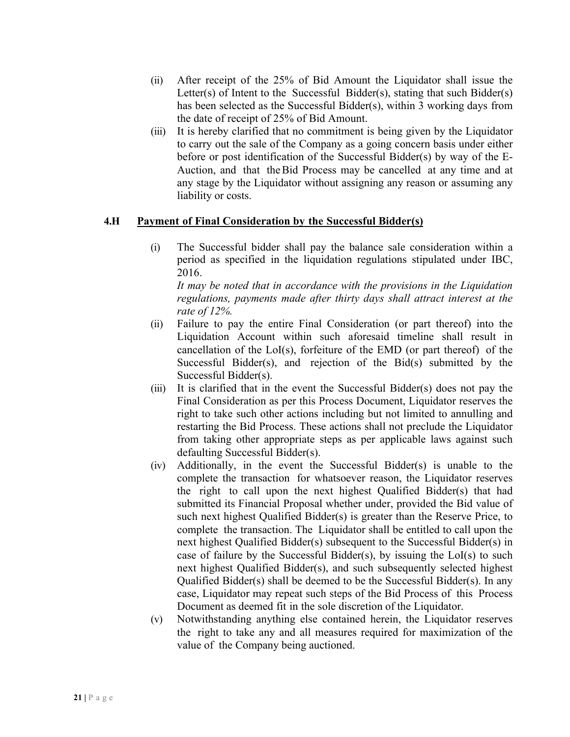(ii) After receipt of the 25% of Bid Amount the Liquidator shall issue the Letter(s) of Intent to the Successful Bidder(s), stating that such Bidder(s) has been selected as the Successful Bidder(s), within 3 working days from the date of receipt of 25% of Bid Amount.

(iii) It is hereby clarified that no commitment is being given by the Liquidator to carry out the sale of the Company as a going concern basis under either before or post identification of the Successful Bidder(s) by way of the E-Auction, and that the Bid Process may be cancelled at any time and at any stage by the Liquidator without assigning any reason or assuming any liability or costs.

### 4.H Payment of Final Consideration by the Successful Bidder(s)

(i) The Successful bidder shall pay the balance sale consideration within a period as specified in the liquidation regulations stipulated under IBC, 2016.
*It may be noted that in accordance with the provisions in the Liquidation regulations, payments made after thirty days shall attract interest at the rate of 12%.*

(ii) Failure to pay the entire Final Consideration (or part thereof) into the Liquidation Account within such aforesaid timeline shall result in cancellation of the LoI(s), forfeiture of the EMD (or part thereof) of the Successful Bidder(s), and rejection of the Bid(s) submitted by the Successful Bidder(s).

(iii) It is clarified that in the event the Successful Bidder(s) does not pay the Final Consideration as per this Process Document, Liquidator reserves the right to take such other actions including but not limited to annulling and restarting the Bid Process. These actions shall not preclude the Liquidator from taking other appropriate steps as per applicable laws against such defaulting Successful Bidder(s).

(iv) Additionally, in the event the Successful Bidder(s) is unable to the complete the transaction for whatsoever reason, the Liquidator reserves the right to call upon the next highest Qualified Bidder(s) that had submitted its Financial Proposal whether under, provided the Bid value of such next highest Qualified Bidder(s) is greater than the Reserve Price, to complete the transaction. The Liquidator shall be entitled to call upon the next highest Qualified Bidder(s) subsequent to the Successful Bidder(s) in case of failure by the Successful Bidder(s), by issuing the LoI(s) to such next highest Qualified Bidder(s), and such subsequently selected highest Qualified Bidder(s) shall be deemed to be the Successful Bidder(s). In any case, Liquidator may repeat such steps of the Bid Process of this Process Document as deemed fit in the sole discretion of the Liquidator.

(v) Notwithstanding anything else contained herein, the Liquidator reserves the right to take any and all measures required for maximization of the value of the Company being auctioned.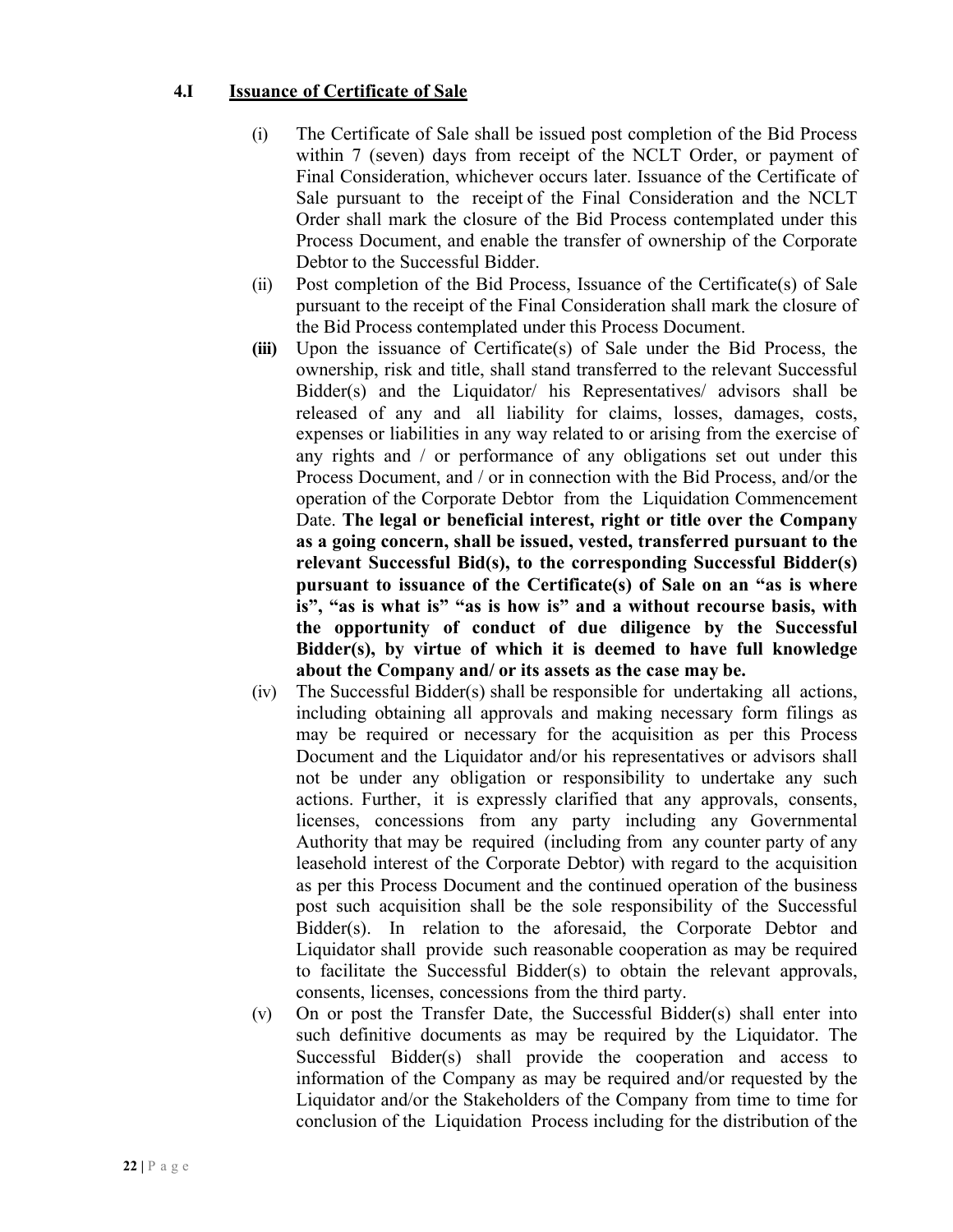### 4.I Issuance of Certificate of Sale

(i) The Certificate of Sale shall be issued post completion of the Bid Process within 7 (seven) days from receipt of the NCLT Order, or payment of Final Consideration, whichever occurs later. Issuance of the Certificate of Sale pursuant to the receipt of the Final Consideration and the NCLT Order shall mark the closure of the Bid Process contemplated under this Process Document, and enable the transfer of ownership of the Corporate Debtor to the Successful Bidder.

(ii) Post completion of the Bid Process, Issuance of the Certificate(s) of Sale pursuant to the receipt of the Final Consideration shall mark the closure of the Bid Process contemplated under this Process Document.

**(iii)** Upon the issuance of Certificate(s) of Sale under the Bid Process, the ownership, risk and title, shall stand transferred to the relevant Successful Bidder(s) and the Liquidator/ his Representatives/ advisors shall be released of any and all liability for claims, losses, damages, costs, expenses or liabilities in any way related to or arising from the exercise of any rights and / or performance of any obligations set out under this Process Document, and / or in connection with the Bid Process, and/or the operation of the Corporate Debtor from the Liquidation Commencement Date. **The legal or beneficial interest, right or title over the Company as a going concern, shall be issued, vested, transferred pursuant to the relevant Successful Bid(s), to the corresponding Successful Bidder(s) pursuant to issuance of the Certificate(s) of Sale on an "as is where is", "as is what is" "as is how is" and a without recourse basis, with the opportunity of conduct of due diligence by the Successful Bidder(s), by virtue of which it is deemed to have full knowledge about the Company and/ or its assets as the case may be.**

(iv) The Successful Bidder(s) shall be responsible for undertaking all actions, including obtaining all approvals and making necessary form filings as may be required or necessary for the acquisition as per this Process Document and the Liquidator and/or his representatives or advisors shall not be under any obligation or responsibility to undertake any such actions. Further, it is expressly clarified that any approvals, consents, licenses, concessions from any party including any Governmental Authority that may be required (including from any counter party of any leasehold interest of the Corporate Debtor) with regard to the acquisition as per this Process Document and the continued operation of the business post such acquisition shall be the sole responsibility of the Successful Bidder(s). In relation to the aforesaid, the Corporate Debtor and Liquidator shall provide such reasonable cooperation as may be required to facilitate the Successful Bidder(s) to obtain the relevant approvals, consents, licenses, concessions from the third party.

(v) On or post the Transfer Date, the Successful Bidder(s) shall enter into such definitive documents as may be required by the Liquidator. The Successful Bidder(s) shall provide the cooperation and access to information of the Company as may be required and/or requested by the Liquidator and/or the Stakeholders of the Company from time to time for conclusion of the Liquidation Process including for the distribution of the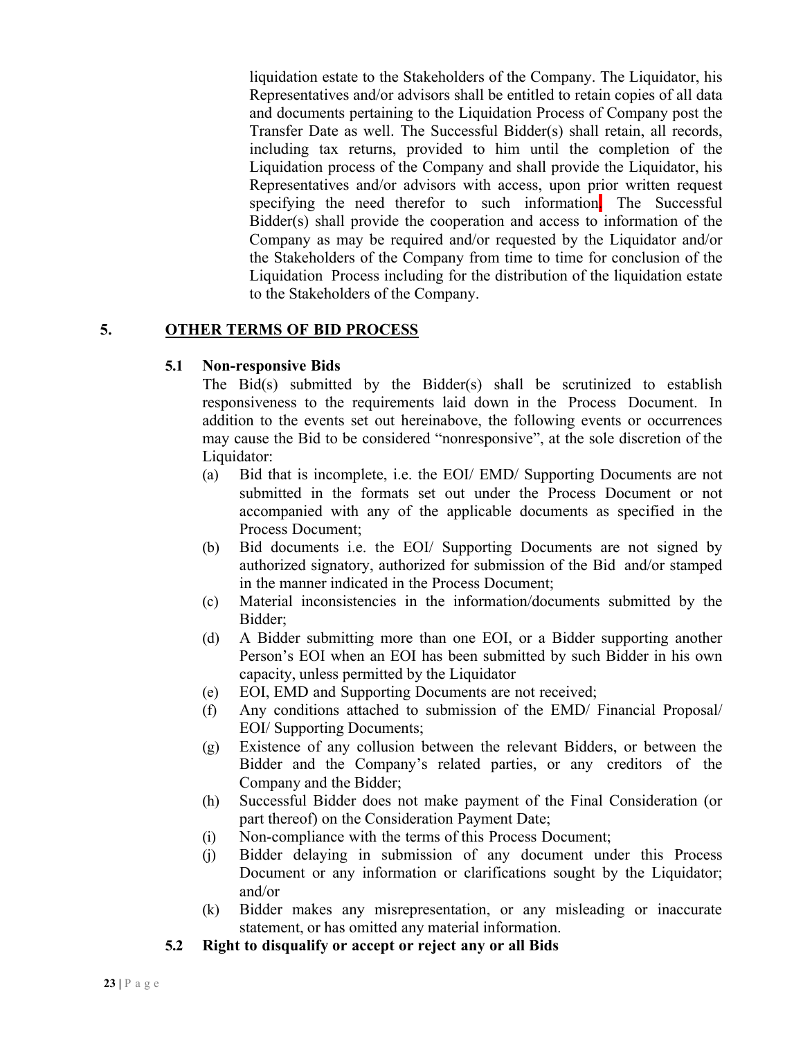liquidation estate to the Stakeholders of the Company. The Liquidator, his Representatives and/or advisors shall be entitled to retain copies of all data and documents pertaining to the Liquidation Process of Company post the Transfer Date as well. The Successful Bidder(s) shall retain, all records, including tax returns, provided to him until the completion of the Liquidation process of the Company and shall provide the Liquidator, his Representatives and/or advisors with access, upon prior written request specifying the need therefor to such information. The Successful Bidder(s) shall provide the cooperation and access to information of the Company as may be required and/or requested by the Liquidator and/or the Stakeholders of the Company from time to time for conclusion of the Liquidation Process including for the distribution of the liquidation estate to the Stakeholders of the Company.

## 5. OTHER TERMS OF BID PROCESS

### 5.1 Non-responsive Bids

The Bid(s) submitted by the Bidder(s) shall be scrutinized to establish responsiveness to the requirements laid down in the Process Document. In addition to the events set out hereinabove, the following events or occurrences may cause the Bid to be considered "nonresponsive", at the sole discretion of the Liquidator:

(a) Bid that is incomplete, i.e. the EOI/ EMD/ Supporting Documents are not submitted in the formats set out under the Process Document or not accompanied with any of the applicable documents as specified in the Process Document;

(b) Bid documents i.e. the EOI/ Supporting Documents are not signed by authorized signatory, authorized for submission of the Bid and/or stamped in the manner indicated in the Process Document;

(c) Material inconsistencies in the information/documents submitted by the Bidder;

(d) A Bidder submitting more than one EOI, or a Bidder supporting another Person's EOI when an EOI has been submitted by such Bidder in his own capacity, unless permitted by the Liquidator

(e) EOI, EMD and Supporting Documents are not received;

(f) Any conditions attached to submission of the EMD/ Financial Proposal/ EOI/ Supporting Documents;

(g) Existence of any collusion between the relevant Bidders, or between the Bidder and the Company's related parties, or any creditors of the Company and the Bidder;

(h) Successful Bidder does not make payment of the Final Consideration (or part thereof) on the Consideration Payment Date;

(i) Non-compliance with the terms of this Process Document;

(j) Bidder delaying in submission of any document under this Process Document or any information or clarifications sought by the Liquidator; and/or

(k) Bidder makes any misrepresentation, or any misleading or inaccurate statement, or has omitted any material information.

### 5.2 Right to disqualify or accept or reject any or all Bids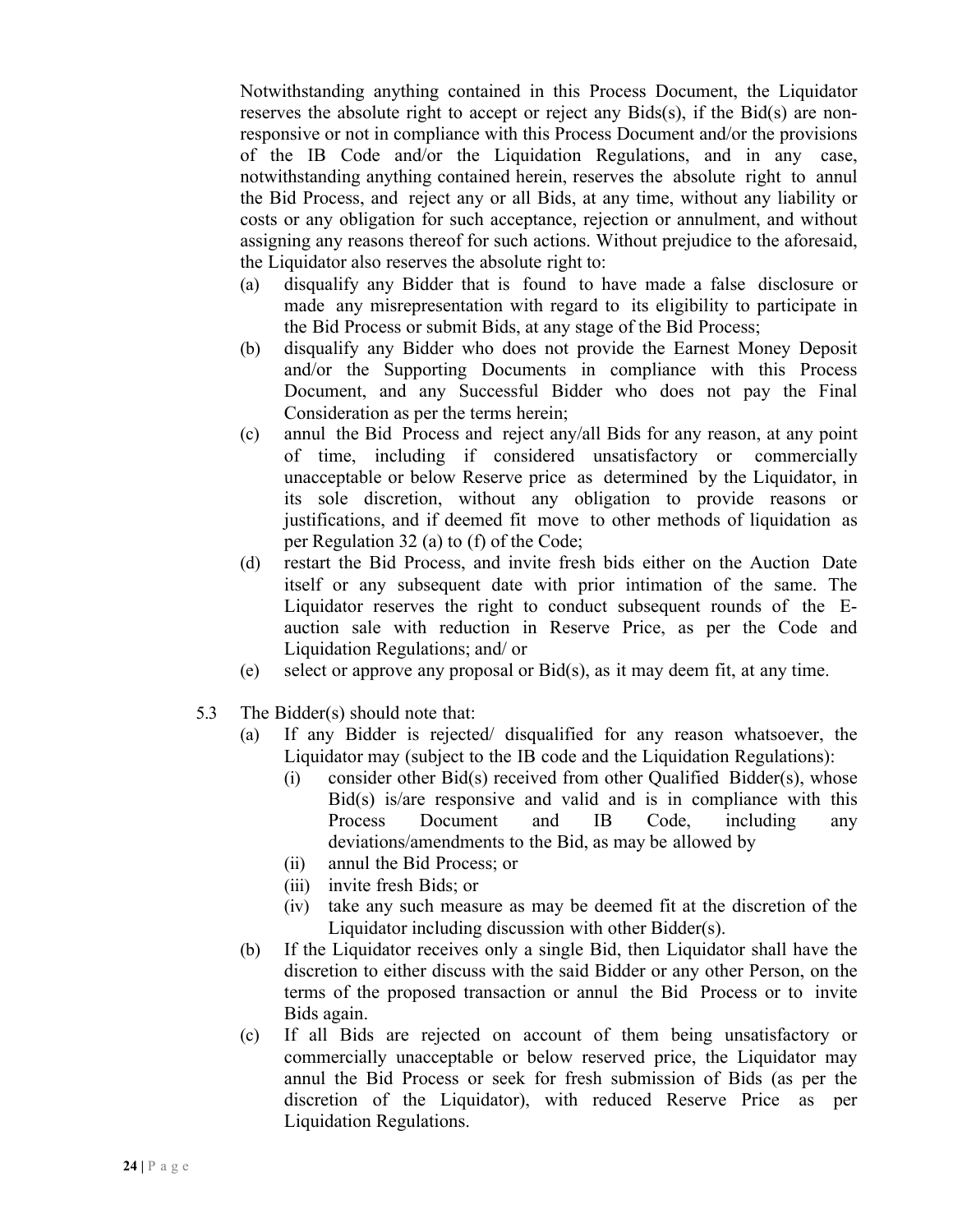Notwithstanding anything contained in this Process Document, the Liquidator reserves the absolute right to accept or reject any Bids(s), if the Bid(s) are non-responsive or not in compliance with this Process Document and/or the provisions of the IB Code and/or the Liquidation Regulations, and in any case, notwithstanding anything contained herein, reserves the absolute right to annul the Bid Process, and reject any or all Bids, at any time, without any liability or costs or any obligation for such acceptance, rejection or annulment, and without assigning any reasons thereof for such actions. Without prejudice to the aforesaid, the Liquidator also reserves the absolute right to:

(a) disqualify any Bidder that is found to have made a false disclosure or made any misrepresentation with regard to its eligibility to participate in the Bid Process or submit Bids, at any stage of the Bid Process;

(b) disqualify any Bidder who does not provide the Earnest Money Deposit and/or the Supporting Documents in compliance with this Process Document, and any Successful Bidder who does not pay the Final Consideration as per the terms herein;

(c) annul the Bid Process and reject any/all Bids for any reason, at any point of time, including if considered unsatisfactory or commercially unacceptable or below Reserve price as determined by the Liquidator, in its sole discretion, without any obligation to provide reasons or justifications, and if deemed fit move to other methods of liquidation as per Regulation 32 (a) to (f) of the Code;

(d) restart the Bid Process, and invite fresh bids either on the Auction Date itself or any subsequent date with prior intimation of the same. The Liquidator reserves the right to conduct subsequent rounds of the E-auction sale with reduction in Reserve Price, as per the Code and Liquidation Regulations; and/ or

(e) select or approve any proposal or Bid(s), as it may deem fit, at any time.

5.3 The Bidder(s) should note that:

(a) If any Bidder is rejected/ disqualified for any reason whatsoever, the Liquidator may (subject to the IB code and the Liquidation Regulations):

 (i) consider other Bid(s) received from other Qualified Bidder(s), whose Bid(s) is/are responsive and valid and is in compliance with this Process Document and IB Code, including any deviations/amendments to the Bid, as may be allowed by

 (ii) annul the Bid Process; or

 (iii) invite fresh Bids; or

 (iv) take any such measure as may be deemed fit at the discretion of the Liquidator including discussion with other Bidder(s).

(b) If the Liquidator receives only a single Bid, then Liquidator shall have the discretion to either discuss with the said Bidder or any other Person, on the terms of the proposed transaction or annul the Bid Process or to invite Bids again.

(c) If all Bids are rejected on account of them being unsatisfactory or commercially unacceptable or below reserved price, the Liquidator may annul the Bid Process or seek for fresh submission of Bids (as per the discretion of the Liquidator), with reduced Reserve Price as per Liquidation Regulations.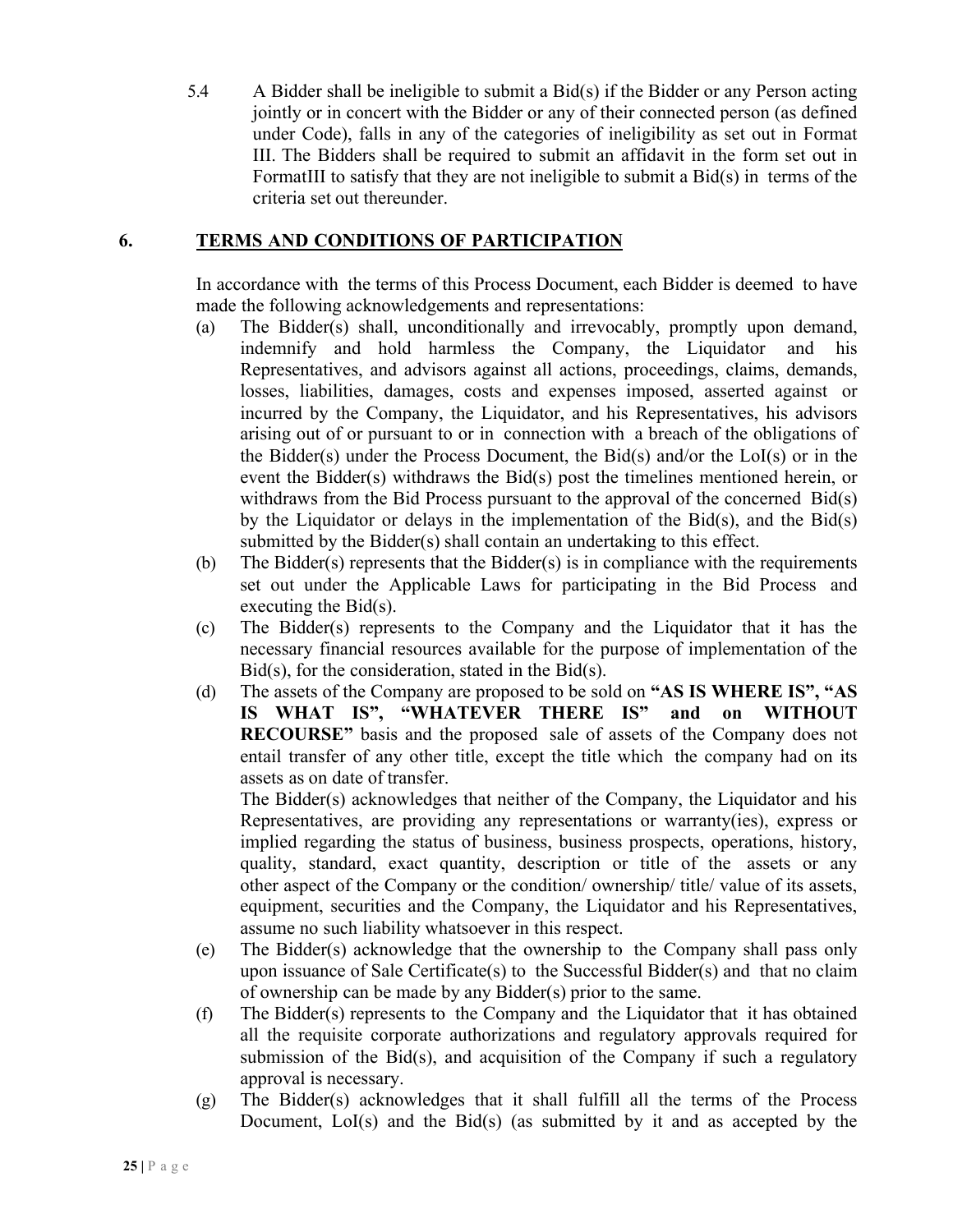5.4 A Bidder shall be ineligible to submit a Bid(s) if the Bidder or any Person acting jointly or in concert with the Bidder or any of their connected person (as defined under Code), falls in any of the categories of ineligibility as set out in Format III. The Bidders shall be required to submit an affidavit in the form set out in FormatIII to satisfy that they are not ineligible to submit a Bid(s) in terms of the criteria set out thereunder.

## 6. TERMS AND CONDITIONS OF PARTICIPATION

In accordance with the terms of this Process Document, each Bidder is deemed to have made the following acknowledgements and representations:

(a) The Bidder(s) shall, unconditionally and irrevocably, promptly upon demand, indemnify and hold harmless the Company, the Liquidator and his Representatives, and advisors against all actions, proceedings, claims, demands, losses, liabilities, damages, costs and expenses imposed, asserted against or incurred by the Company, the Liquidator, and his Representatives, his advisors arising out of or pursuant to or in connection with a breach of the obligations of the Bidder(s) under the Process Document, the Bid(s) and/or the LoI(s) or in the event the Bidder(s) withdraws the Bid(s) post the timelines mentioned herein, or withdraws from the Bid Process pursuant to the approval of the concerned Bid(s) by the Liquidator or delays in the implementation of the Bid(s), and the Bid(s) submitted by the Bidder(s) shall contain an undertaking to this effect.

(b) The Bidder(s) represents that the Bidder(s) is in compliance with the requirements set out under the Applicable Laws for participating in the Bid Process and executing the Bid(s).

(c) The Bidder(s) represents to the Company and the Liquidator that it has the necessary financial resources available for the purpose of implementation of the Bid(s), for the consideration, stated in the Bid(s).

(d) The assets of the Company are proposed to be sold on **"AS IS WHERE IS", "AS IS WHAT IS", "WHATEVER THERE IS" and on WITHOUT RECOURSE"** basis and the proposed sale of assets of the Company does not entail transfer of any other title, except the title which the company had on its assets as on date of transfer.

The Bidder(s) acknowledges that neither of the Company, the Liquidator and his Representatives, are providing any representations or warranty(ies), express or implied regarding the status of business, business prospects, operations, history, quality, standard, exact quantity, description or title of the assets or any other aspect of the Company or the condition/ ownership/ title/ value of its assets, equipment, securities and the Company, the Liquidator and his Representatives, assume no such liability whatsoever in this respect.

(e) The Bidder(s) acknowledge that the ownership to the Company shall pass only upon issuance of Sale Certificate(s) to the Successful Bidder(s) and that no claim of ownership can be made by any Bidder(s) prior to the same.

(f) The Bidder(s) represents to the Company and the Liquidator that it has obtained all the requisite corporate authorizations and regulatory approvals required for submission of the Bid(s), and acquisition of the Company if such a regulatory approval is necessary.

(g) The Bidder(s) acknowledges that it shall fulfill all the terms of the Process Document, LoI(s) and the Bid(s) (as submitted by it and as accepted by the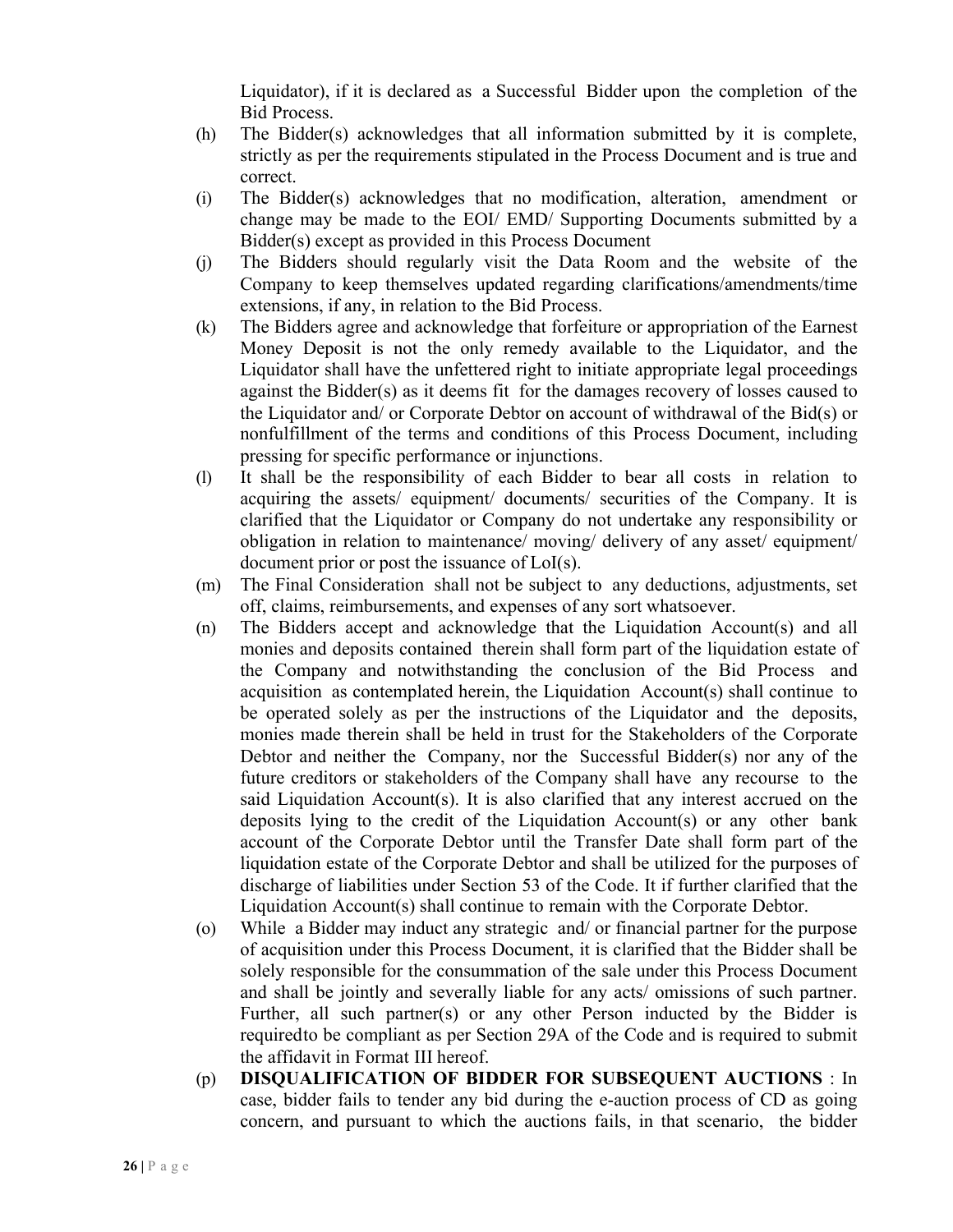Liquidator), if it is declared as a Successful Bidder upon the completion of the Bid Process.

(h) The Bidder(s) acknowledges that all information submitted by it is complete, strictly as per the requirements stipulated in the Process Document and is true and correct.

(i) The Bidder(s) acknowledges that no modification, alteration, amendment or change may be made to the EOI/ EMD/ Supporting Documents submitted by a Bidder(s) except as provided in this Process Document

(j) The Bidders should regularly visit the Data Room and the website of the Company to keep themselves updated regarding clarifications/amendments/time extensions, if any, in relation to the Bid Process.

(k) The Bidders agree and acknowledge that forfeiture or appropriation of the Earnest Money Deposit is not the only remedy available to the Liquidator, and the Liquidator shall have the unfettered right to initiate appropriate legal proceedings against the Bidder(s) as it deems fit for the damages recovery of losses caused to the Liquidator and/ or Corporate Debtor on account of withdrawal of the Bid(s) or nonfulfillment of the terms and conditions of this Process Document, including pressing for specific performance or injunctions.

(l) It shall be the responsibility of each Bidder to bear all costs in relation to acquiring the assets/ equipment/ documents/ securities of the Company. It is clarified that the Liquidator or Company do not undertake any responsibility or obligation in relation to maintenance/ moving/ delivery of any asset/ equipment/ document prior or post the issuance of LoI(s).

(m) The Final Consideration shall not be subject to any deductions, adjustments, set off, claims, reimbursements, and expenses of any sort whatsoever.

(n) The Bidders accept and acknowledge that the Liquidation Account(s) and all monies and deposits contained therein shall form part of the liquidation estate of the Company and notwithstanding the conclusion of the Bid Process and acquisition as contemplated herein, the Liquidation Account(s) shall continue to be operated solely as per the instructions of the Liquidator and the deposits, monies made therein shall be held in trust for the Stakeholders of the Corporate Debtor and neither the Company, nor the Successful Bidder(s) nor any of the future creditors or stakeholders of the Company shall have any recourse to the said Liquidation Account(s). It is also clarified that any interest accrued on the deposits lying to the credit of the Liquidation Account(s) or any other bank account of the Corporate Debtor until the Transfer Date shall form part of the liquidation estate of the Corporate Debtor and shall be utilized for the purposes of discharge of liabilities under Section 53 of the Code. It if further clarified that the Liquidation Account(s) shall continue to remain with the Corporate Debtor.

(o) While a Bidder may induct any strategic and/ or financial partner for the purpose of acquisition under this Process Document, it is clarified that the Bidder shall be solely responsible for the consummation of the sale under this Process Document and shall be jointly and severally liable for any acts/ omissions of such partner. Further, all such partner(s) or any other Person inducted by the Bidder is requiredto be compliant as per Section 29A of the Code and is required to submit the affidavit in Format III hereof.

(p) **DISQUALIFICATION OF BIDDER FOR SUBSEQUENT AUCTIONS** : In case, bidder fails to tender any bid during the e-auction process of CD as going concern, and pursuant to which the auctions fails, in that scenario, the bidder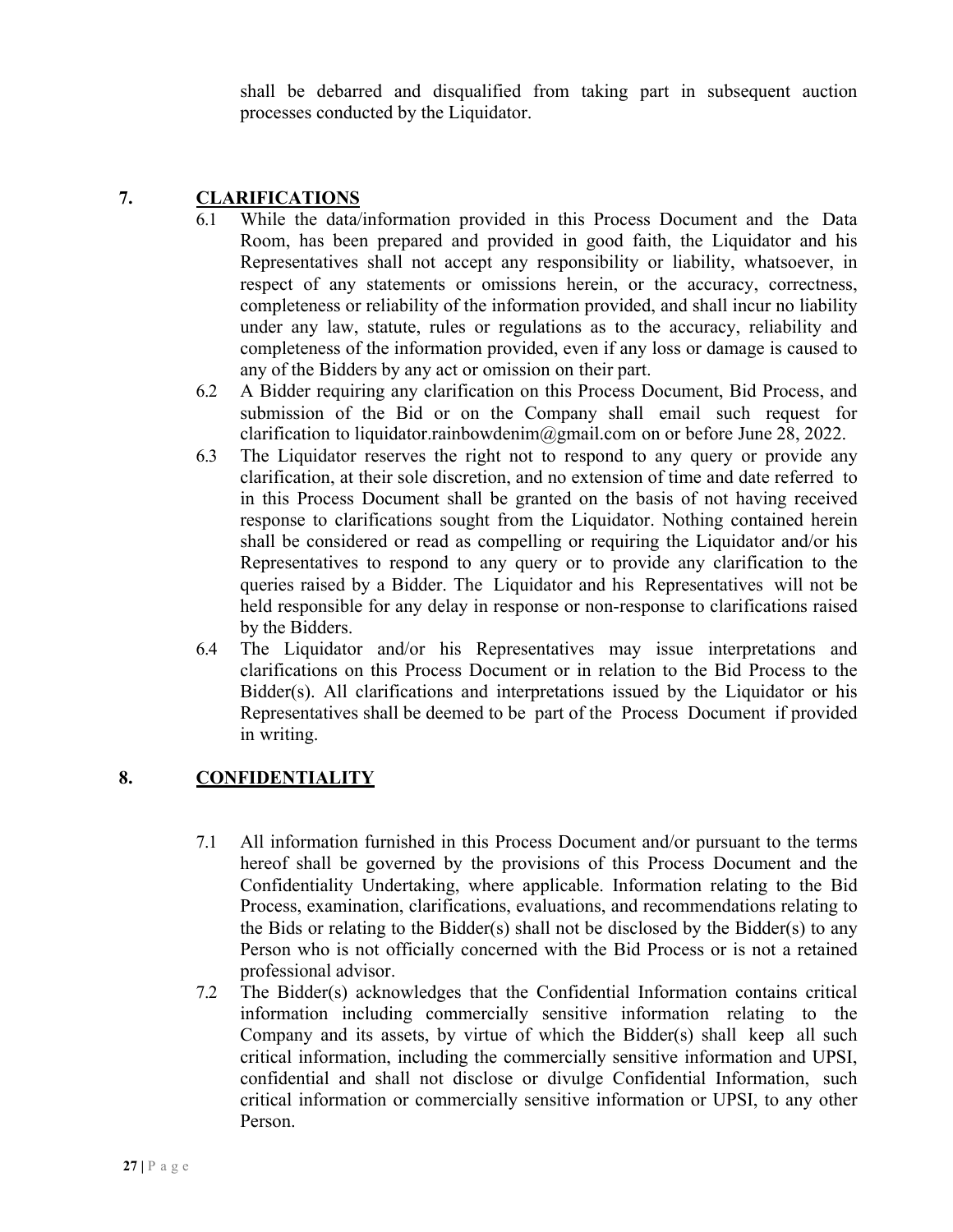shall be debarred and disqualified from taking part in subsequent auction processes conducted by the Liquidator.

## 7. CLARIFICATIONS

6.1 While the data/information provided in this Process Document and the Data Room, has been prepared and provided in good faith, the Liquidator and his Representatives shall not accept any responsibility or liability, whatsoever, in respect of any statements or omissions herein, or the accuracy, correctness, completeness or reliability of the information provided, and shall incur no liability under any law, statute, rules or regulations as to the accuracy, reliability and completeness of the information provided, even if any loss or damage is caused to any of the Bidders by any act or omission on their part.

6.2 A Bidder requiring any clarification on this Process Document, Bid Process, and submission of the Bid or on the Company shall email such request for clarification to liquidator.rainbowdenim@gmail.com on or before June 28, 2022.

6.3 The Liquidator reserves the right not to respond to any query or provide any clarification, at their sole discretion, and no extension of time and date referred to in this Process Document shall be granted on the basis of not having received response to clarifications sought from the Liquidator. Nothing contained herein shall be considered or read as compelling or requiring the Liquidator and/or his Representatives to respond to any query or to provide any clarification to the queries raised by a Bidder. The Liquidator and his Representatives will not be held responsible for any delay in response or non-response to clarifications raised by the Bidders.

6.4 The Liquidator and/or his Representatives may issue interpretations and clarifications on this Process Document or in relation to the Bid Process to the Bidder(s). All clarifications and interpretations issued by the Liquidator or his Representatives shall be deemed to be part of the Process Document if provided in writing.

## 8. CONFIDENTIALITY

7.1 All information furnished in this Process Document and/or pursuant to the terms hereof shall be governed by the provisions of this Process Document and the Confidentiality Undertaking, where applicable. Information relating to the Bid Process, examination, clarifications, evaluations, and recommendations relating to the Bids or relating to the Bidder(s) shall not be disclosed by the Bidder(s) to any Person who is not officially concerned with the Bid Process or is not a retained professional advisor.

7.2 The Bidder(s) acknowledges that the Confidential Information contains critical information including commercially sensitive information relating to the Company and its assets, by virtue of which the Bidder(s) shall keep all such critical information, including the commercially sensitive information and UPSI, confidential and shall not disclose or divulge Confidential Information, such critical information or commercially sensitive information or UPSI, to any other Person.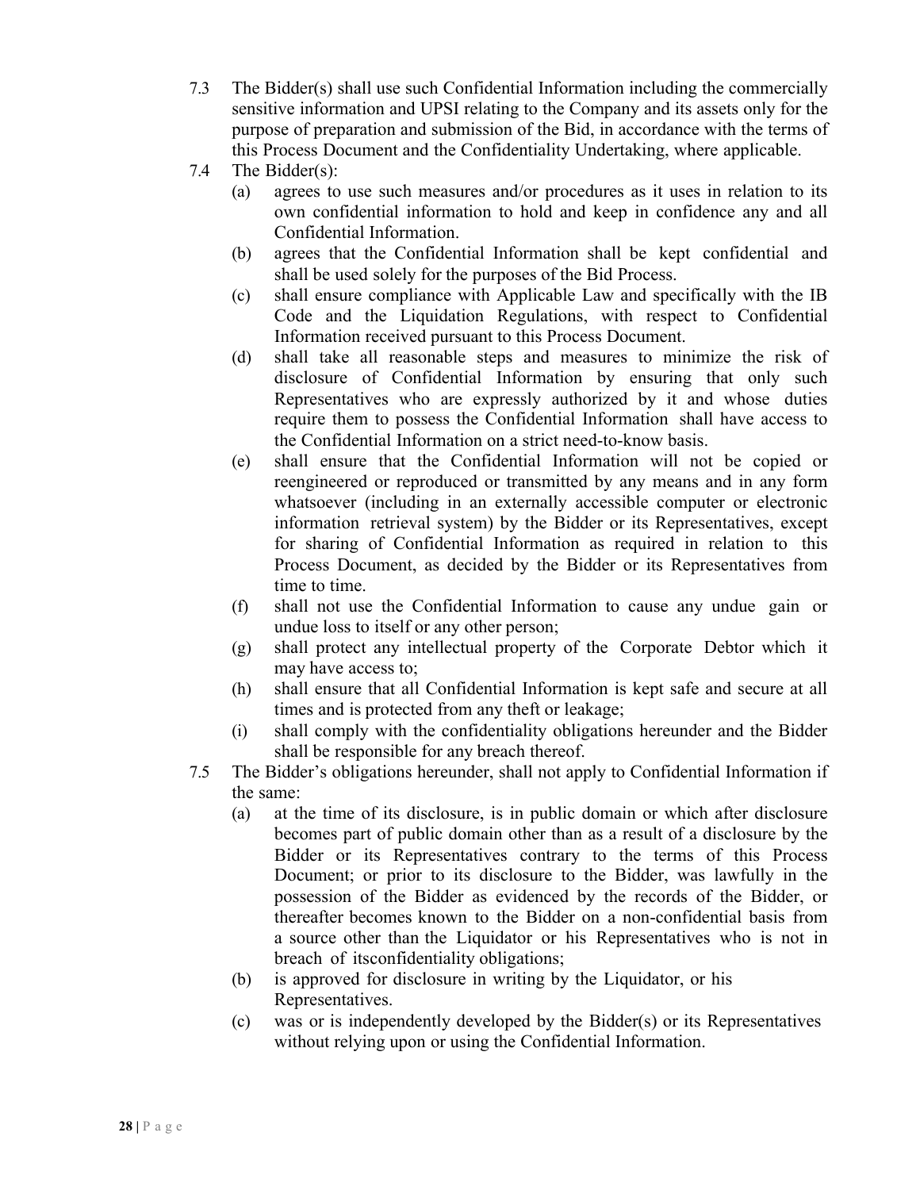7.3 The Bidder(s) shall use such Confidential Information including the commercially sensitive information and UPSI relating to the Company and its assets only for the purpose of preparation and submission of the Bid, in accordance with the terms of this Process Document and the Confidentiality Undertaking, where applicable.

7.4 The Bidder(s):

(a) agrees to use such measures and/or procedures as it uses in relation to its own confidential information to hold and keep in confidence any and all Confidential Information.

(b) agrees that the Confidential Information shall be kept confidential and shall be used solely for the purposes of the Bid Process.

(c) shall ensure compliance with Applicable Law and specifically with the IB Code and the Liquidation Regulations, with respect to Confidential Information received pursuant to this Process Document.

(d) shall take all reasonable steps and measures to minimize the risk of disclosure of Confidential Information by ensuring that only such Representatives who are expressly authorized by it and whose duties require them to possess the Confidential Information shall have access to the Confidential Information on a strict need-to-know basis.

(e) shall ensure that the Confidential Information will not be copied or reengineered or reproduced or transmitted by any means and in any form whatsoever (including in an externally accessible computer or electronic information retrieval system) by the Bidder or its Representatives, except for sharing of Confidential Information as required in relation to this Process Document, as decided by the Bidder or its Representatives from time to time.

(f) shall not use the Confidential Information to cause any undue gain or undue loss to itself or any other person;

(g) shall protect any intellectual property of the Corporate Debtor which it may have access to;

(h) shall ensure that all Confidential Information is kept safe and secure at all times and is protected from any theft or leakage;

(i) shall comply with the confidentiality obligations hereunder and the Bidder shall be responsible for any breach thereof.

7.5 The Bidder's obligations hereunder, shall not apply to Confidential Information if the same:

(a) at the time of its disclosure, is in public domain or which after disclosure becomes part of public domain other than as a result of a disclosure by the Bidder or its Representatives contrary to the terms of this Process Document; or prior to its disclosure to the Bidder, was lawfully in the possession of the Bidder as evidenced by the records of the Bidder, or thereafter becomes known to the Bidder on a non-confidential basis from a source other than the Liquidator or his Representatives who is not in breach of itsconfidentiality obligations;

(b) is approved for disclosure in writing by the Liquidator, or his Representatives.

(c) was or is independently developed by the Bidder(s) or its Representatives without relying upon or using the Confidential Information.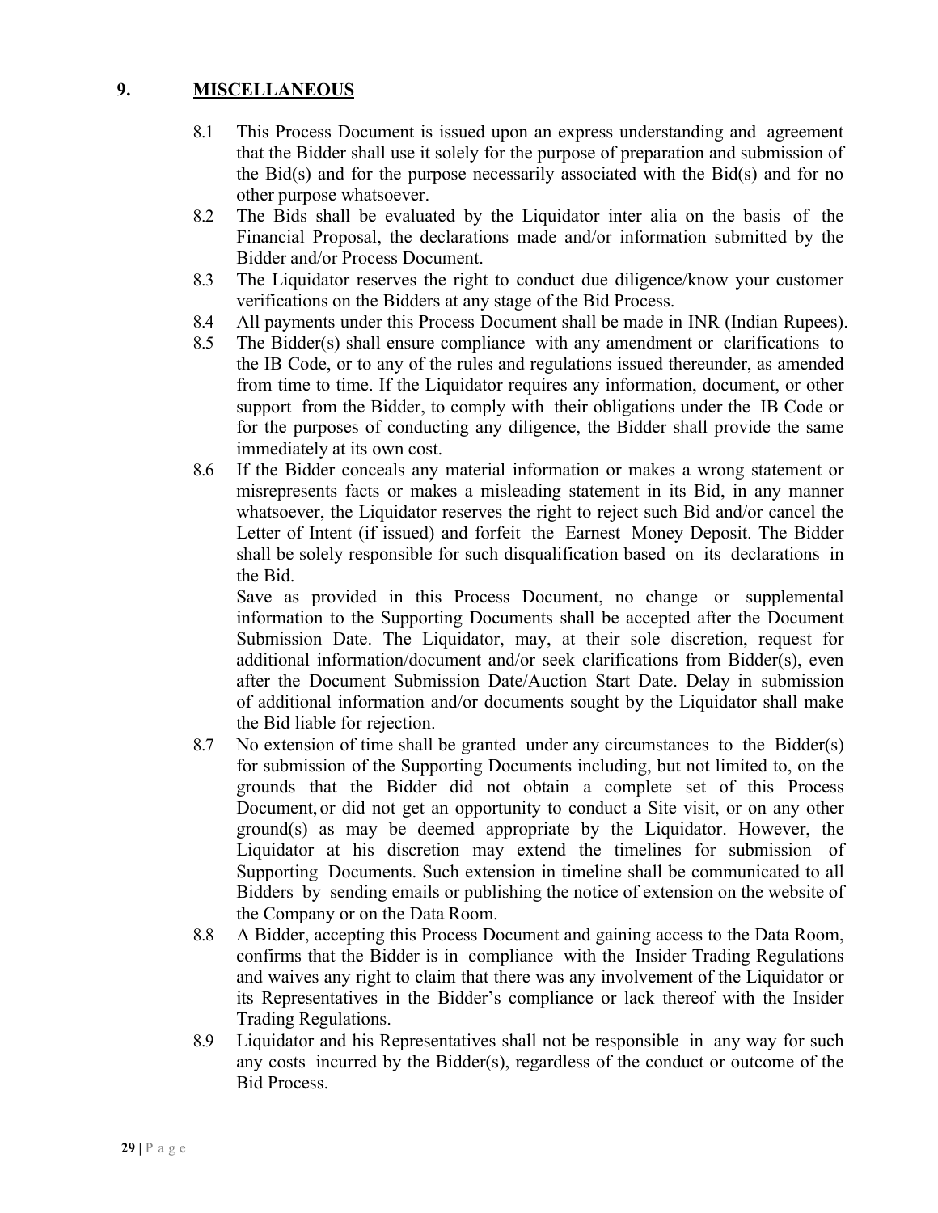## 9. MISCELLANEOUS

8.1 This Process Document is issued upon an express understanding and agreement that the Bidder shall use it solely for the purpose of preparation and submission of the Bid(s) and for the purpose necessarily associated with the Bid(s) and for no other purpose whatsoever.

8.2 The Bids shall be evaluated by the Liquidator inter alia on the basis of the Financial Proposal, the declarations made and/or information submitted by the Bidder and/or Process Document.

8.3 The Liquidator reserves the right to conduct due diligence/know your customer verifications on the Bidders at any stage of the Bid Process.

8.4 All payments under this Process Document shall be made in INR (Indian Rupees).

8.5 The Bidder(s) shall ensure compliance with any amendment or clarifications to the IB Code, or to any of the rules and regulations issued thereunder, as amended from time to time. If the Liquidator requires any information, document, or other support from the Bidder, to comply with their obligations under the IB Code or for the purposes of conducting any diligence, the Bidder shall provide the same immediately at its own cost.

8.6 If the Bidder conceals any material information or makes a wrong statement or misrepresents facts or makes a misleading statement in its Bid, in any manner whatsoever, the Liquidator reserves the right to reject such Bid and/or cancel the Letter of Intent (if issued) and forfeit the Earnest Money Deposit. The Bidder shall be solely responsible for such disqualification based on its declarations in the Bid.

Save as provided in this Process Document, no change or supplemental information to the Supporting Documents shall be accepted after the Document Submission Date. The Liquidator, may, at their sole discretion, request for additional information/document and/or seek clarifications from Bidder(s), even after the Document Submission Date/Auction Start Date. Delay in submission of additional information and/or documents sought by the Liquidator shall make the Bid liable for rejection.

8.7 No extension of time shall be granted under any circumstances to the Bidder(s) for submission of the Supporting Documents including, but not limited to, on the grounds that the Bidder did not obtain a complete set of this Process Document, or did not get an opportunity to conduct a Site visit, or on any other ground(s) as may be deemed appropriate by the Liquidator. However, the Liquidator at his discretion may extend the timelines for submission of Supporting Documents. Such extension in timeline shall be communicated to all Bidders by sending emails or publishing the notice of extension on the website of the Company or on the Data Room.

8.8 A Bidder, accepting this Process Document and gaining access to the Data Room, confirms that the Bidder is in compliance with the Insider Trading Regulations and waives any right to claim that there was any involvement of the Liquidator or its Representatives in the Bidder's compliance or lack thereof with the Insider Trading Regulations.

8.9 Liquidator and his Representatives shall not be responsible in any way for such any costs incurred by the Bidder(s), regardless of the conduct or outcome of the Bid Process.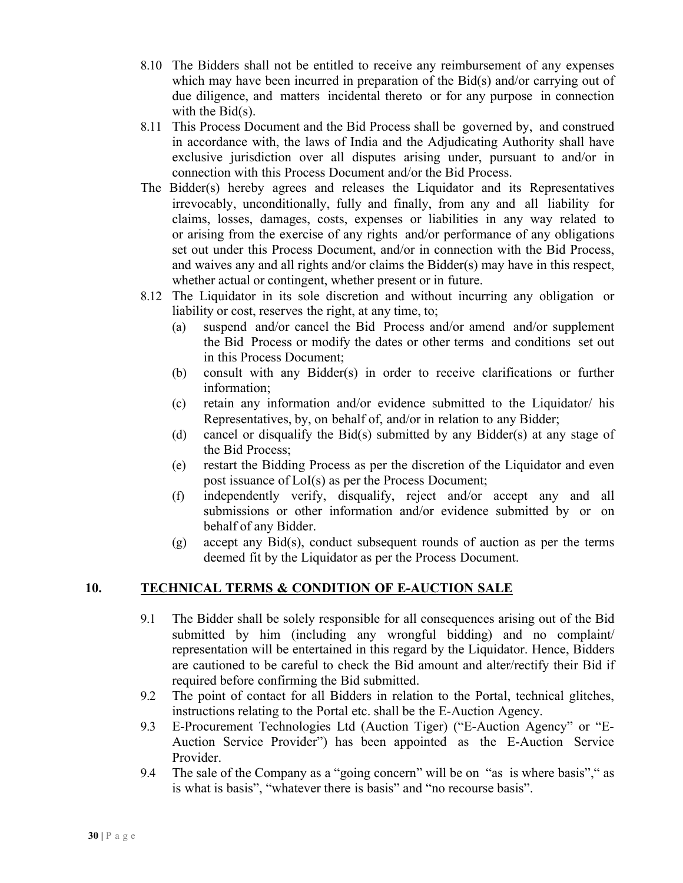8.10 The Bidders shall not be entitled to receive any reimbursement of any expenses which may have been incurred in preparation of the Bid(s) and/or carrying out of due diligence, and matters incidental thereto or for any purpose in connection with the Bid(s).

8.11 This Process Document and the Bid Process shall be governed by, and construed in accordance with, the laws of India and the Adjudicating Authority shall have exclusive jurisdiction over all disputes arising under, pursuant to and/or in connection with this Process Document and/or the Bid Process.

The Bidder(s) hereby agrees and releases the Liquidator and its Representatives irrevocably, unconditionally, fully and finally, from any and all liability for claims, losses, damages, costs, expenses or liabilities in any way related to or arising from the exercise of any rights and/or performance of any obligations set out under this Process Document, and/or in connection with the Bid Process, and waives any and all rights and/or claims the Bidder(s) may have in this respect, whether actual or contingent, whether present or in future.

8.12 The Liquidator in its sole discretion and without incurring any obligation or liability or cost, reserves the right, at any time, to;

(a) suspend and/or cancel the Bid Process and/or amend and/or supplement the Bid Process or modify the dates or other terms and conditions set out in this Process Document;

(b) consult with any Bidder(s) in order to receive clarifications or further information;

(c) retain any information and/or evidence submitted to the Liquidator/ his Representatives, by, on behalf of, and/or in relation to any Bidder;

(d) cancel or disqualify the Bid(s) submitted by any Bidder(s) at any stage of the Bid Process;

(e) restart the Bidding Process as per the discretion of the Liquidator and even post issuance of LoI(s) as per the Process Document;

(f) independently verify, disqualify, reject and/or accept any and all submissions or other information and/or evidence submitted by or on behalf of any Bidder.

(g) accept any Bid(s), conduct subsequent rounds of auction as per the terms deemed fit by the Liquidator as per the Process Document.

## 10. <u>TECHNICAL TERMS & CONDITION OF E-AUCTION SALE</u>

9.1 The Bidder shall be solely responsible for all consequences arising out of the Bid submitted by him (including any wrongful bidding) and no complaint/ representation will be entertained in this regard by the Liquidator. Hence, Bidders are cautioned to be careful to check the Bid amount and alter/rectify their Bid if required before confirming the Bid submitted.

9.2 The point of contact for all Bidders in relation to the Portal, technical glitches, instructions relating to the Portal etc. shall be the E-Auction Agency.

9.3 E-Procurement Technologies Ltd (Auction Tiger) ("E-Auction Agency" or "E-Auction Service Provider") has been appointed as the E-Auction Service Provider.

9.4 The sale of the Company as a "going concern" will be on "as is where basis"," as is what is basis", "whatever there is basis" and "no recourse basis".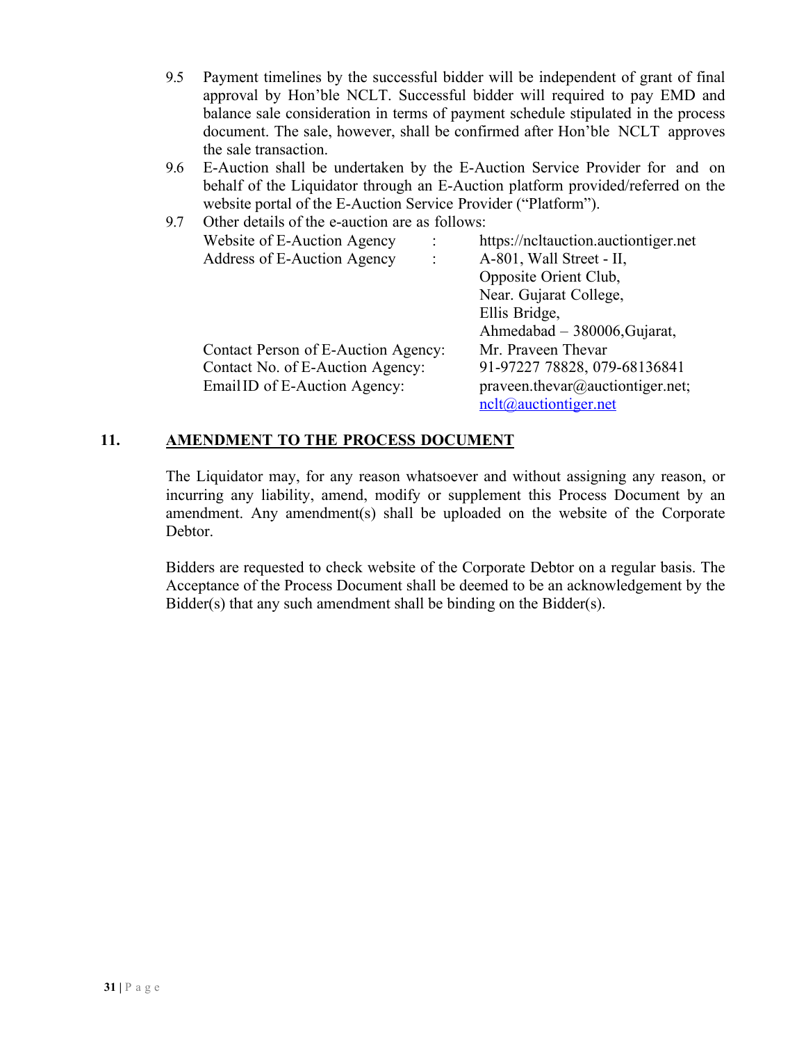9.5 Payment timelines by the successful bidder will be independent of grant of final approval by Hon'ble NCLT. Successful bidder will required to pay EMD and balance sale consideration in terms of payment schedule stipulated in the process document. The sale, however, shall be confirmed after Hon'ble NCLT approves the sale transaction.

9.6 E-Auction shall be undertaken by the E-Auction Service Provider for and on behalf of the Liquidator through an E-Auction platform provided/referred on the website portal of the E-Auction Service Provider ("Platform").

9.7 Other details of the e-auction are as follows:

| | | |
|---|---|---|
| Website of E-Auction Agency | : | https://ncltauction.auctiontiger.net |
| Address of E-Auction Agency | : | A-801, Wall Street - II, Opposite Orient Club, Near. Gujarat College, Ellis Bridge, Ahmedabad – 380006,Gujarat, |
| Contact Person of E-Auction Agency: | | Mr. Praveen Thevar |
| Contact No. of E-Auction Agency: | | 91-97227 78828, 079-68136841 |
| Email ID of E-Auction Agency: | | praveen.thevar@auctiontiger.net; nclt@auctiontiger.net |

## 11. AMENDMENT TO THE PROCESS DOCUMENT

The Liquidator may, for any reason whatsoever and without assigning any reason, or incurring any liability, amend, modify or supplement this Process Document by an amendment. Any amendment(s) shall be uploaded on the website of the Corporate Debtor.

Bidders are requested to check website of the Corporate Debtor on a regular basis. The Acceptance of the Process Document shall be deemed to be an acknowledgement by the Bidder(s) that any such amendment shall be binding on the Bidder(s).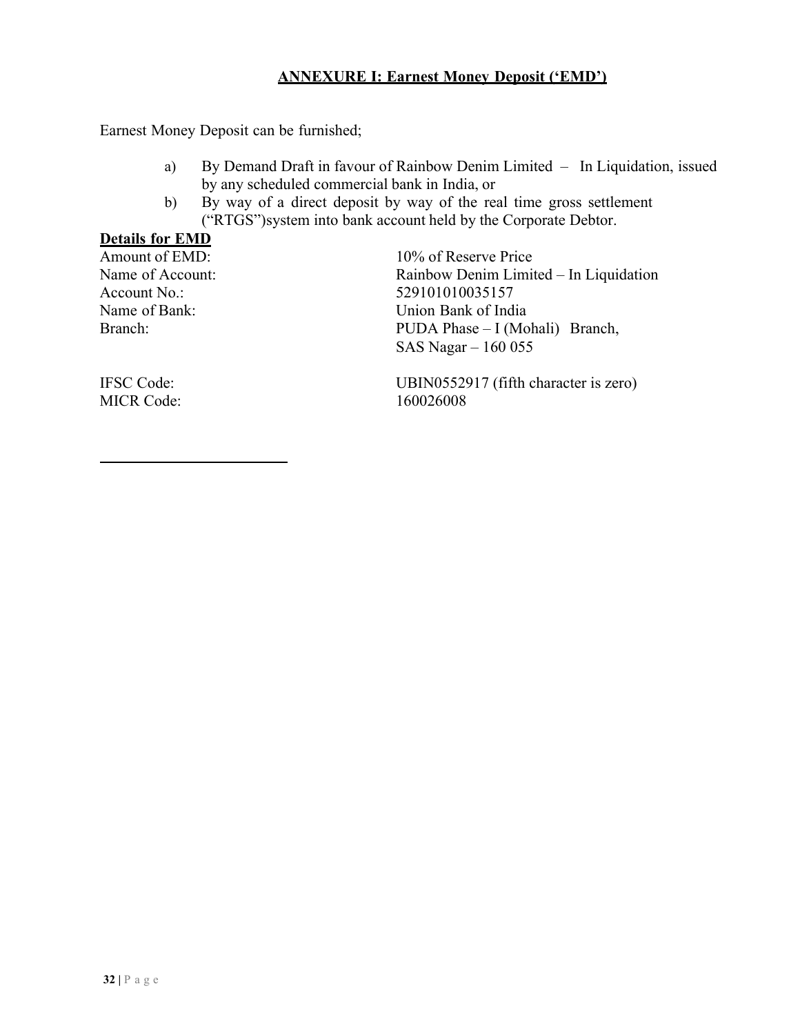## ANNEXURE I: Earnest Money Deposit ('EMD')

Earnest Money Deposit can be furnished;

a) By Demand Draft in favour of Rainbow Denim Limited – In Liquidation, issued by any scheduled commercial bank in India, or
b) By way of a direct deposit by way of the real time gross settlement ("RTGS")system into bank account held by the Corporate Debtor.

**Details for EMD**

| | |
|---|---|
| Amount of EMD: | 10% of Reserve Price |
| Name of Account: | Rainbow Denim Limited – In Liquidation |
| Account No.: | 529101010035157 |
| Name of Bank: | Union Bank of India |
| Branch: | PUDA Phase – I (Mohali) Branch, SAS Nagar – 160 055 |
| IFSC Code: | UBIN0552917 (fifth character is zero) |
| MICR Code: | 160026008 |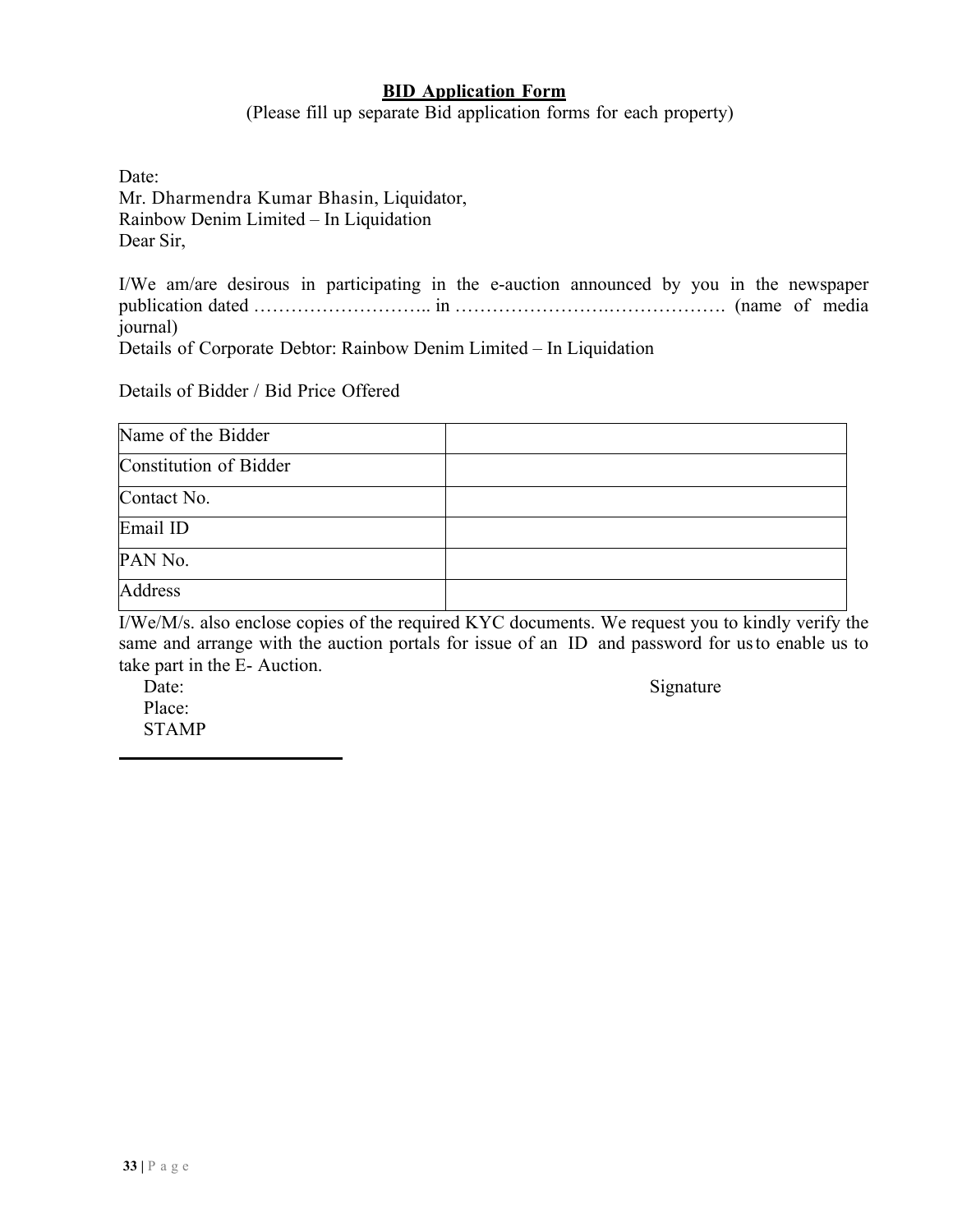## **BID Application Form**

(Please fill up separate Bid application forms for each property)

Date:
Mr. Dharmendra Kumar Bhasin, Liquidator,
Rainbow Denim Limited – In Liquidation
Dear Sir,

I/We am/are desirous in participating in the e-auction announced by you in the newspaper publication dated ……………………….. in …………………….………………. (name of media journal)
Details of Corporate Debtor: Rainbow Denim Limited – In Liquidation

Details of Bidder / Bid Price Offered

| Name of the Bidder | |
|---|---|
| Constitution of Bidder | |
| Contact No. | |
| Email ID | |
| PAN No. | |
| Address | |

I/We/M/s. also enclose copies of the required KYC documents. We request you to kindly verify the same and arrange with the auction portals for issue of an ID and password for us to enable us to take part in the E- Auction.

Date: Signature
Place:
STAMP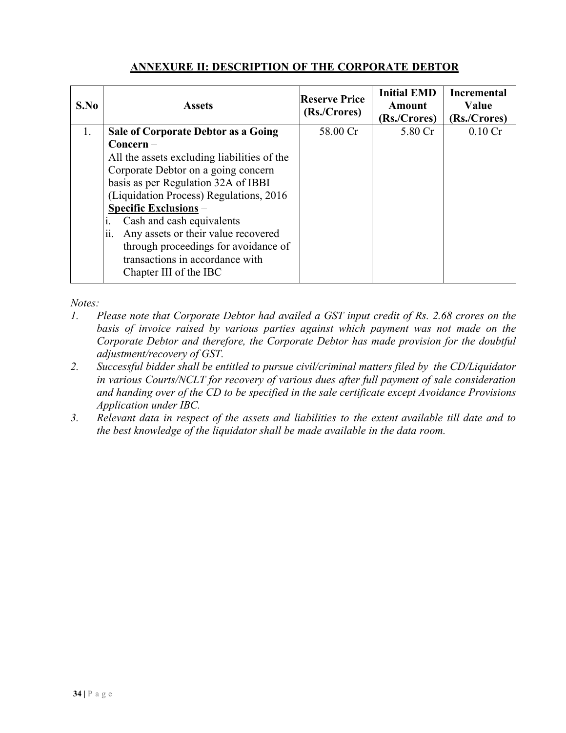## ANNEXURE II: DESCRIPTION OF THE CORPORATE DEBTOR

| S.No | Assets | Reserve Price (Rs./Crores) | Initial EMD Amount (Rs./Crores) | Incremental Value (Rs./Crores) |
|---|---|---|---|---|
| 1. | **Sale of Corporate Debtor as a Going Concern** – All the assets excluding liabilities of the Corporate Debtor on a going concern basis as per Regulation 32A of IBBI (Liquidation Process) Regulations, 2016 <br> **Specific Exclusions** – <br> i. Cash and cash equivalents <br> ii. Any assets or their value recovered through proceedings for avoidance of transactions in accordance with Chapter III of the IBC | 58.00 Cr | 5.80 Cr | 0.10 Cr |

*Notes:*

1. *Please note that Corporate Debtor had availed a GST input credit of Rs. 2.68 crores on the basis of invoice raised by various parties against which payment was not made on the Corporate Debtor and therefore, the Corporate Debtor has made provision for the doubtful adjustment/recovery of GST.*
2. *Successful bidder shall be entitled to pursue civil/criminal matters filed by the CD/Liquidator in various Courts/NCLT for recovery of various dues after full payment of sale consideration and handing over of the CD to be specified in the sale certificate except Avoidance Provisions Application under IBC.*
3. *Relevant data in respect of the assets and liabilities to the extent available till date and to the best knowledge of the liquidator shall be made available in the data room.*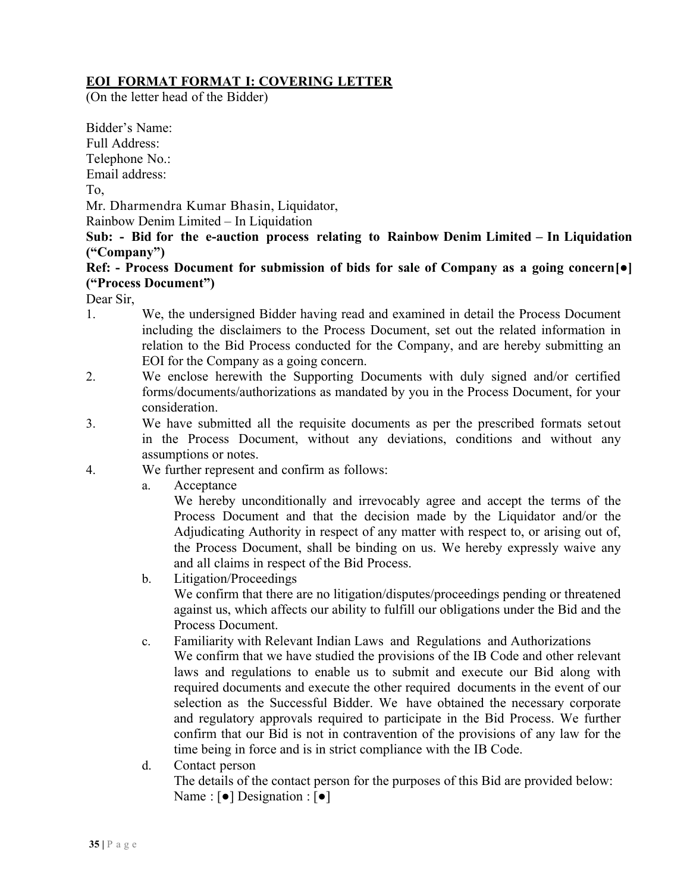## <u>EOI FORMAT FORMAT I: COVERING LETTER</u>

(On the letter head of the Bidder)

Bidder's Name:
Full Address:
Telephone No.:
Email address:
To,
Mr. Dharmendra Kumar Bhasin, Liquidator,
Rainbow Denim Limited – In Liquidation

**Sub: - Bid for the e-auction process relating to Rainbow Denim Limited – In Liquidation ("Company")**

**Ref: - Process Document for submission of bids for sale of Company as a going concern[●] ("Process Document")**

Dear Sir,

1. We, the undersigned Bidder having read and examined in detail the Process Document including the disclaimers to the Process Document, set out the related information in relation to the Bid Process conducted for the Company, and are hereby submitting an EOI for the Company as a going concern.
2. We enclose herewith the Supporting Documents with duly signed and/or certified forms/documents/authorizations as mandated by you in the Process Document, for your consideration.
3. We have submitted all the requisite documents as per the prescribed formats setout in the Process Document, without any deviations, conditions and without any assumptions or notes.
4. We further represent and confirm as follows:
   a. Acceptance
      We hereby unconditionally and irrevocably agree and accept the terms of the Process Document and that the decision made by the Liquidator and/or the Adjudicating Authority in respect of any matter with respect to, or arising out of, the Process Document, shall be binding on us. We hereby expressly waive any and all claims in respect of the Bid Process.
   b. Litigation/Proceedings
      We confirm that there are no litigation/disputes/proceedings pending or threatened against us, which affects our ability to fulfill our obligations under the Bid and the Process Document.
   c. Familiarity with Relevant Indian Laws and Regulations and Authorizations
      We confirm that we have studied the provisions of the IB Code and other relevant laws and regulations to enable us to submit and execute our Bid along with required documents and execute the other required documents in the event of our selection as the Successful Bidder. We have obtained the necessary corporate and regulatory approvals required to participate in the Bid Process. We further confirm that our Bid is not in contravention of the provisions of any law for the time being in force and is in strict compliance with the IB Code.
   d. Contact person
      The details of the contact person for the purposes of this Bid are provided below:
      Name : [●] Designation : [●]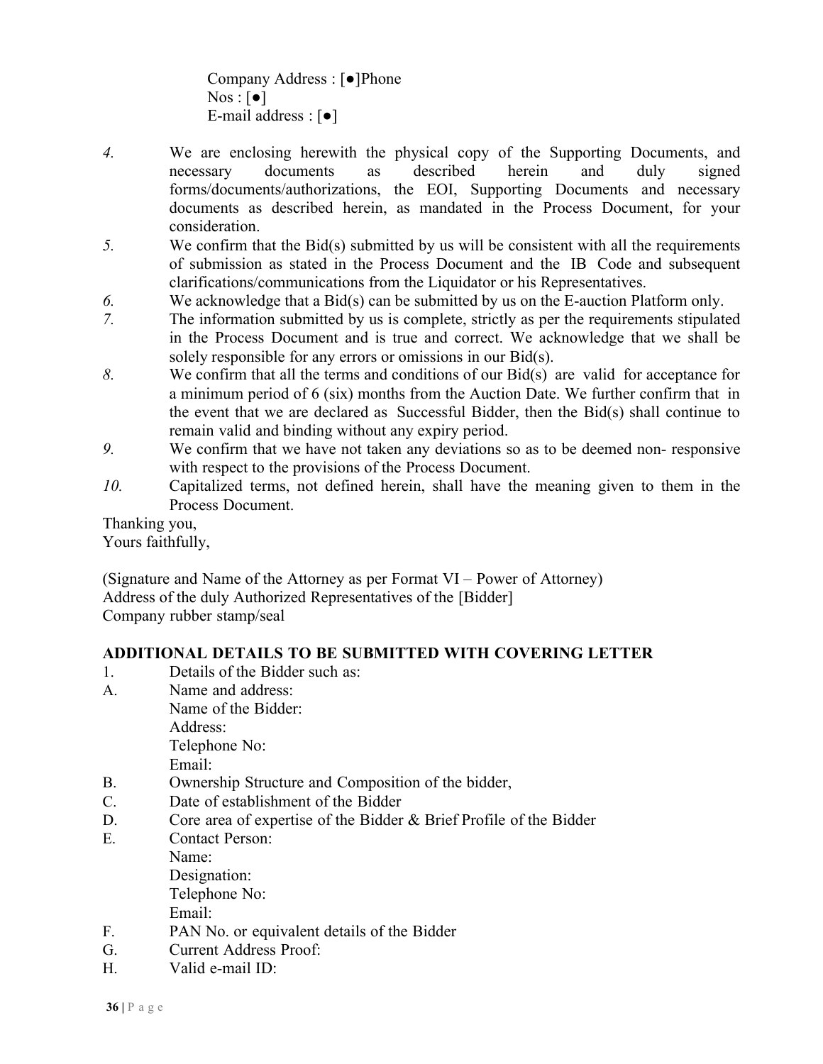Company Address : [●]Phone
Nos : [●]
E-mail address : [●]

4. We are enclosing herewith the physical copy of the Supporting Documents, and necessary documents as described herein and duly signed forms/documents/authorizations, the EOI, Supporting Documents and necessary documents as described herein, as mandated in the Process Document, for your consideration.
5. We confirm that the Bid(s) submitted by us will be consistent with all the requirements of submission as stated in the Process Document and the IB Code and subsequent clarifications/communications from the Liquidator or his Representatives.
6. We acknowledge that a Bid(s) can be submitted by us on the E-auction Platform only.
7. The information submitted by us is complete, strictly as per the requirements stipulated in the Process Document and is true and correct. We acknowledge that we shall be solely responsible for any errors or omissions in our Bid(s).
8. We confirm that all the terms and conditions of our Bid(s) are valid for acceptance for a minimum period of 6 (six) months from the Auction Date. We further confirm that in the event that we are declared as Successful Bidder, then the Bid(s) shall continue to remain valid and binding without any expiry period.
9. We confirm that we have not taken any deviations so as to be deemed non- responsive with respect to the provisions of the Process Document.
10. Capitalized terms, not defined herein, shall have the meaning given to them in the Process Document.

Thanking you,
Yours faithfully,

(Signature and Name of the Attorney as per Format VI – Power of Attorney)
Address of the duly Authorized Representatives of the [Bidder]
Company rubber stamp/seal

**ADDITIONAL DETAILS TO BE SUBMITTED WITH COVERING LETTER**

1. Details of the Bidder such as:

A. Name and address:
   Name of the Bidder:
   Address:
   Telephone No:
   Email:

B. Ownership Structure and Composition of the bidder,

C. Date of establishment of the Bidder

D. Core area of expertise of the Bidder & Brief Profile of the Bidder

E. Contact Person:
   Name:
   Designation:
   Telephone No:
   Email:

F. PAN No. or equivalent details of the Bidder

G. Current Address Proof:

H. Valid e-mail ID: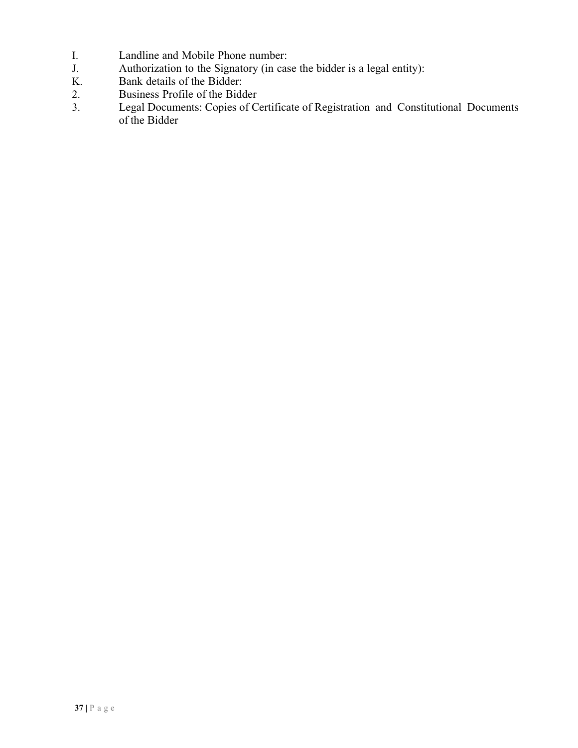I. Landline and Mobile Phone number:

J. Authorization to the Signatory (in case the bidder is a legal entity):

K. Bank details of the Bidder:

2. Business Profile of the Bidder

3. Legal Documents: Copies of Certificate of Registration and Constitutional Documents of the Bidder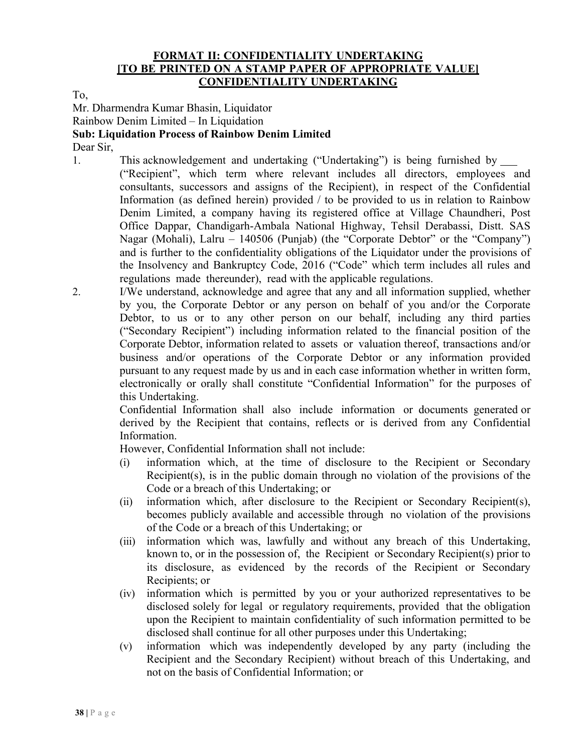**FORMAT II: CONFIDENTIALITY UNDERTAKING**
**[TO BE PRINTED ON A STAMP PAPER OF APPROPRIATE VALUE]**
**CONFIDENTIALITY UNDERTAKING**

To,

Mr. Dharmendra Kumar Bhasin, Liquidator
Rainbow Denim Limited – In Liquidation

**Sub: Liquidation Process of Rainbow Denim Limited**

Dear Sir,

1. This acknowledgement and undertaking ("Undertaking") is being furnished by ___ ("Recipient", which term where relevant includes all directors, employees and consultants, successors and assigns of the Recipient), in respect of the Confidential Information (as defined herein) provided / to be provided to us in relation to Rainbow Denim Limited, a company having its registered office at Village Chaundheri, Post Office Dappar, Chandigarh-Ambala National Highway, Tehsil Derabassi, Distt. SAS Nagar (Mohali), Lalru – 140506 (Punjab) (the "Corporate Debtor" or the "Company") and is further to the confidentiality obligations of the Liquidator under the provisions of the Insolvency and Bankruptcy Code, 2016 ("Code" which term includes all rules and regulations made thereunder), read with the applicable regulations.

2. I/We understand, acknowledge and agree that any and all information supplied, whether by you, the Corporate Debtor or any person on behalf of you and/or the Corporate Debtor, to us or to any other person on our behalf, including any third parties ("Secondary Recipient") including information related to the financial position of the Corporate Debtor, information related to assets or valuation thereof, transactions and/or business and/or operations of the Corporate Debtor or any information provided pursuant to any request made by us and in each case information whether in written form, electronically or orally shall constitute "Confidential Information" for the purposes of this Undertaking.

   Confidential Information shall also include information or documents generated or derived by the Recipient that contains, reflects or is derived from any Confidential Information.

   However, Confidential Information shall not include:

   (i) information which, at the time of disclosure to the Recipient or Secondary Recipient(s), is in the public domain through no violation of the provisions of the Code or a breach of this Undertaking; or

   (ii) information which, after disclosure to the Recipient or Secondary Recipient(s), becomes publicly available and accessible through no violation of the provisions of the Code or a breach of this Undertaking; or

   (iii) information which was, lawfully and without any breach of this Undertaking, known to, or in the possession of, the Recipient or Secondary Recipient(s) prior to its disclosure, as evidenced by the records of the Recipient or Secondary Recipients; or

   (iv) information which is permitted by you or your authorized representatives to be disclosed solely for legal or regulatory requirements, provided that the obligation upon the Recipient to maintain confidentiality of such information permitted to be disclosed shall continue for all other purposes under this Undertaking;

   (v) information which was independently developed by any party (including the Recipient and the Secondary Recipient) without breach of this Undertaking, and not on the basis of Confidential Information; or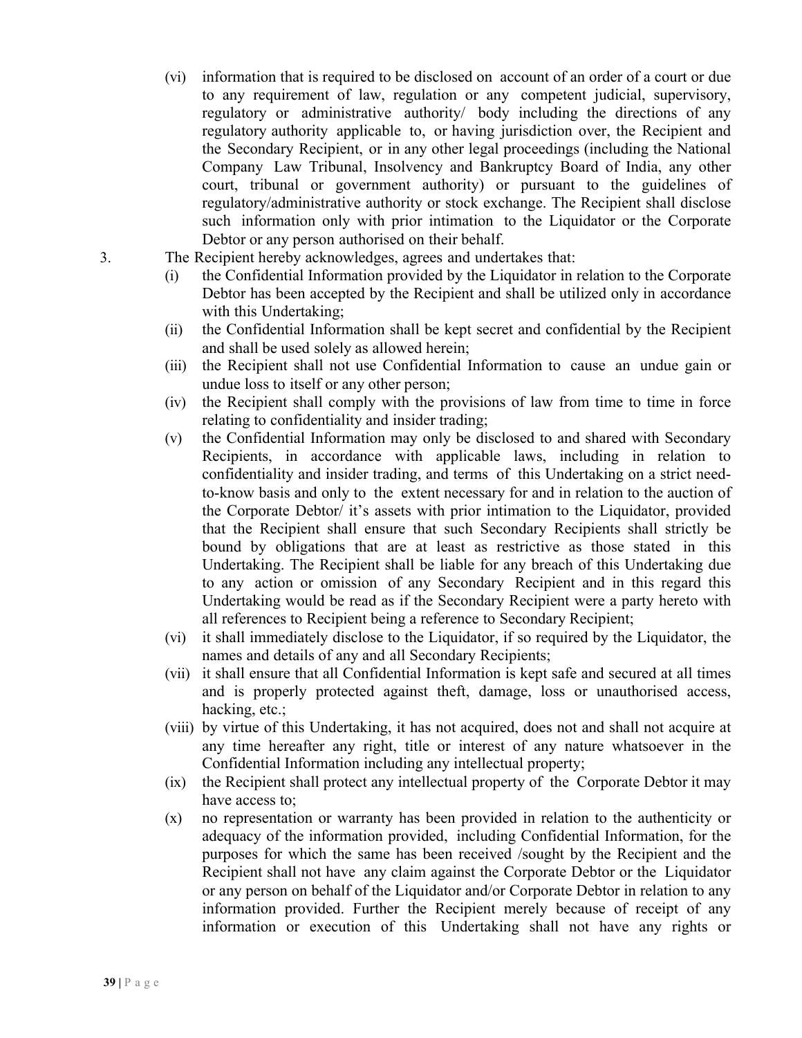(vi) information that is required to be disclosed on account of an order of a court or due to any requirement of law, regulation or any competent judicial, supervisory, regulatory or administrative authority/ body including the directions of any regulatory authority applicable to, or having jurisdiction over, the Recipient and the Secondary Recipient, or in any other legal proceedings (including the National Company Law Tribunal, Insolvency and Bankruptcy Board of India, any other court, tribunal or government authority) or pursuant to the guidelines of regulatory/administrative authority or stock exchange. The Recipient shall disclose such information only with prior intimation to the Liquidator or the Corporate Debtor or any person authorised on their behalf.

3. The Recipient hereby acknowledges, agrees and undertakes that:

(i) the Confidential Information provided by the Liquidator in relation to the Corporate Debtor has been accepted by the Recipient and shall be utilized only in accordance with this Undertaking;

(ii) the Confidential Information shall be kept secret and confidential by the Recipient and shall be used solely as allowed herein;

(iii) the Recipient shall not use Confidential Information to cause an undue gain or undue loss to itself or any other person;

(iv) the Recipient shall comply with the provisions of law from time to time in force relating to confidentiality and insider trading;

(v) the Confidential Information may only be disclosed to and shared with Secondary Recipients, in accordance with applicable laws, including in relation to confidentiality and insider trading, and terms of this Undertaking on a strict need-to-know basis and only to the extent necessary for and in relation to the auction of the Corporate Debtor/ it's assets with prior intimation to the Liquidator, provided that the Recipient shall ensure that such Secondary Recipients shall strictly be bound by obligations that are at least as restrictive as those stated in this Undertaking. The Recipient shall be liable for any breach of this Undertaking due to any action or omission of any Secondary Recipient and in this regard this Undertaking would be read as if the Secondary Recipient were a party hereto with all references to Recipient being a reference to Secondary Recipient;

(vi) it shall immediately disclose to the Liquidator, if so required by the Liquidator, the names and details of any and all Secondary Recipients;

(vii) it shall ensure that all Confidential Information is kept safe and secured at all times and is properly protected against theft, damage, loss or unauthorised access, hacking, etc.;

(viii) by virtue of this Undertaking, it has not acquired, does not and shall not acquire at any time hereafter any right, title or interest of any nature whatsoever in the Confidential Information including any intellectual property;

(ix) the Recipient shall protect any intellectual property of the Corporate Debtor it may have access to;

(x) no representation or warranty has been provided in relation to the authenticity or adequacy of the information provided, including Confidential Information, for the purposes for which the same has been received /sought by the Recipient and the Recipient shall not have any claim against the Corporate Debtor or the Liquidator or any person on behalf of the Liquidator and/or Corporate Debtor in relation to any information provided. Further the Recipient merely because of receipt of any information or execution of this Undertaking shall not have any rights or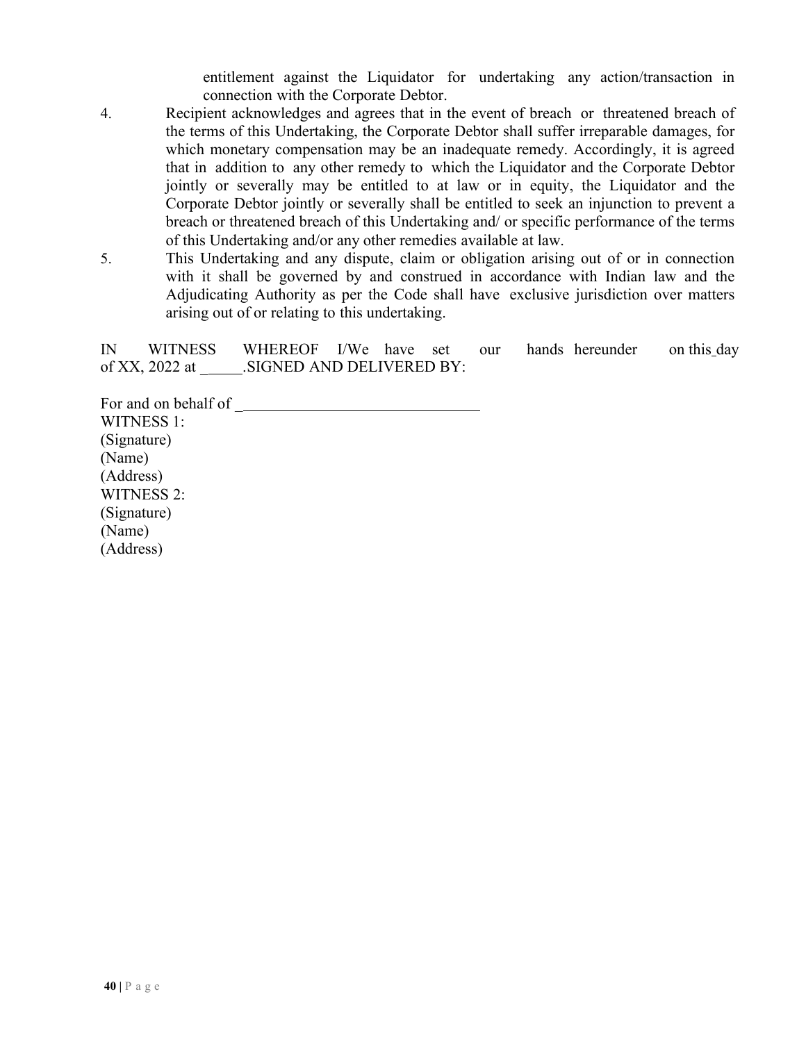entitlement against the Liquidator for undertaking any action/transaction in connection with the Corporate Debtor.

4. Recipient acknowledges and agrees that in the event of breach or threatened breach of the terms of this Undertaking, the Corporate Debtor shall suffer irreparable damages, for which monetary compensation may be an inadequate remedy. Accordingly, it is agreed that in addition to any other remedy to which the Liquidator and the Corporate Debtor jointly or severally may be entitled to at law or in equity, the Liquidator and the Corporate Debtor jointly or severally shall be entitled to seek an injunction to prevent a breach or threatened breach of this Undertaking and/ or specific performance of the terms of this Undertaking and/or any other remedies available at law.

5. This Undertaking and any dispute, claim or obligation arising out of or in connection with it shall be governed by and construed in accordance with Indian law and the Adjudicating Authority as per the Code shall have exclusive jurisdiction over matters arising out of or relating to this undertaking.

IN WITNESS WHEREOF I/We have set our hands hereunder on this_day of XX, 2022 at _____.SIGNED AND DELIVERED BY:

For and on behalf of _______________________________

WITNESS 1:
(Signature)
(Name)
(Address)

WITNESS 2:
(Signature)
(Name)
(Address)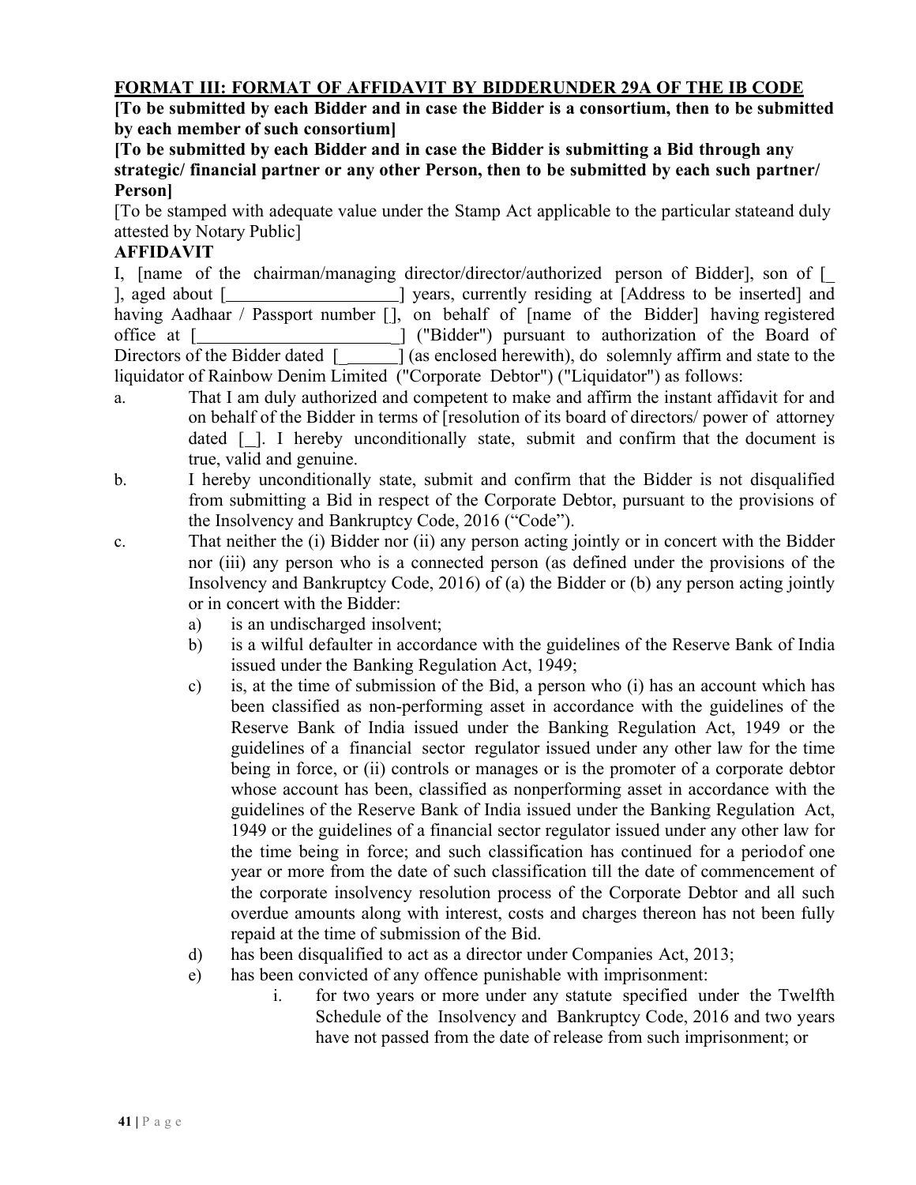**FORMAT III: FORMAT OF AFFIDAVIT BY BIDDERUNDER 29A OF THE IB CODE**

**[To be submitted by each Bidder and in case the Bidder is a consortium, then to be submitted by each member of such consortium]**

**[To be submitted by each Bidder and in case the Bidder is submitting a Bid through any strategic/ financial partner or any other Person, then to be submitted by each such partner/ Person]**

[To be stamped with adequate value under the Stamp Act applicable to the particular stateand duly attested by Notary Public]

**AFFIDAVIT**

I, [name of the chairman/managing director/director/authorized person of Bidder], son of [\_ ], aged about [\_\_\_\_\_\_\_\_\_\_\_\_\_\_\_\_\_\_\_] years, currently residing at [Address to be inserted] and having Aadhaar / Passport number [], on behalf of [name of the Bidder] having registered office at [\_\_\_\_\_\_\_\_\_\_\_\_\_\_\_\_\_\_\_\_\_\_] ("Bidder") pursuant to authorization of the Board of Directors of the Bidder dated [\_\_\_\_\_\_] (as enclosed herewith), do solemnly affirm and state to the liquidator of Rainbow Denim Limited ("Corporate Debtor") ("Liquidator") as follows:

a. That I am duly authorized and competent to make and affirm the instant affidavit for and on behalf of the Bidder in terms of [resolution of its board of directors/ power of attorney dated [\_]. I hereby unconditionally state, submit and confirm that the document is true, valid and genuine.

b. I hereby unconditionally state, submit and confirm that the Bidder is not disqualified from submitting a Bid in respect of the Corporate Debtor, pursuant to the provisions of the Insolvency and Bankruptcy Code, 2016 ("Code").

c. That neither the (i) Bidder nor (ii) any person acting jointly or in concert with the Bidder nor (iii) any person who is a connected person (as defined under the provisions of the Insolvency and Bankruptcy Code, 2016) of (a) the Bidder or (b) any person acting jointly or in concert with the Bidder:

   a) is an undischarged insolvent;

   b) is a wilful defaulter in accordance with the guidelines of the Reserve Bank of India issued under the Banking Regulation Act, 1949;

   c) is, at the time of submission of the Bid, a person who (i) has an account which has been classified as non-performing asset in accordance with the guidelines of the Reserve Bank of India issued under the Banking Regulation Act, 1949 or the guidelines of a financial sector regulator issued under any other law for the time being in force, or (ii) controls or manages or is the promoter of a corporate debtor whose account has been, classified as nonperforming asset in accordance with the guidelines of the Reserve Bank of India issued under the Banking Regulation Act, 1949 or the guidelines of a financial sector regulator issued under any other law for the time being in force; and such classification has continued for a periodof one year or more from the date of such classification till the date of commencement of the corporate insolvency resolution process of the Corporate Debtor and all such overdue amounts along with interest, costs and charges thereon has not been fully repaid at the time of submission of the Bid.

   d) has been disqualified to act as a director under Companies Act, 2013;

   e) has been convicted of any offence punishable with imprisonment:

      i. for two years or more under any statute specified under the Twelfth Schedule of the Insolvency and Bankruptcy Code, 2016 and two years have not passed from the date of release from such imprisonment; or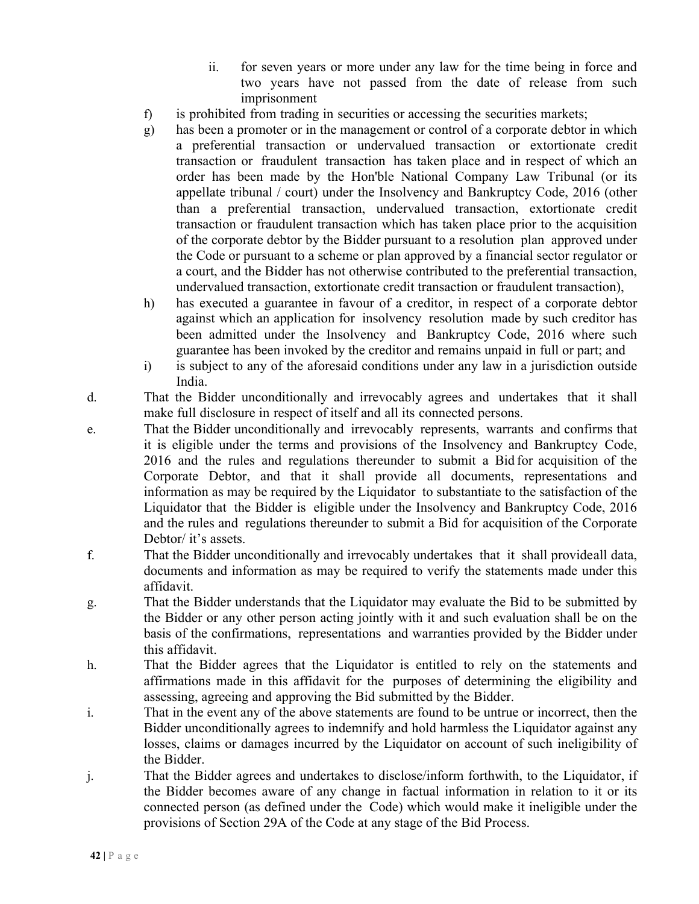ii. for seven years or more under any law for the time being in force and two years have not passed from the date of release from such imprisonment

f) is prohibited from trading in securities or accessing the securities markets;

g) has been a promoter or in the management or control of a corporate debtor in which a preferential transaction or undervalued transaction or extortionate credit transaction or fraudulent transaction has taken place and in respect of which an order has been made by the Hon'ble National Company Law Tribunal (or its appellate tribunal / court) under the Insolvency and Bankruptcy Code, 2016 (other than a preferential transaction, undervalued transaction, extortionate credit transaction or fraudulent transaction which has taken place prior to the acquisition of the corporate debtor by the Bidder pursuant to a resolution plan approved under the Code or pursuant to a scheme or plan approved by a financial sector regulator or a court, and the Bidder has not otherwise contributed to the preferential transaction, undervalued transaction, extortionate credit transaction or fraudulent transaction),

h) has executed a guarantee in favour of a creditor, in respect of a corporate debtor against which an application for insolvency resolution made by such creditor has been admitted under the Insolvency and Bankruptcy Code, 2016 where such guarantee has been invoked by the creditor and remains unpaid in full or part; and

i) is subject to any of the aforesaid conditions under any law in a jurisdiction outside India.

d. That the Bidder unconditionally and irrevocably agrees and undertakes that it shall make full disclosure in respect of itself and all its connected persons.

e. That the Bidder unconditionally and irrevocably represents, warrants and confirms that it is eligible under the terms and provisions of the Insolvency and Bankruptcy Code, 2016 and the rules and regulations thereunder to submit a Bid for acquisition of the Corporate Debtor, and that it shall provide all documents, representations and information as may be required by the Liquidator to substantiate to the satisfaction of the Liquidator that the Bidder is eligible under the Insolvency and Bankruptcy Code, 2016 and the rules and regulations thereunder to submit a Bid for acquisition of the Corporate Debtor/ it's assets.

f. That the Bidder unconditionally and irrevocably undertakes that it shall provideall data, documents and information as may be required to verify the statements made under this affidavit.

g. That the Bidder understands that the Liquidator may evaluate the Bid to be submitted by the Bidder or any other person acting jointly with it and such evaluation shall be on the basis of the confirmations, representations and warranties provided by the Bidder under this affidavit.

h. That the Bidder agrees that the Liquidator is entitled to rely on the statements and affirmations made in this affidavit for the purposes of determining the eligibility and assessing, agreeing and approving the Bid submitted by the Bidder.

i. That in the event any of the above statements are found to be untrue or incorrect, then the Bidder unconditionally agrees to indemnify and hold harmless the Liquidator against any losses, claims or damages incurred by the Liquidator on account of such ineligibility of the Bidder.

j. That the Bidder agrees and undertakes to disclose/inform forthwith, to the Liquidator, if the Bidder becomes aware of any change in factual information in relation to it or its connected person (as defined under the Code) which would make it ineligible under the provisions of Section 29A of the Code at any stage of the Bid Process.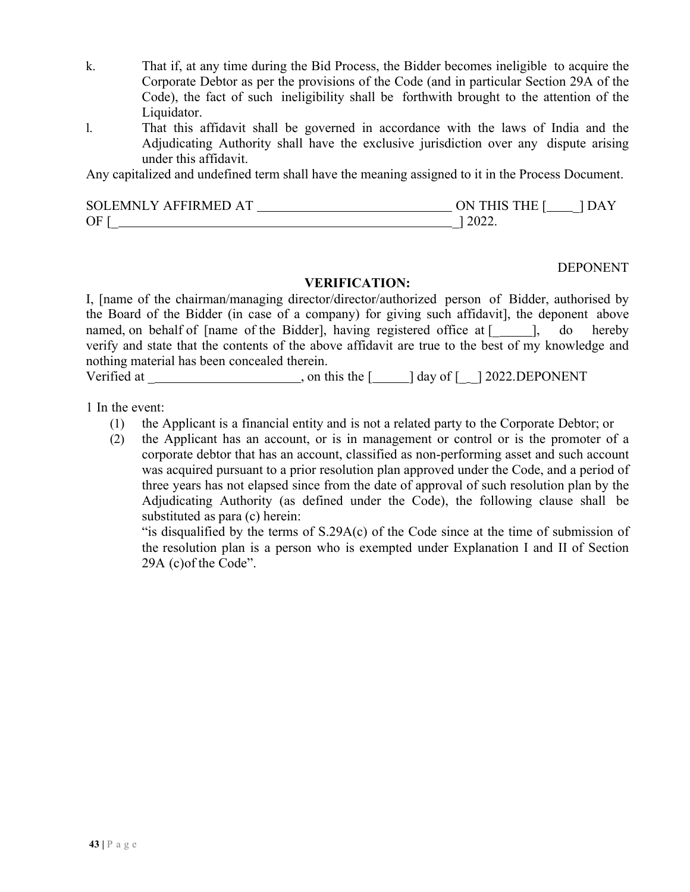k. That if, at any time during the Bid Process, the Bidder becomes ineligible to acquire the Corporate Debtor as per the provisions of the Code (and in particular Section 29A of the Code), the fact of such ineligibility shall be forthwith brought to the attention of the Liquidator.

l. That this affidavit shall be governed in accordance with the laws of India and the Adjudicating Authority shall have the exclusive jurisdiction over any dispute arising under this affidavit.

Any capitalized and undefined term shall have the meaning assigned to it in the Process Document.

SOLEMNLY AFFIRMED AT ______________________________ ON THIS THE [____] DAY OF [_____________________________________________________] 2022.

DEPONENT

**VERIFICATION:**

I, [name of the chairman/managing director/director/authorized person of Bidder, authorised by the Board of the Bidder (in case of a company) for giving such affidavit], the deponent above named, on behalf of [name of the Bidder], having registered office at [______], do hereby verify and state that the contents of the above affidavit are true to the best of my knowledge and nothing material has been concealed therein.

Verified at _______________________, on this the [______] day of [__] 2022.DEPONENT

1 In the event:

(1) the Applicant is a financial entity and is not a related party to the Corporate Debtor; or

(2) the Applicant has an account, or is in management or control or is the promoter of a corporate debtor that has an account, classified as non-performing asset and such account was acquired pursuant to a prior resolution plan approved under the Code, and a period of three years has not elapsed since from the date of approval of such resolution plan by the Adjudicating Authority (as defined under the Code), the following clause shall be substituted as para (c) herein:

"is disqualified by the terms of S.29A(c) of the Code since at the time of submission of the resolution plan is a person who is exempted under Explanation I and II of Section 29A (c)of the Code".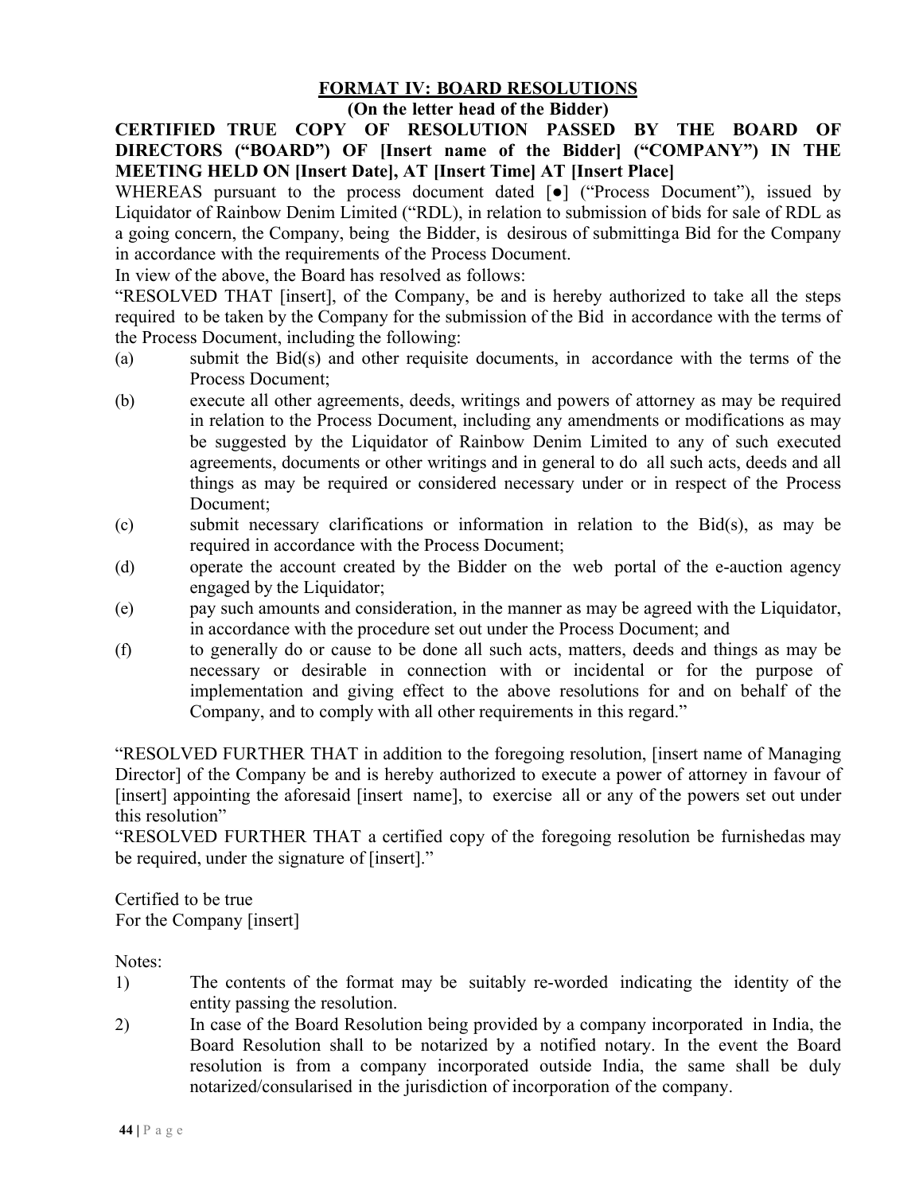## FORMAT IV: BOARD RESOLUTIONS

**(On the letter head of the Bidder)**

**CERTIFIED TRUE COPY OF RESOLUTION PASSED BY THE BOARD OF DIRECTORS ("BOARD") OF [Insert name of the Bidder] ("COMPANY") IN THE MEETING HELD ON [Insert Date], AT [Insert Time] AT [Insert Place]**

WHEREAS pursuant to the process document dated [●] ("Process Document"), issued by Liquidator of Rainbow Denim Limited ("RDL), in relation to submission of bids for sale of RDL as a going concern, the Company, being the Bidder, is desirous of submittinga Bid for the Company in accordance with the requirements of the Process Document.

In view of the above, the Board has resolved as follows:

"RESOLVED THAT [insert], of the Company, be and is hereby authorized to take all the steps required to be taken by the Company for the submission of the Bid in accordance with the terms of the Process Document, including the following:

(a) submit the Bid(s) and other requisite documents, in accordance with the terms of the Process Document;

(b) execute all other agreements, deeds, writings and powers of attorney as may be required in relation to the Process Document, including any amendments or modifications as may be suggested by the Liquidator of Rainbow Denim Limited to any of such executed agreements, documents or other writings and in general to do all such acts, deeds and all things as may be required or considered necessary under or in respect of the Process Document;

(c) submit necessary clarifications or information in relation to the Bid(s), as may be required in accordance with the Process Document;

(d) operate the account created by the Bidder on the web portal of the e-auction agency engaged by the Liquidator;

(e) pay such amounts and consideration, in the manner as may be agreed with the Liquidator, in accordance with the procedure set out under the Process Document; and

(f) to generally do or cause to be done all such acts, matters, deeds and things as may be necessary or desirable in connection with or incidental or for the purpose of implementation and giving effect to the above resolutions for and on behalf of the Company, and to comply with all other requirements in this regard."

"RESOLVED FURTHER THAT in addition to the foregoing resolution, [insert name of Managing Director] of the Company be and is hereby authorized to execute a power of attorney in favour of [insert] appointing the aforesaid [insert name], to exercise all or any of the powers set out under this resolution"

"RESOLVED FURTHER THAT a certified copy of the foregoing resolution be furnishedas may be required, under the signature of [insert]."

Certified to be true
For the Company [insert]

Notes:

1) The contents of the format may be suitably re-worded indicating the identity of the entity passing the resolution.

2) In case of the Board Resolution being provided by a company incorporated in India, the Board Resolution shall to be notarized by a notified notary. In the event the Board resolution is from a company incorporated outside India, the same shall be duly notarized/consularised in the jurisdiction of incorporation of the company.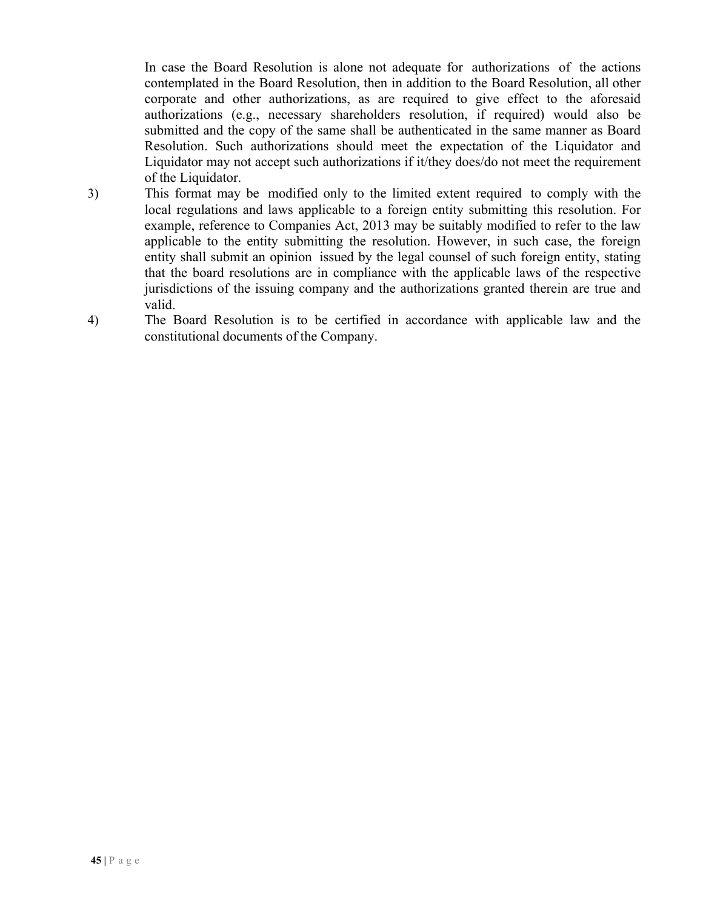In case the Board Resolution is alone not adequate for authorizations of the actions contemplated in the Board Resolution, then in addition to the Board Resolution, all other corporate and other authorizations, as are required to give effect to the aforesaid authorizations (e.g., necessary shareholders resolution, if required) would also be submitted and the copy of the same shall be authenticated in the same manner as Board Resolution. Such authorizations should meet the expectation of the Liquidator and Liquidator may not accept such authorizations if it/they does/do not meet the requirement of the Liquidator.

3) This format may be modified only to the limited extent required to comply with the local regulations and laws applicable to a foreign entity submitting this resolution. For example, reference to Companies Act, 2013 may be suitably modified to refer to the law applicable to the entity submitting the resolution. However, in such case, the foreign entity shall submit an opinion issued by the legal counsel of such foreign entity, stating that the board resolutions are in compliance with the applicable laws of the respective jurisdictions of the issuing company and the authorizations granted therein are true and valid.

4) The Board Resolution is to be certified in accordance with applicable law and the constitutional documents of the Company.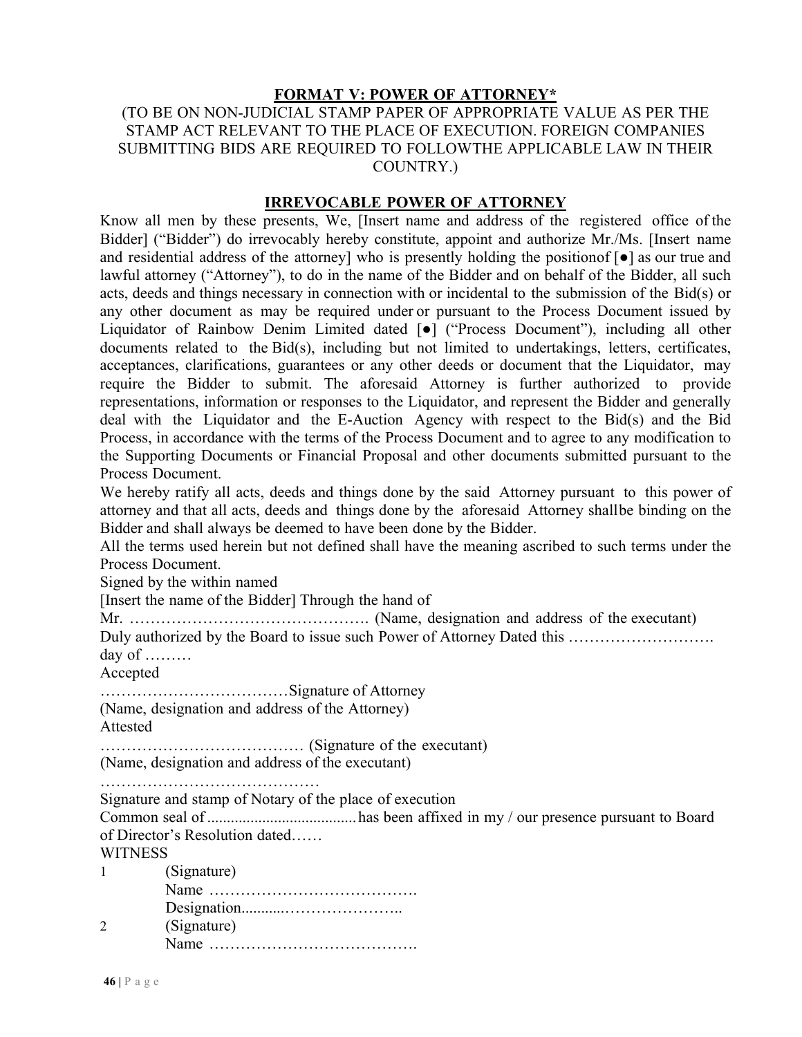## **FORMAT V: POWER OF ATTORNEY***

(TO BE ON NON-JUDICIAL STAMP PAPER OF APPROPRIATE VALUE AS PER THE STAMP ACT RELEVANT TO THE PLACE OF EXECUTION. FOREIGN COMPANIES SUBMITTING BIDS ARE REQUIRED TO FOLLOWTHE APPLICABLE LAW IN THEIR COUNTRY.)

### **IRREVOCABLE POWER OF ATTORNEY**

Know all men by these presents, We, [Insert name and address of the registered office of the Bidder] ("Bidder") do irrevocably hereby constitute, appoint and authorize Mr./Ms. [Insert name and residential address of the attorney] who is presently holding the positionof [●] as our true and lawful attorney ("Attorney"), to do in the name of the Bidder and on behalf of the Bidder, all such acts, deeds and things necessary in connection with or incidental to the submission of the Bid(s) or any other document as may be required under or pursuant to the Process Document issued by Liquidator of Rainbow Denim Limited dated [●] ("Process Document"), including all other documents related to the Bid(s), including but not limited to undertakings, letters, certificates, acceptances, clarifications, guarantees or any other deeds or document that the Liquidator, may require the Bidder to submit. The aforesaid Attorney is further authorized to provide representations, information or responses to the Liquidator, and represent the Bidder and generally deal with the Liquidator and the E-Auction Agency with respect to the Bid(s) and the Bid Process, in accordance with the terms of the Process Document and to agree to any modification to the Supporting Documents or Financial Proposal and other documents submitted pursuant to the Process Document.

We hereby ratify all acts, deeds and things done by the said Attorney pursuant to this power of attorney and that all acts, deeds and things done by the aforesaid Attorney shallbe binding on the Bidder and shall always be deemed to have been done by the Bidder.

All the terms used herein but not defined shall have the meaning ascribed to such terms under the Process Document.

Signed by the within named

[Insert the name of the Bidder] Through the hand of

Mr. ………………………………………. (Name, designation and address of the executant)

Duly authorized by the Board to issue such Power of Attorney Dated this ………………………. day of ………

Accepted

………………………………Signature of Attorney

(Name, designation and address of the Attorney)

Attested

………………………………… (Signature of the executant)

(Name, designation and address of the executant)

……………………………………

Signature and stamp of Notary of the place of execution

Common seal of ...................................... has been affixed in my / our presence pursuant to Board of Director's Resolution dated……

WITNESS

1 (Signature)
Name ………………………………….
Designation...........…………………..

2 (Signature)
Name ………………………………….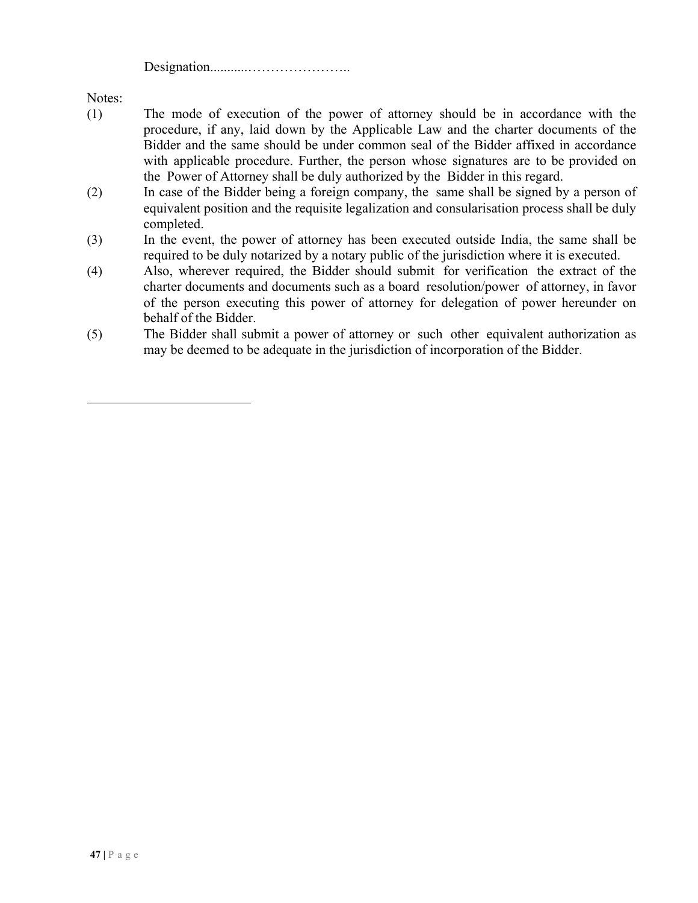Designation...........…………………..

Notes:

(1) The mode of execution of the power of attorney should be in accordance with the procedure, if any, laid down by the Applicable Law and the charter documents of the Bidder and the same should be under common seal of the Bidder affixed in accordance with applicable procedure. Further, the person whose signatures are to be provided on the Power of Attorney shall be duly authorized by the Bidder in this regard.

(2) In case of the Bidder being a foreign company, the same shall be signed by a person of equivalent position and the requisite legalization and consularisation process shall be duly completed.

(3) In the event, the power of attorney has been executed outside India, the same shall be required to be duly notarized by a notary public of the jurisdiction where it is executed.

(4) Also, wherever required, the Bidder should submit for verification the extract of the charter documents and documents such as a board resolution/power of attorney, in favor of the person executing this power of attorney for delegation of power hereunder on behalf of the Bidder.

(5) The Bidder shall submit a power of attorney or such other equivalent authorization as may be deemed to be adequate in the jurisdiction of incorporation of the Bidder.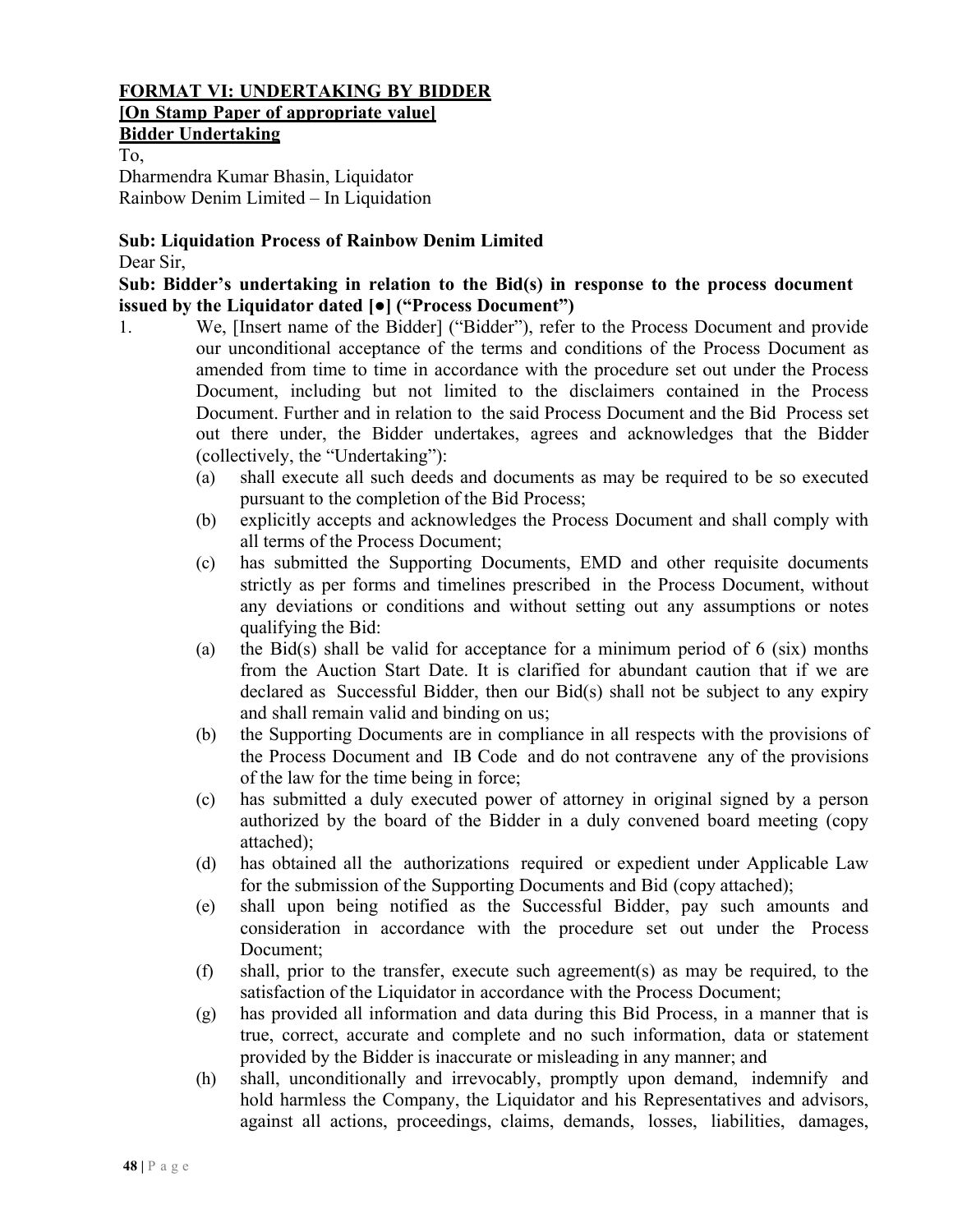**FORMAT VI: UNDERTAKING BY BIDDER**

**[On Stamp Paper of appropriate value]**

**Bidder Undertaking**

To,
Dharmendra Kumar Bhasin, Liquidator
Rainbow Denim Limited – In Liquidation

**Sub: Liquidation Process of Rainbow Denim Limited**

Dear Sir,

**Sub: Bidder's undertaking in relation to the Bid(s) in response to the process document issued by the Liquidator dated [●] ("Process Document")**

1. We, [Insert name of the Bidder] ("Bidder"), refer to the Process Document and provide our unconditional acceptance of the terms and conditions of the Process Document as amended from time to time in accordance with the procedure set out under the Process Document, including but not limited to the disclaimers contained in the Process Document. Further and in relation to the said Process Document and the Bid Process set out there under, the Bidder undertakes, agrees and acknowledges that the Bidder (collectively, the "Undertaking"):
   (a) shall execute all such deeds and documents as may be required to be so executed pursuant to the completion of the Bid Process;
   (b) explicitly accepts and acknowledges the Process Document and shall comply with all terms of the Process Document;
   (c) has submitted the Supporting Documents, EMD and other requisite documents strictly as per forms and timelines prescribed in the Process Document, without any deviations or conditions and without setting out any assumptions or notes qualifying the Bid:
   (a) the Bid(s) shall be valid for acceptance for a minimum period of 6 (six) months from the Auction Start Date. It is clarified for abundant caution that if we are declared as Successful Bidder, then our Bid(s) shall not be subject to any expiry and shall remain valid and binding on us;
   (b) the Supporting Documents are in compliance in all respects with the provisions of the Process Document and IB Code and do not contravene any of the provisions of the law for the time being in force;
   (c) has submitted a duly executed power of attorney in original signed by a person authorized by the board of the Bidder in a duly convened board meeting (copy attached);
   (d) has obtained all the authorizations required or expedient under Applicable Law for the submission of the Supporting Documents and Bid (copy attached);
   (e) shall upon being notified as the Successful Bidder, pay such amounts and consideration in accordance with the procedure set out under the Process Document;
   (f) shall, prior to the transfer, execute such agreement(s) as may be required, to the satisfaction of the Liquidator in accordance with the Process Document;
   (g) has provided all information and data during this Bid Process, in a manner that is true, correct, accurate and complete and no such information, data or statement provided by the Bidder is inaccurate or misleading in any manner; and
   (h) shall, unconditionally and irrevocably, promptly upon demand, indemnify and hold harmless the Company, the Liquidator and his Representatives and advisors, against all actions, proceedings, claims, demands, losses, liabilities, damages,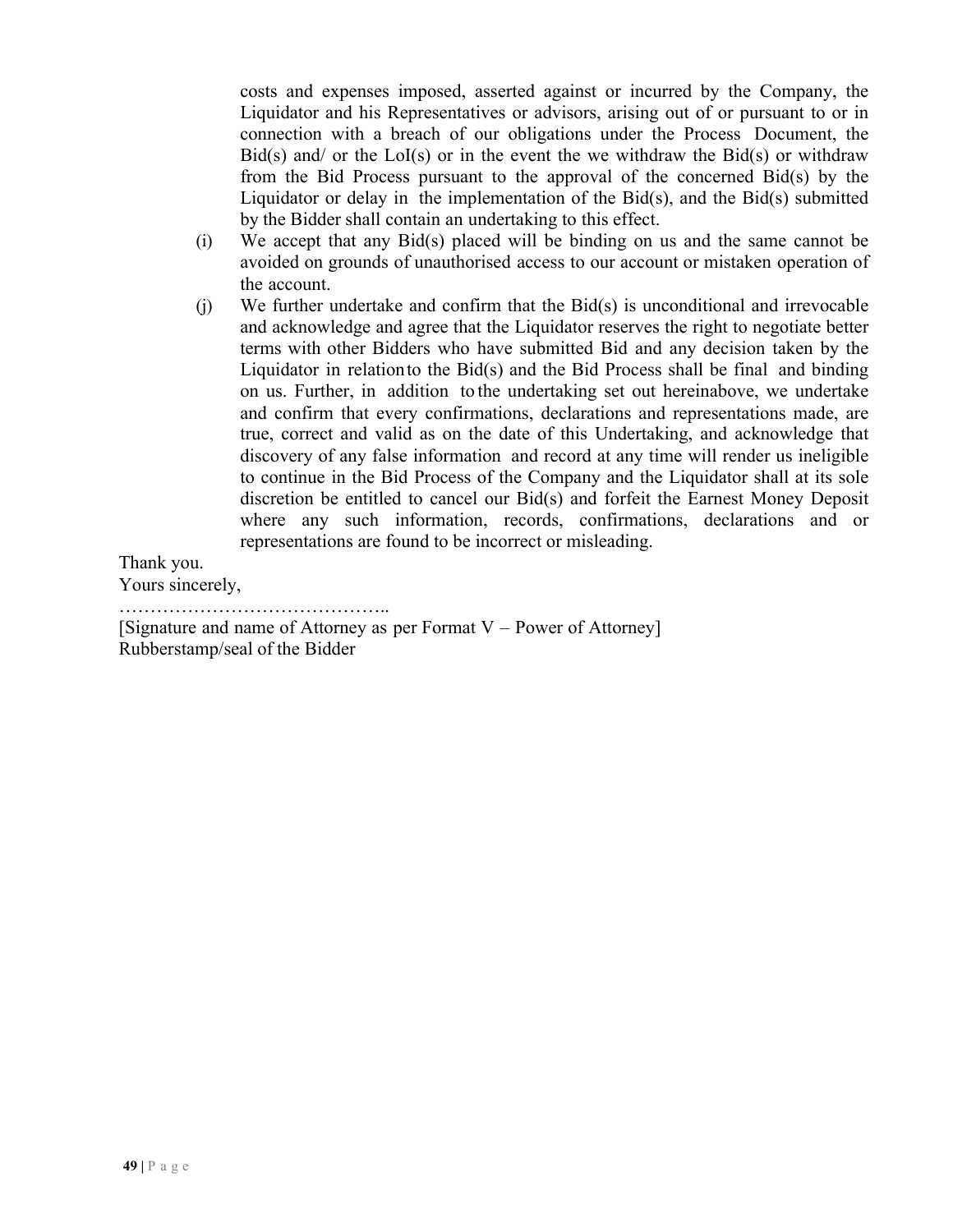costs and expenses imposed, asserted against or incurred by the Company, the Liquidator and his Representatives or advisors, arising out of or pursuant to or in connection with a breach of our obligations under the Process Document, the Bid(s) and/ or the LoI(s) or in the event the we withdraw the Bid(s) or withdraw from the Bid Process pursuant to the approval of the concerned Bid(s) by the Liquidator or delay in the implementation of the Bid(s), and the Bid(s) submitted by the Bidder shall contain an undertaking to this effect.

(i) We accept that any Bid(s) placed will be binding on us and the same cannot be avoided on grounds of unauthorised access to our account or mistaken operation of the account.

(j) We further undertake and confirm that the Bid(s) is unconditional and irrevocable and acknowledge and agree that the Liquidator reserves the right to negotiate better terms with other Bidders who have submitted Bid and any decision taken by the Liquidator in relation to the Bid(s) and the Bid Process shall be final and binding on us. Further, in addition to the undertaking set out hereinabove, we undertake and confirm that every confirmations, declarations and representations made, are true, correct and valid as on the date of this Undertaking, and acknowledge that discovery of any false information and record at any time will render us ineligible to continue in the Bid Process of the Company and the Liquidator shall at its sole discretion be entitled to cancel our Bid(s) and forfeit the Earnest Money Deposit where any such information, records, confirmations, declarations and or representations are found to be incorrect or misleading.

Thank you.

Yours sincerely,

……………………………………..

[Signature and name of Attorney as per Format V – Power of Attorney]

Rubberstamp/seal of the Bidder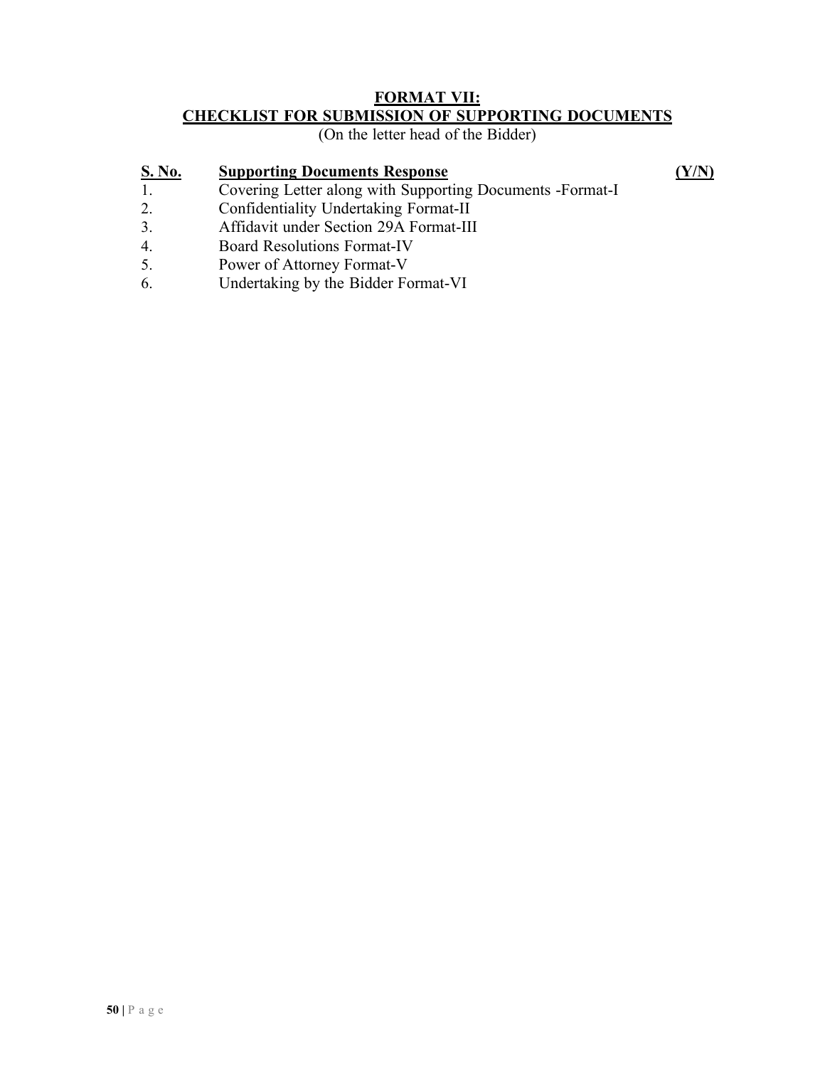# **FORMAT VII:**
# **CHECKLIST FOR SUBMISSION OF SUPPORTING DOCUMENTS**

(On the letter head of the Bidder)

| **S. No.** | **Supporting Documents Response** | **(Y/N)** |
| --- | --- | --- |
| 1. | Covering Letter along with Supporting Documents -Format-I | |
| 2. | Confidentiality Undertaking Format-II | |
| 3. | Affidavit under Section 29A Format-III | |
| 4. | Board Resolutions Format-IV | |
| 5. | Power of Attorney Format-V | |
| 6. | Undertaking by the Bidder Format-VI | |